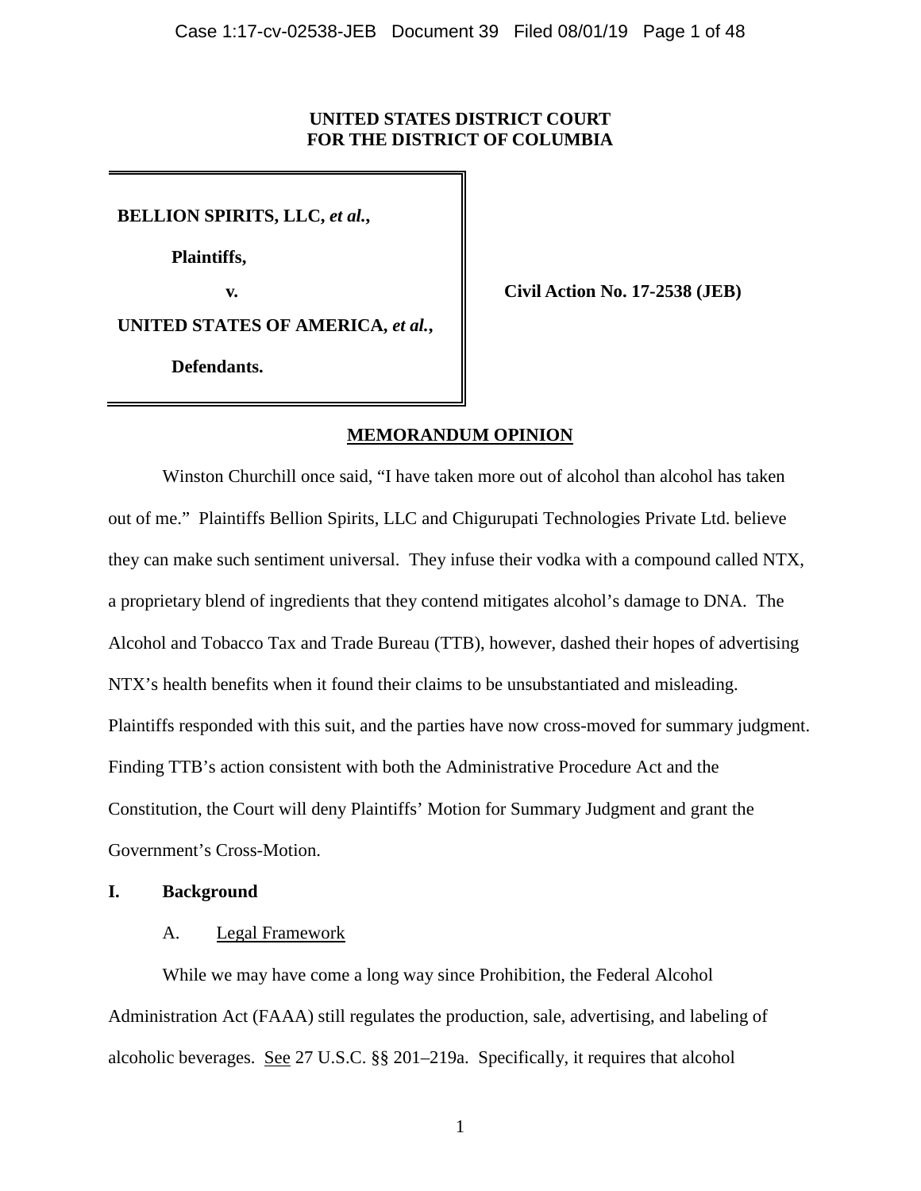**UNITED STATES DISTRICT COURT**
**FOR THE DISTRICT OF COLUMBIA**

| | |
|---|---|
| **BELLION SPIRITS, LLC, *et al.*,**<br><br>**Plaintiffs,**<br><br>**v.**<br><br>**UNITED STATES OF AMERICA, *et al.*,**<br><br>**Defendants.** | **Civil Action No. 17-2538 (JEB)** |

**MEMORANDUM OPINION**

Winston Churchill once said, "I have taken more out of alcohol than alcohol has taken out of me." Plaintiffs Bellion Spirits, LLC and Chigurupati Technologies Private Ltd. believe they can make such sentiment universal. They infuse their vodka with a compound called NTX, a proprietary blend of ingredients that they contend mitigates alcohol's damage to DNA. The Alcohol and Tobacco Tax and Trade Bureau (TTB), however, dashed their hopes of advertising NTX's health benefits when it found their claims to be unsubstantiated and misleading. Plaintiffs responded with this suit, and the parties have now cross-moved for summary judgment. Finding TTB's action consistent with both the Administrative Procedure Act and the Constitution, the Court will deny Plaintiffs' Motion for Summary Judgment and grant the Government's Cross-Motion.

## I. Background

### A. Legal Framework

While we may have come a long way since Prohibition, the Federal Alcohol Administration Act (FAAA) still regulates the production, sale, advertising, and labeling of alcoholic beverages. See 27 U.S.C. §§ 201–219a. Specifically, it requires that alcohol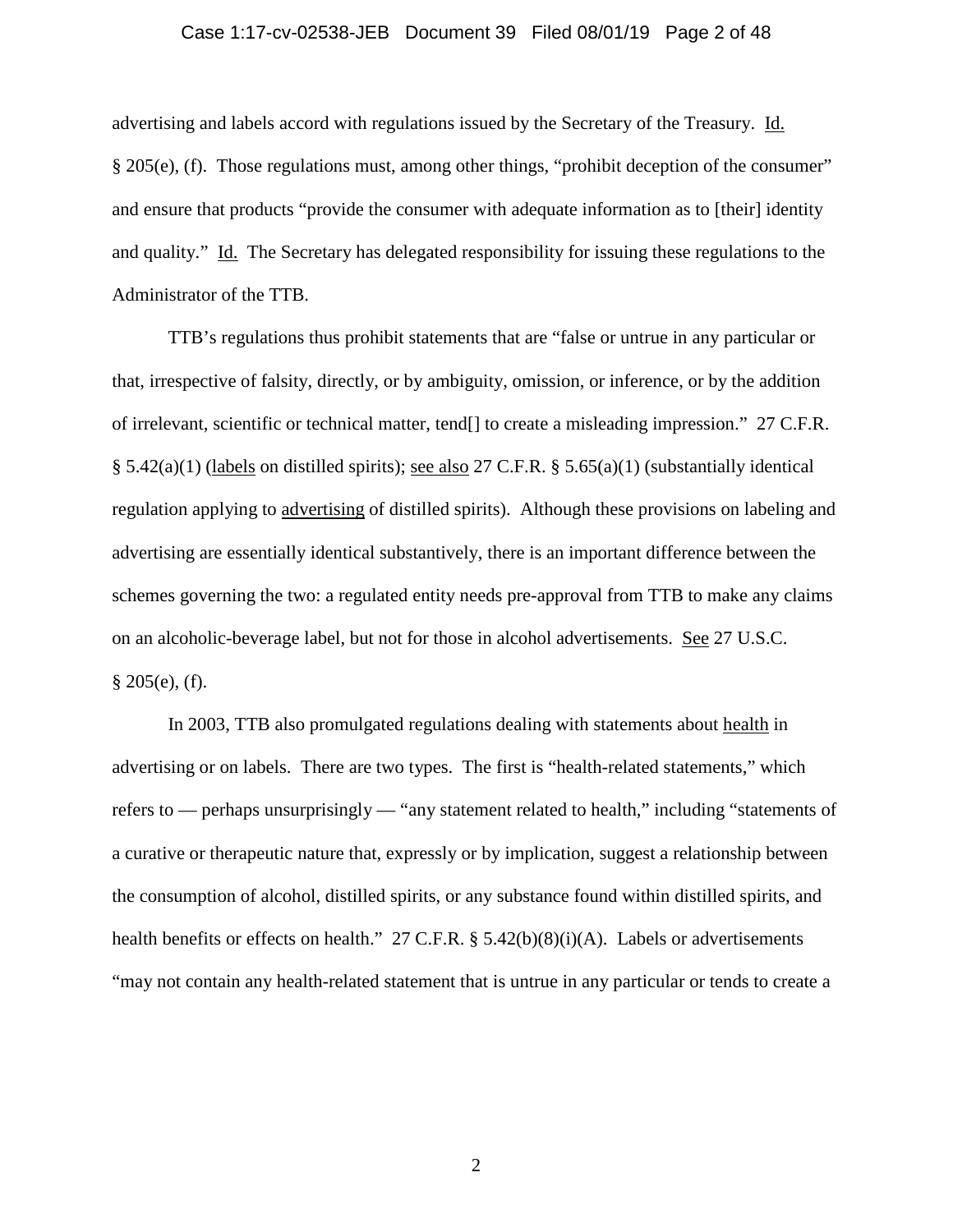advertising and labels accord with regulations issued by the Secretary of the Treasury. Id. § 205(e), (f). Those regulations must, among other things, "prohibit deception of the consumer" and ensure that products "provide the consumer with adequate information as to [their] identity and quality." Id. The Secretary has delegated responsibility for issuing these regulations to the Administrator of the TTB.

TTB's regulations thus prohibit statements that are "false or untrue in any particular or that, irrespective of falsity, directly, or by ambiguity, omission, or inference, or by the addition of irrelevant, scientific or technical matter, tend[] to create a misleading impression." 27 C.F.R. § 5.42(a)(1) (labels on distilled spirits); see also 27 C.F.R. § 5.65(a)(1) (substantially identical regulation applying to advertising of distilled spirits). Although these provisions on labeling and advertising are essentially identical substantively, there is an important difference between the schemes governing the two: a regulated entity needs pre-approval from TTB to make any claims on an alcoholic-beverage label, but not for those in alcohol advertisements. See 27 U.S.C. § 205(e), (f).

In 2003, TTB also promulgated regulations dealing with statements about health in advertising or on labels. There are two types. The first is "health-related statements," which refers to — perhaps unsurprisingly — "any statement related to health," including "statements of a curative or therapeutic nature that, expressly or by implication, suggest a relationship between the consumption of alcohol, distilled spirits, or any substance found within distilled spirits, and health benefits or effects on health." 27 C.F.R. § 5.42(b)(8)(i)(A). Labels or advertisements "may not contain any health-related statement that is untrue in any particular or tends to create a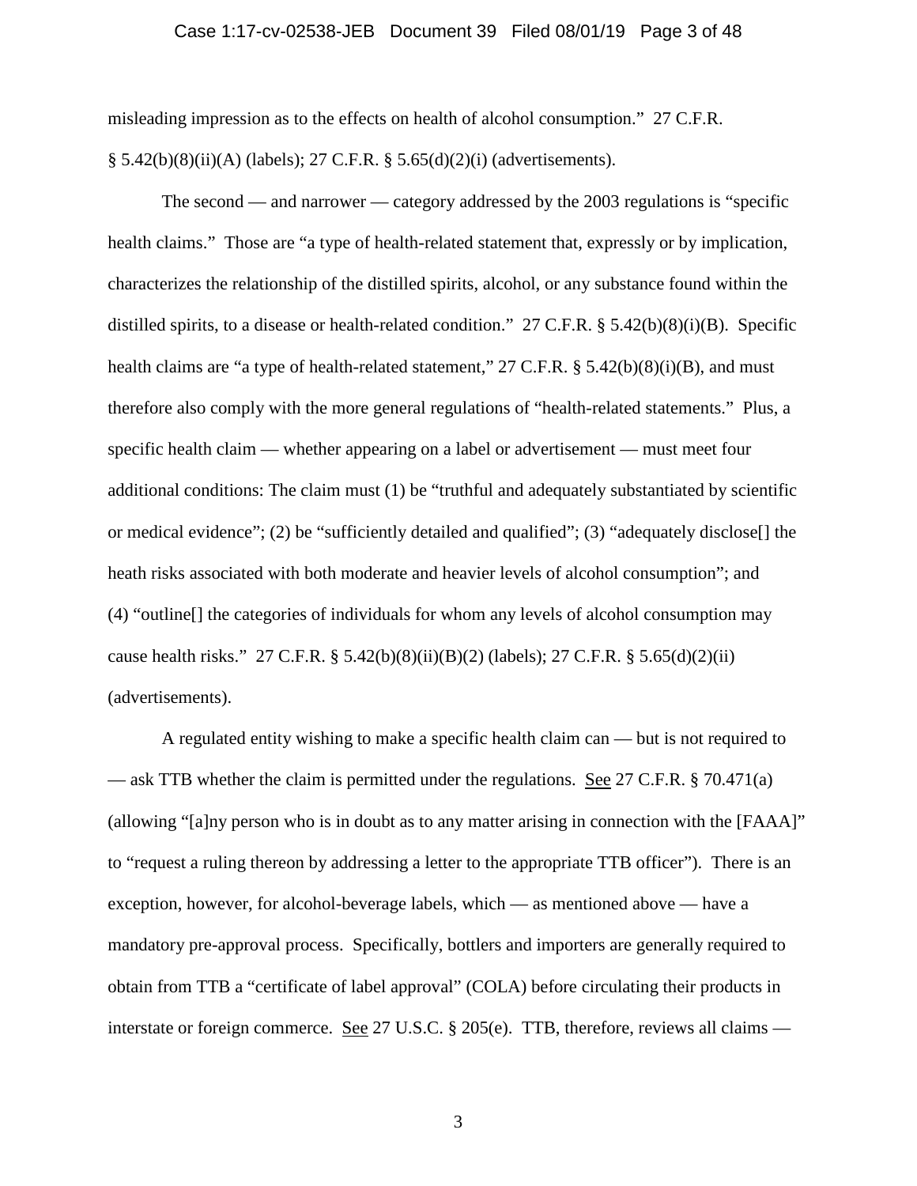misleading impression as to the effects on health of alcohol consumption." 27 C.F.R. § 5.42(b)(8)(ii)(A) (labels); 27 C.F.R. § 5.65(d)(2)(i) (advertisements).

The second — and narrower — category addressed by the 2003 regulations is "specific health claims." Those are "a type of health-related statement that, expressly or by implication, characterizes the relationship of the distilled spirits, alcohol, or any substance found within the distilled spirits, to a disease or health-related condition." 27 C.F.R. § 5.42(b)(8)(i)(B). Specific health claims are "a type of health-related statement," 27 C.F.R. § 5.42(b)(8)(i)(B), and must therefore also comply with the more general regulations of "health-related statements." Plus, a specific health claim — whether appearing on a label or advertisement — must meet four additional conditions: The claim must (1) be "truthful and adequately substantiated by scientific or medical evidence"; (2) be "sufficiently detailed and qualified"; (3) "adequately disclose[] the heath risks associated with both moderate and heavier levels of alcohol consumption"; and (4) "outline[] the categories of individuals for whom any levels of alcohol consumption may cause health risks." 27 C.F.R. § 5.42(b)(8)(ii)(B)(2) (labels); 27 C.F.R. § 5.65(d)(2)(ii) (advertisements).

A regulated entity wishing to make a specific health claim can — but is not required to — ask TTB whether the claim is permitted under the regulations. See 27 C.F.R. § 70.471(a) (allowing "[a]ny person who is in doubt as to any matter arising in connection with the [FAAA]" to "request a ruling thereon by addressing a letter to the appropriate TTB officer"). There is an exception, however, for alcohol-beverage labels, which — as mentioned above — have a mandatory pre-approval process. Specifically, bottlers and importers are generally required to obtain from TTB a "certificate of label approval" (COLA) before circulating their products in interstate or foreign commerce. See 27 U.S.C. § 205(e). TTB, therefore, reviews all claims —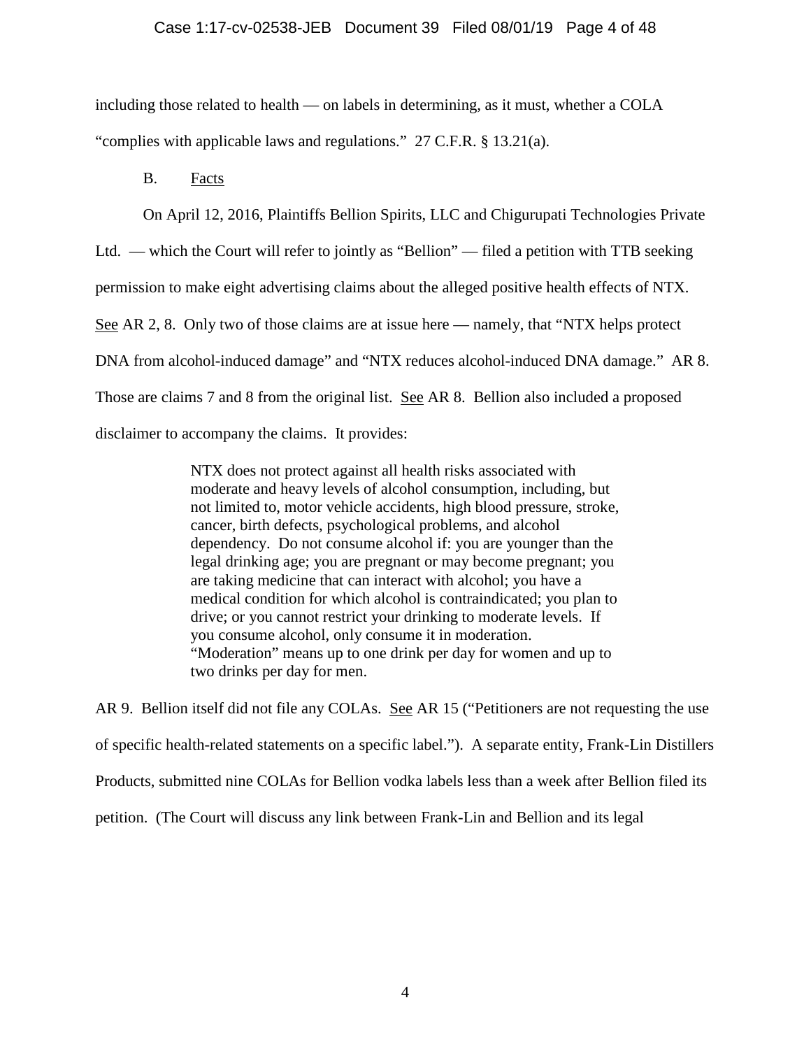including those related to health — on labels in determining, as it must, whether a COLA "complies with applicable laws and regulations." 27 C.F.R. § 13.21(a).

B. Facts

On April 12, 2016, Plaintiffs Bellion Spirits, LLC and Chigurupati Technologies Private Ltd. — which the Court will refer to jointly as "Bellion" — filed a petition with TTB seeking permission to make eight advertising claims about the alleged positive health effects of NTX. See AR 2, 8. Only two of those claims are at issue here — namely, that "NTX helps protect DNA from alcohol-induced damage" and "NTX reduces alcohol-induced DNA damage." AR 8. Those are claims 7 and 8 from the original list. See AR 8. Bellion also included a proposed disclaimer to accompany the claims. It provides:

> NTX does not protect against all health risks associated with moderate and heavy levels of alcohol consumption, including, but not limited to, motor vehicle accidents, high blood pressure, stroke, cancer, birth defects, psychological problems, and alcohol dependency. Do not consume alcohol if: you are younger than the legal drinking age; you are pregnant or may become pregnant; you are taking medicine that can interact with alcohol; you have a medical condition for which alcohol is contraindicated; you plan to drive; or you cannot restrict your drinking to moderate levels. If you consume alcohol, only consume it in moderation. "Moderation" means up to one drink per day for women and up to two drinks per day for men.

AR 9. Bellion itself did not file any COLAs. See AR 15 ("Petitioners are not requesting the use of specific health-related statements on a specific label."). A separate entity, Frank-Lin Distillers Products, submitted nine COLAs for Bellion vodka labels less than a week after Bellion filed its petition. (The Court will discuss any link between Frank-Lin and Bellion and its legal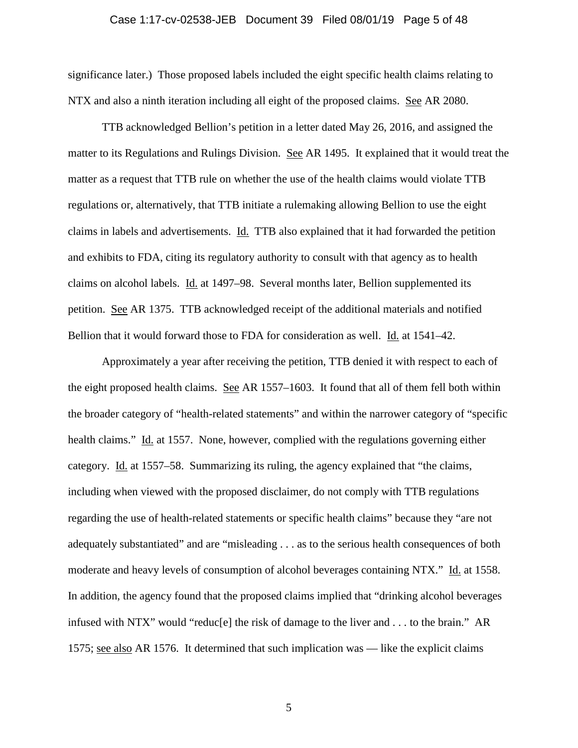significance later.) Those proposed labels included the eight specific health claims relating to NTX and also a ninth iteration including all eight of the proposed claims. See AR 2080.

TTB acknowledged Bellion's petition in a letter dated May 26, 2016, and assigned the matter to its Regulations and Rulings Division. See AR 1495. It explained that it would treat the matter as a request that TTB rule on whether the use of the health claims would violate TTB regulations or, alternatively, that TTB initiate a rulemaking allowing Bellion to use the eight claims in labels and advertisements. Id. TTB also explained that it had forwarded the petition and exhibits to FDA, citing its regulatory authority to consult with that agency as to health claims on alcohol labels. Id. at 1497–98. Several months later, Bellion supplemented its petition. See AR 1375. TTB acknowledged receipt of the additional materials and notified Bellion that it would forward those to FDA for consideration as well. Id. at 1541–42.

Approximately a year after receiving the petition, TTB denied it with respect to each of the eight proposed health claims. See AR 1557–1603. It found that all of them fell both within the broader category of "health-related statements" and within the narrower category of "specific health claims." Id. at 1557. None, however, complied with the regulations governing either category. Id. at 1557–58. Summarizing its ruling, the agency explained that "the claims, including when viewed with the proposed disclaimer, do not comply with TTB regulations regarding the use of health-related statements or specific health claims" because they "are not adequately substantiated" and are "misleading . . . as to the serious health consequences of both moderate and heavy levels of consumption of alcohol beverages containing NTX." Id. at 1558. In addition, the agency found that the proposed claims implied that "drinking alcohol beverages infused with NTX" would "reduc[e] the risk of damage to the liver and . . . to the brain." AR 1575; see also AR 1576. It determined that such implication was — like the explicit claims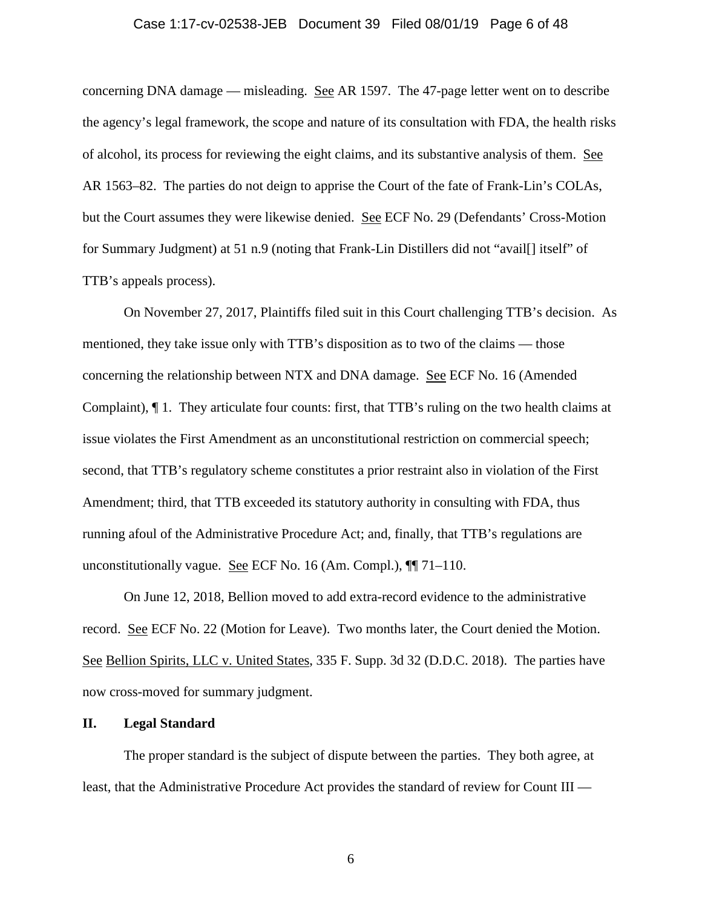concerning DNA damage — misleading. See AR 1597. The 47-page letter went on to describe the agency's legal framework, the scope and nature of its consultation with FDA, the health risks of alcohol, its process for reviewing the eight claims, and its substantive analysis of them. See AR 1563–82. The parties do not deign to apprise the Court of the fate of Frank-Lin's COLAs, but the Court assumes they were likewise denied. See ECF No. 29 (Defendants' Cross-Motion for Summary Judgment) at 51 n.9 (noting that Frank-Lin Distillers did not "avail[] itself" of TTB's appeals process).

On November 27, 2017, Plaintiffs filed suit in this Court challenging TTB's decision. As mentioned, they take issue only with TTB's disposition as to two of the claims — those concerning the relationship between NTX and DNA damage. See ECF No. 16 (Amended Complaint), ¶ 1. They articulate four counts: first, that TTB's ruling on the two health claims at issue violates the First Amendment as an unconstitutional restriction on commercial speech; second, that TTB's regulatory scheme constitutes a prior restraint also in violation of the First Amendment; third, that TTB exceeded its statutory authority in consulting with FDA, thus running afoul of the Administrative Procedure Act; and, finally, that TTB's regulations are unconstitutionally vague. See ECF No. 16 (Am. Compl.), ¶¶ 71–110.

On June 12, 2018, Bellion moved to add extra-record evidence to the administrative record. See ECF No. 22 (Motion for Leave). Two months later, the Court denied the Motion. See Bellion Spirits, LLC v. United States, 335 F. Supp. 3d 32 (D.D.C. 2018). The parties have now cross-moved for summary judgment.

## II. Legal Standard

The proper standard is the subject of dispute between the parties. They both agree, at least, that the Administrative Procedure Act provides the standard of review for Count III —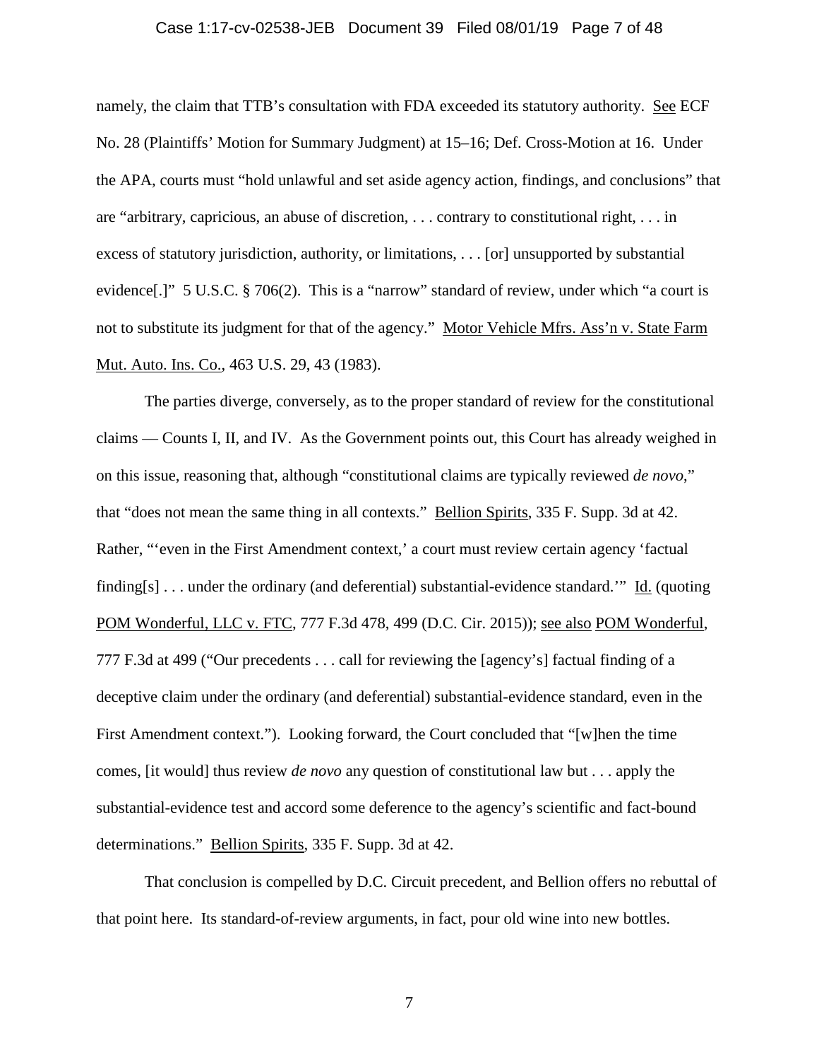namely, the claim that TTB's consultation with FDA exceeded its statutory authority. See ECF No. 28 (Plaintiffs' Motion for Summary Judgment) at 15–16; Def. Cross-Motion at 16. Under the APA, courts must "hold unlawful and set aside agency action, findings, and conclusions" that are "arbitrary, capricious, an abuse of discretion, . . . contrary to constitutional right, . . . in excess of statutory jurisdiction, authority, or limitations, . . . [or] unsupported by substantial evidence[.]" 5 U.S.C. § 706(2). This is a "narrow" standard of review, under which "a court is not to substitute its judgment for that of the agency." Motor Vehicle Mfrs. Ass'n v. State Farm Mut. Auto. Ins. Co., 463 U.S. 29, 43 (1983).

The parties diverge, conversely, as to the proper standard of review for the constitutional claims — Counts I, II, and IV. As the Government points out, this Court has already weighed in on this issue, reasoning that, although "constitutional claims are typically reviewed *de novo*," that "does not mean the same thing in all contexts." Bellion Spirits, 335 F. Supp. 3d at 42. Rather, "'even in the First Amendment context,' a court must review certain agency 'factual finding[s] . . . under the ordinary (and deferential) substantial-evidence standard.'" Id. (quoting POM Wonderful, LLC v. FTC, 777 F.3d 478, 499 (D.C. Cir. 2015)); see also POM Wonderful, 777 F.3d at 499 ("Our precedents . . . call for reviewing the [agency's] factual finding of a deceptive claim under the ordinary (and deferential) substantial-evidence standard, even in the First Amendment context."). Looking forward, the Court concluded that "[w]hen the time comes, [it would] thus review *de novo* any question of constitutional law but . . . apply the substantial-evidence test and accord some deference to the agency's scientific and fact-bound determinations." Bellion Spirits, 335 F. Supp. 3d at 42.

That conclusion is compelled by D.C. Circuit precedent, and Bellion offers no rebuttal of that point here. Its standard-of-review arguments, in fact, pour old wine into new bottles.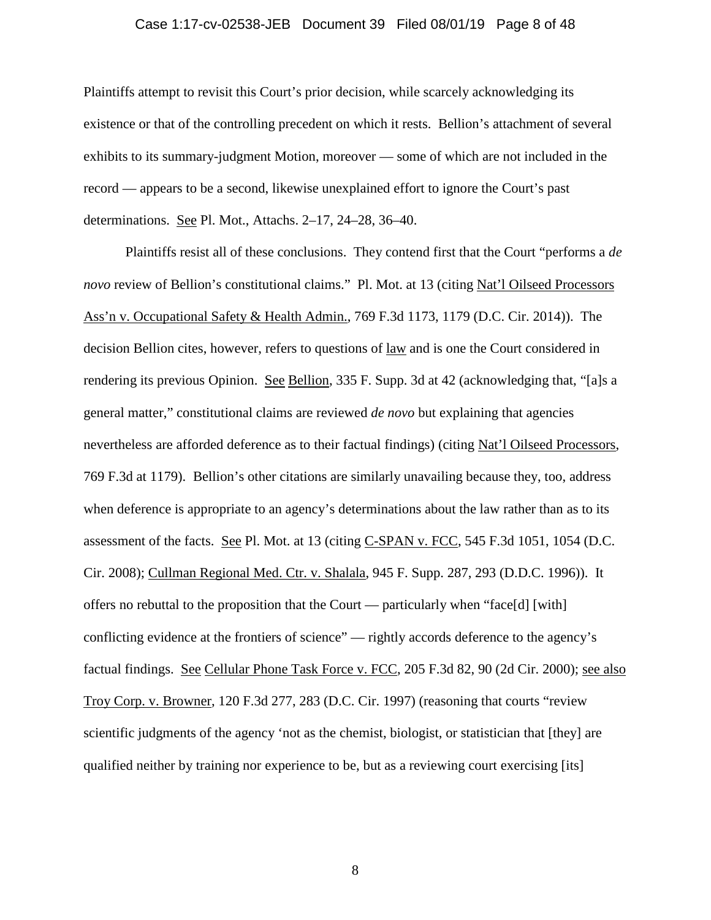Plaintiffs attempt to revisit this Court's prior decision, while scarcely acknowledging its existence or that of the controlling precedent on which it rests. Bellion's attachment of several exhibits to its summary-judgment Motion, moreover — some of which are not included in the record — appears to be a second, likewise unexplained effort to ignore the Court's past determinations. See Pl. Mot., Attachs. 2–17, 24–28, 36–40.

Plaintiffs resist all of these conclusions. They contend first that the Court "performs a *de novo* review of Bellion's constitutional claims." Pl. Mot. at 13 (citing Nat'l Oilseed Processors Ass'n v. Occupational Safety & Health Admin., 769 F.3d 1173, 1179 (D.C. Cir. 2014)). The decision Bellion cites, however, refers to questions of law and is one the Court considered in rendering its previous Opinion. See Bellion, 335 F. Supp. 3d at 42 (acknowledging that, "[a]s a general matter," constitutional claims are reviewed *de novo* but explaining that agencies nevertheless are afforded deference as to their factual findings) (citing Nat'l Oilseed Processors, 769 F.3d at 1179). Bellion's other citations are similarly unavailing because they, too, address when deference is appropriate to an agency's determinations about the law rather than as to its assessment of the facts. See Pl. Mot. at 13 (citing C-SPAN v. FCC, 545 F.3d 1051, 1054 (D.C. Cir. 2008); Cullman Regional Med. Ctr. v. Shalala, 945 F. Supp. 287, 293 (D.D.C. 1996)). It offers no rebuttal to the proposition that the Court — particularly when "face[d] [with] conflicting evidence at the frontiers of science" — rightly accords deference to the agency's factual findings. See Cellular Phone Task Force v. FCC, 205 F.3d 82, 90 (2d Cir. 2000); see also Troy Corp. v. Browner, 120 F.3d 277, 283 (D.C. Cir. 1997) (reasoning that courts "review scientific judgments of the agency 'not as the chemist, biologist, or statistician that [they] are qualified neither by training nor experience to be, but as a reviewing court exercising [its]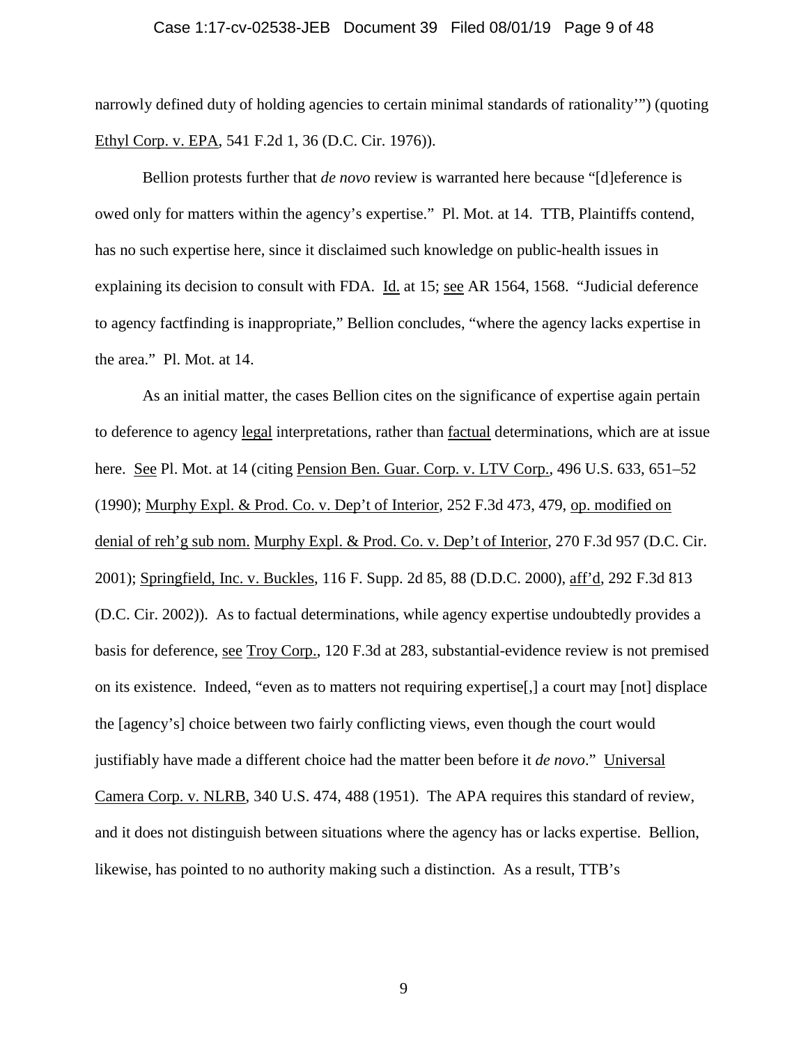narrowly defined duty of holding agencies to certain minimal standards of rationality'") (quoting Ethyl Corp. v. EPA, 541 F.2d 1, 36 (D.C. Cir. 1976)).

Bellion protests further that *de novo* review is warranted here because "[d]eference is owed only for matters within the agency's expertise." Pl. Mot. at 14. TTB, Plaintiffs contend, has no such expertise here, since it disclaimed such knowledge on public-health issues in explaining its decision to consult with FDA. Id. at 15; see AR 1564, 1568. "Judicial deference to agency factfinding is inappropriate," Bellion concludes, "where the agency lacks expertise in the area." Pl. Mot. at 14.

As an initial matter, the cases Bellion cites on the significance of expertise again pertain to deference to agency legal interpretations, rather than factual determinations, which are at issue here. See Pl. Mot. at 14 (citing Pension Ben. Guar. Corp. v. LTV Corp., 496 U.S. 633, 651–52 (1990); Murphy Expl. & Prod. Co. v. Dep't of Interior, 252 F.3d 473, 479, op. modified on denial of reh'g sub nom. Murphy Expl. & Prod. Co. v. Dep't of Interior, 270 F.3d 957 (D.C. Cir. 2001); Springfield, Inc. v. Buckles, 116 F. Supp. 2d 85, 88 (D.D.C. 2000), aff'd, 292 F.3d 813 (D.C. Cir. 2002)). As to factual determinations, while agency expertise undoubtedly provides a basis for deference, see Troy Corp., 120 F.3d at 283, substantial-evidence review is not premised on its existence. Indeed, "even as to matters not requiring expertise[,] a court may [not] displace the [agency's] choice between two fairly conflicting views, even though the court would justifiably have made a different choice had the matter been before it *de novo*." Universal Camera Corp. v. NLRB, 340 U.S. 474, 488 (1951). The APA requires this standard of review, and it does not distinguish between situations where the agency has or lacks expertise. Bellion, likewise, has pointed to no authority making such a distinction. As a result, TTB's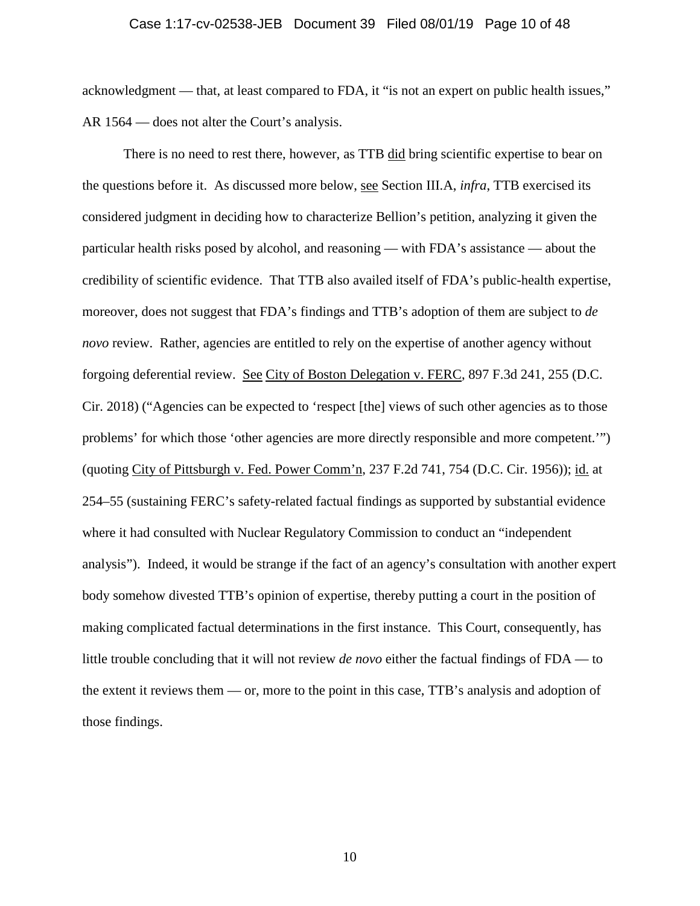acknowledgment — that, at least compared to FDA, it "is not an expert on public health issues," AR 1564 — does not alter the Court's analysis.

There is no need to rest there, however, as TTB did bring scientific expertise to bear on the questions before it. As discussed more below, see Section III.A, *infra*, TTB exercised its considered judgment in deciding how to characterize Bellion's petition, analyzing it given the particular health risks posed by alcohol, and reasoning — with FDA's assistance — about the credibility of scientific evidence. That TTB also availed itself of FDA's public-health expertise, moreover, does not suggest that FDA's findings and TTB's adoption of them are subject to *de novo* review. Rather, agencies are entitled to rely on the expertise of another agency without forgoing deferential review. See City of Boston Delegation v. FERC, 897 F.3d 241, 255 (D.C. Cir. 2018) ("Agencies can be expected to 'respect [the] views of such other agencies as to those problems' for which those 'other agencies are more directly responsible and more competent.'") (quoting City of Pittsburgh v. Fed. Power Comm'n, 237 F.2d 741, 754 (D.C. Cir. 1956)); id. at 254–55 (sustaining FERC's safety-related factual findings as supported by substantial evidence where it had consulted with Nuclear Regulatory Commission to conduct an "independent analysis"). Indeed, it would be strange if the fact of an agency's consultation with another expert body somehow divested TTB's opinion of expertise, thereby putting a court in the position of making complicated factual determinations in the first instance. This Court, consequently, has little trouble concluding that it will not review *de novo* either the factual findings of FDA — to the extent it reviews them — or, more to the point in this case, TTB's analysis and adoption of those findings.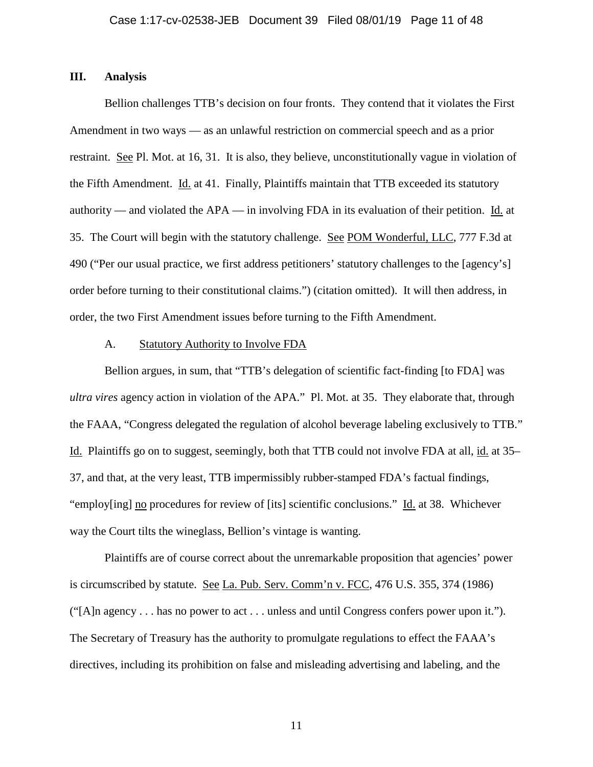## III. Analysis

Bellion challenges TTB's decision on four fronts. They contend that it violates the First Amendment in two ways — as an unlawful restriction on commercial speech and as a prior restraint. See Pl. Mot. at 16, 31. It is also, they believe, unconstitutionally vague in violation of the Fifth Amendment. Id. at 41. Finally, Plaintiffs maintain that TTB exceeded its statutory authority — and violated the APA — in involving FDA in its evaluation of their petition. Id. at 35. The Court will begin with the statutory challenge. See POM Wonderful, LLC, 777 F.3d at 490 ("Per our usual practice, we first address petitioners' statutory challenges to the [agency's] order before turning to their constitutional claims.") (citation omitted). It will then address, in order, the two First Amendment issues before turning to the Fifth Amendment.

### A. Statutory Authority to Involve FDA

Bellion argues, in sum, that "TTB's delegation of scientific fact-finding [to FDA] was *ultra vires* agency action in violation of the APA." Pl. Mot. at 35. They elaborate that, through the FAAA, "Congress delegated the regulation of alcohol beverage labeling exclusively to TTB." Id. Plaintiffs go on to suggest, seemingly, both that TTB could not involve FDA at all, id. at 35–37, and that, at the very least, TTB impermissibly rubber-stamped FDA's factual findings, "employ[ing] no procedures for review of [its] scientific conclusions." Id. at 38. Whichever way the Court tilts the wineglass, Bellion's vintage is wanting.

Plaintiffs are of course correct about the unremarkable proposition that agencies' power is circumscribed by statute. See La. Pub. Serv. Comm'n v. FCC, 476 U.S. 355, 374 (1986) ("[A]n agency . . . has no power to act . . . unless and until Congress confers power upon it."). The Secretary of Treasury has the authority to promulgate regulations to effect the FAAA's directives, including its prohibition on false and misleading advertising and labeling, and the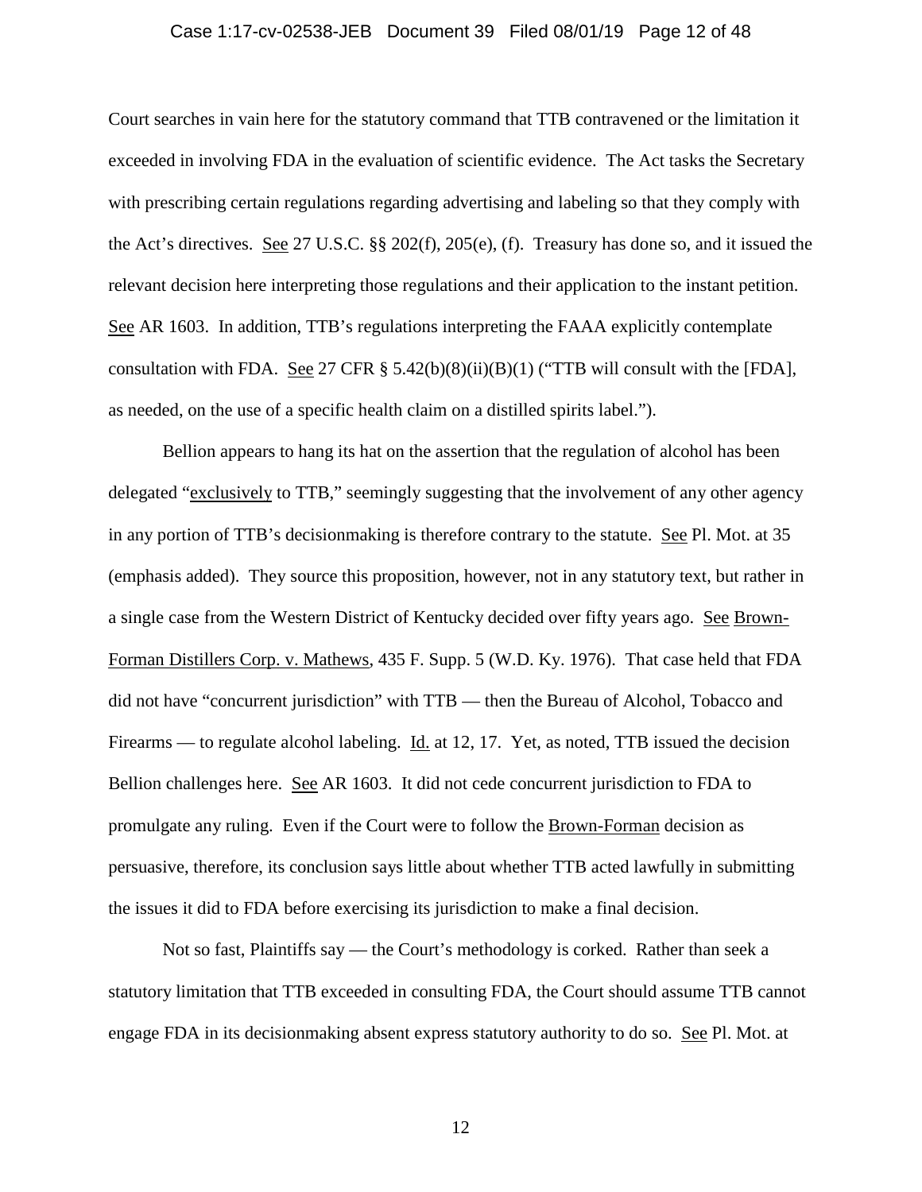Court searches in vain here for the statutory command that TTB contravened or the limitation it exceeded in involving FDA in the evaluation of scientific evidence. The Act tasks the Secretary with prescribing certain regulations regarding advertising and labeling so that they comply with the Act's directives. See 27 U.S.C. §§ 202(f), 205(e), (f). Treasury has done so, and it issued the relevant decision here interpreting those regulations and their application to the instant petition. See AR 1603. In addition, TTB's regulations interpreting the FAAA explicitly contemplate consultation with FDA. See 27 CFR § 5.42(b)(8)(ii)(B)(1) ("TTB will consult with the [FDA], as needed, on the use of a specific health claim on a distilled spirits label.").

Bellion appears to hang its hat on the assertion that the regulation of alcohol has been delegated "exclusively to TTB," seemingly suggesting that the involvement of any other agency in any portion of TTB's decisionmaking is therefore contrary to the statute. See Pl. Mot. at 35 (emphasis added). They source this proposition, however, not in any statutory text, but rather in a single case from the Western District of Kentucky decided over fifty years ago. See Brown-Forman Distillers Corp. v. Mathews, 435 F. Supp. 5 (W.D. Ky. 1976). That case held that FDA did not have "concurrent jurisdiction" with TTB — then the Bureau of Alcohol, Tobacco and Firearms — to regulate alcohol labeling. Id. at 12, 17. Yet, as noted, TTB issued the decision Bellion challenges here. See AR 1603. It did not cede concurrent jurisdiction to FDA to promulgate any ruling. Even if the Court were to follow the Brown-Forman decision as persuasive, therefore, its conclusion says little about whether TTB acted lawfully in submitting the issues it did to FDA before exercising its jurisdiction to make a final decision.

Not so fast, Plaintiffs say — the Court's methodology is corked. Rather than seek a statutory limitation that TTB exceeded in consulting FDA, the Court should assume TTB cannot engage FDA in its decisionmaking absent express statutory authority to do so. See Pl. Mot. at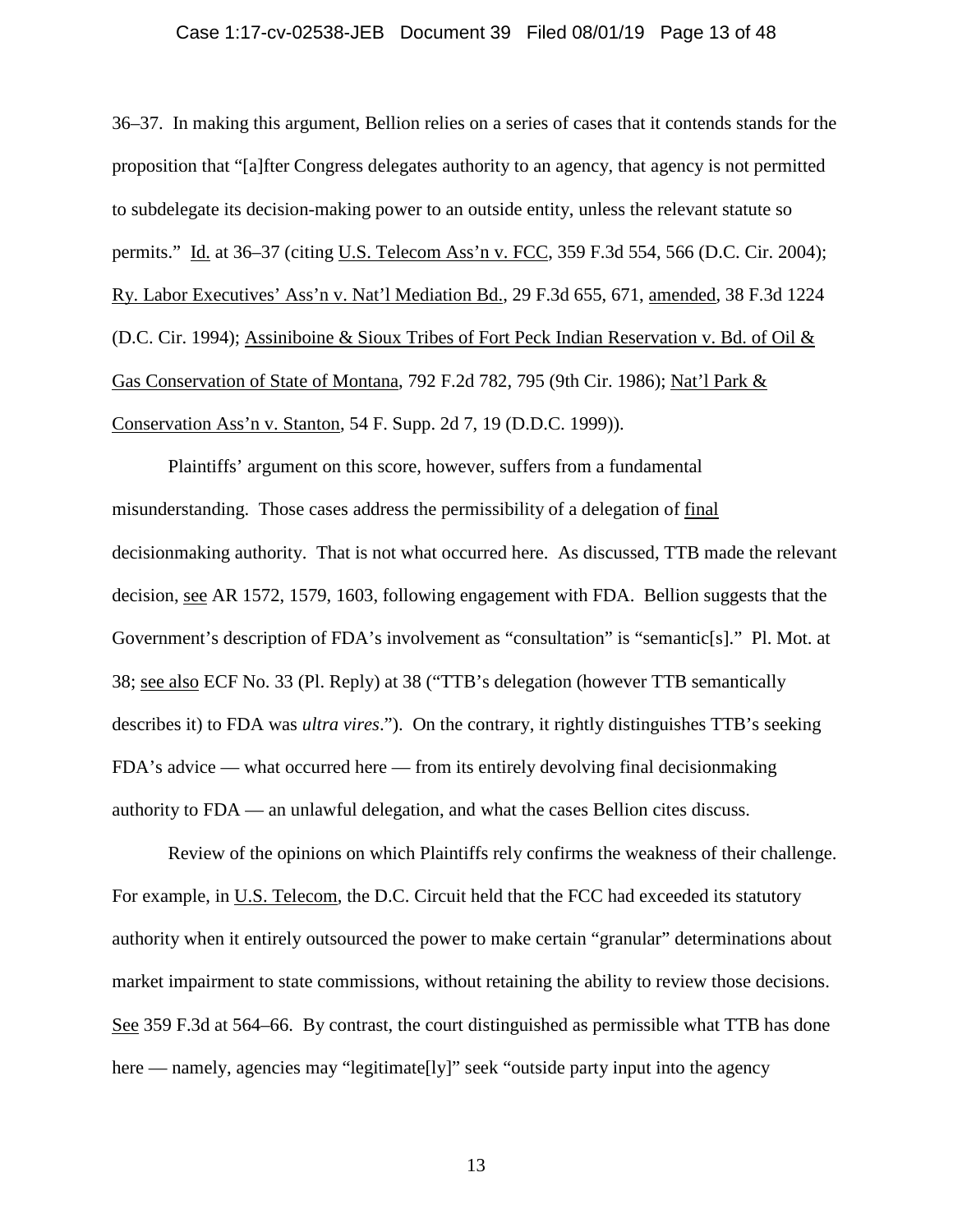36–37. In making this argument, Bellion relies on a series of cases that it contends stands for the proposition that "[a]fter Congress delegates authority to an agency, that agency is not permitted to subdelegate its decision-making power to an outside entity, unless the relevant statute so permits." Id. at 36–37 (citing U.S. Telecom Ass'n v. FCC, 359 F.3d 554, 566 (D.C. Cir. 2004); Ry. Labor Executives' Ass'n v. Nat'l Mediation Bd., 29 F.3d 655, 671, amended, 38 F.3d 1224 (D.C. Cir. 1994); Assiniboine & Sioux Tribes of Fort Peck Indian Reservation v. Bd. of Oil & Gas Conservation of State of Montana, 792 F.2d 782, 795 (9th Cir. 1986); Nat'l Park & Conservation Ass'n v. Stanton, 54 F. Supp. 2d 7, 19 (D.D.C. 1999)).

Plaintiffs' argument on this score, however, suffers from a fundamental misunderstanding. Those cases address the permissibility of a delegation of final decisionmaking authority. That is not what occurred here. As discussed, TTB made the relevant decision, see AR 1572, 1579, 1603, following engagement with FDA. Bellion suggests that the Government's description of FDA's involvement as "consultation" is "semantic[s]." Pl. Mot. at 38; see also ECF No. 33 (Pl. Reply) at 38 ("TTB's delegation (however TTB semantically describes it) to FDA was *ultra vires*."). On the contrary, it rightly distinguishes TTB's seeking FDA's advice — what occurred here — from its entirely devolving final decisionmaking authority to FDA — an unlawful delegation, and what the cases Bellion cites discuss.

Review of the opinions on which Plaintiffs rely confirms the weakness of their challenge. For example, in U.S. Telecom, the D.C. Circuit held that the FCC had exceeded its statutory authority when it entirely outsourced the power to make certain "granular" determinations about market impairment to state commissions, without retaining the ability to review those decisions. See 359 F.3d at 564–66. By contrast, the court distinguished as permissible what TTB has done here — namely, agencies may "legitimate[ly]" seek "outside party input into the agency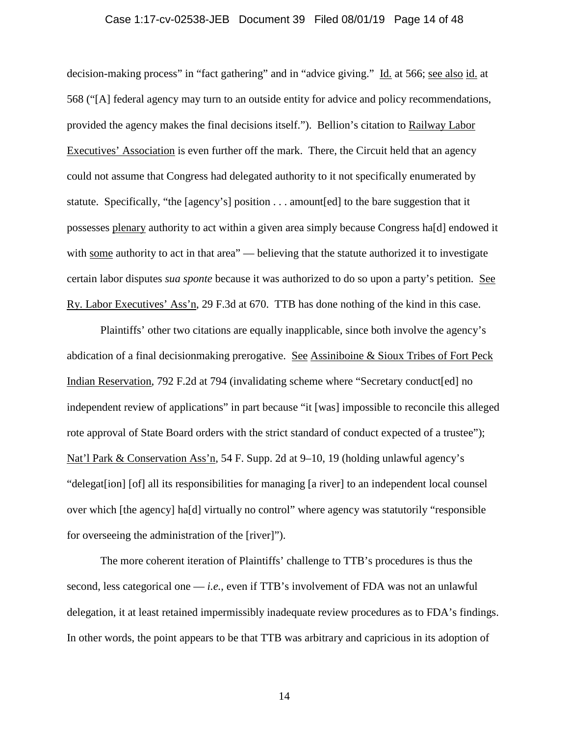decision-making process" in "fact gathering" and in "advice giving." Id. at 566; see also id. at 568 ("[A] federal agency may turn to an outside entity for advice and policy recommendations, provided the agency makes the final decisions itself."). Bellion's citation to Railway Labor Executives' Association is even further off the mark. There, the Circuit held that an agency could not assume that Congress had delegated authority to it not specifically enumerated by statute. Specifically, "the [agency's] position . . . amount[ed] to the bare suggestion that it possesses plenary authority to act within a given area simply because Congress ha[d] endowed it with some authority to act in that area" — believing that the statute authorized it to investigate certain labor disputes *sua sponte* because it was authorized to do so upon a party's petition. See Ry. Labor Executives' Ass'n, 29 F.3d at 670. TTB has done nothing of the kind in this case.

Plaintiffs' other two citations are equally inapplicable, since both involve the agency's abdication of a final decisionmaking prerogative. See Assiniboine & Sioux Tribes of Fort Peck Indian Reservation, 792 F.2d at 794 (invalidating scheme where "Secretary conduct[ed] no independent review of applications" in part because "it [was] impossible to reconcile this alleged rote approval of State Board orders with the strict standard of conduct expected of a trustee"); Nat'l Park & Conservation Ass'n, 54 F. Supp. 2d at 9–10, 19 (holding unlawful agency's "delegat[ion] [of] all its responsibilities for managing [a river] to an independent local counsel over which [the agency] ha[d] virtually no control" where agency was statutorily "responsible for overseeing the administration of the [river]").

The more coherent iteration of Plaintiffs' challenge to TTB's procedures is thus the second, less categorical one — *i.e.*, even if TTB's involvement of FDA was not an unlawful delegation, it at least retained impermissibly inadequate review procedures as to FDA's findings. In other words, the point appears to be that TTB was arbitrary and capricious in its adoption of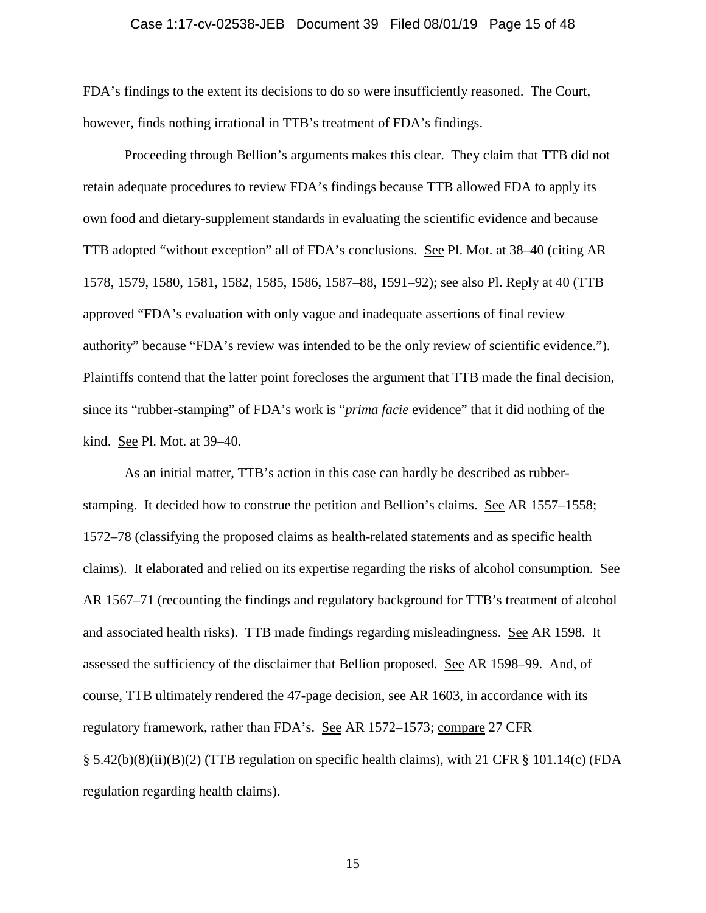FDA's findings to the extent its decisions to do so were insufficiently reasoned. The Court, however, finds nothing irrational in TTB's treatment of FDA's findings.

Proceeding through Bellion's arguments makes this clear. They claim that TTB did not retain adequate procedures to review FDA's findings because TTB allowed FDA to apply its own food and dietary-supplement standards in evaluating the scientific evidence and because TTB adopted "without exception" all of FDA's conclusions. See Pl. Mot. at 38–40 (citing AR 1578, 1579, 1580, 1581, 1582, 1585, 1586, 1587–88, 1591–92); see also Pl. Reply at 40 (TTB approved "FDA's evaluation with only vague and inadequate assertions of final review authority" because "FDA's review was intended to be the only review of scientific evidence."). Plaintiffs contend that the latter point forecloses the argument that TTB made the final decision, since its "rubber-stamping" of FDA's work is "*prima facie* evidence" that it did nothing of the kind. See Pl. Mot. at 39–40.

As an initial matter, TTB's action in this case can hardly be described as rubber-stamping. It decided how to construe the petition and Bellion's claims. See AR 1557–1558; 1572–78 (classifying the proposed claims as health-related statements and as specific health claims). It elaborated and relied on its expertise regarding the risks of alcohol consumption. See AR 1567–71 (recounting the findings and regulatory background for TTB's treatment of alcohol and associated health risks). TTB made findings regarding misleadingness. See AR 1598. It assessed the sufficiency of the disclaimer that Bellion proposed. See AR 1598–99. And, of course, TTB ultimately rendered the 47-page decision, see AR 1603, in accordance with its regulatory framework, rather than FDA's. See AR 1572–1573; compare 27 CFR § 5.42(b)(8)(ii)(B)(2) (TTB regulation on specific health claims), with 21 CFR § 101.14(c) (FDA regulation regarding health claims).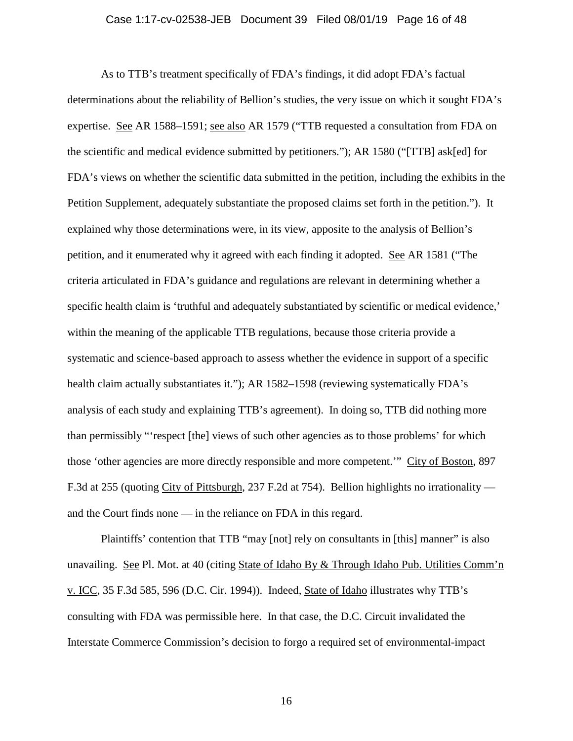As to TTB's treatment specifically of FDA's findings, it did adopt FDA's factual determinations about the reliability of Bellion's studies, the very issue on which it sought FDA's expertise. See AR 1588–1591; see also AR 1579 ("TTB requested a consultation from FDA on the scientific and medical evidence submitted by petitioners."); AR 1580 ("[TTB] ask[ed] for FDA's views on whether the scientific data submitted in the petition, including the exhibits in the Petition Supplement, adequately substantiate the proposed claims set forth in the petition."). It explained why those determinations were, in its view, apposite to the analysis of Bellion's petition, and it enumerated why it agreed with each finding it adopted. See AR 1581 ("The criteria articulated in FDA's guidance and regulations are relevant in determining whether a specific health claim is 'truthful and adequately substantiated by scientific or medical evidence,' within the meaning of the applicable TTB regulations, because those criteria provide a systematic and science-based approach to assess whether the evidence in support of a specific health claim actually substantiates it."); AR 1582–1598 (reviewing systematically FDA's analysis of each study and explaining TTB's agreement). In doing so, TTB did nothing more than permissibly "'respect [the] views of such other agencies as to those problems' for which those 'other agencies are more directly responsible and more competent.'" City of Boston, 897 F.3d at 255 (quoting City of Pittsburgh, 237 F.2d at 754). Bellion highlights no irrationality — and the Court finds none — in the reliance on FDA in this regard.

Plaintiffs' contention that TTB "may [not] rely on consultants in [this] manner" is also unavailing. See Pl. Mot. at 40 (citing State of Idaho By & Through Idaho Pub. Utilities Comm'n v. ICC, 35 F.3d 585, 596 (D.C. Cir. 1994)). Indeed, State of Idaho illustrates why TTB's consulting with FDA was permissible here. In that case, the D.C. Circuit invalidated the Interstate Commerce Commission's decision to forgo a required set of environmental-impact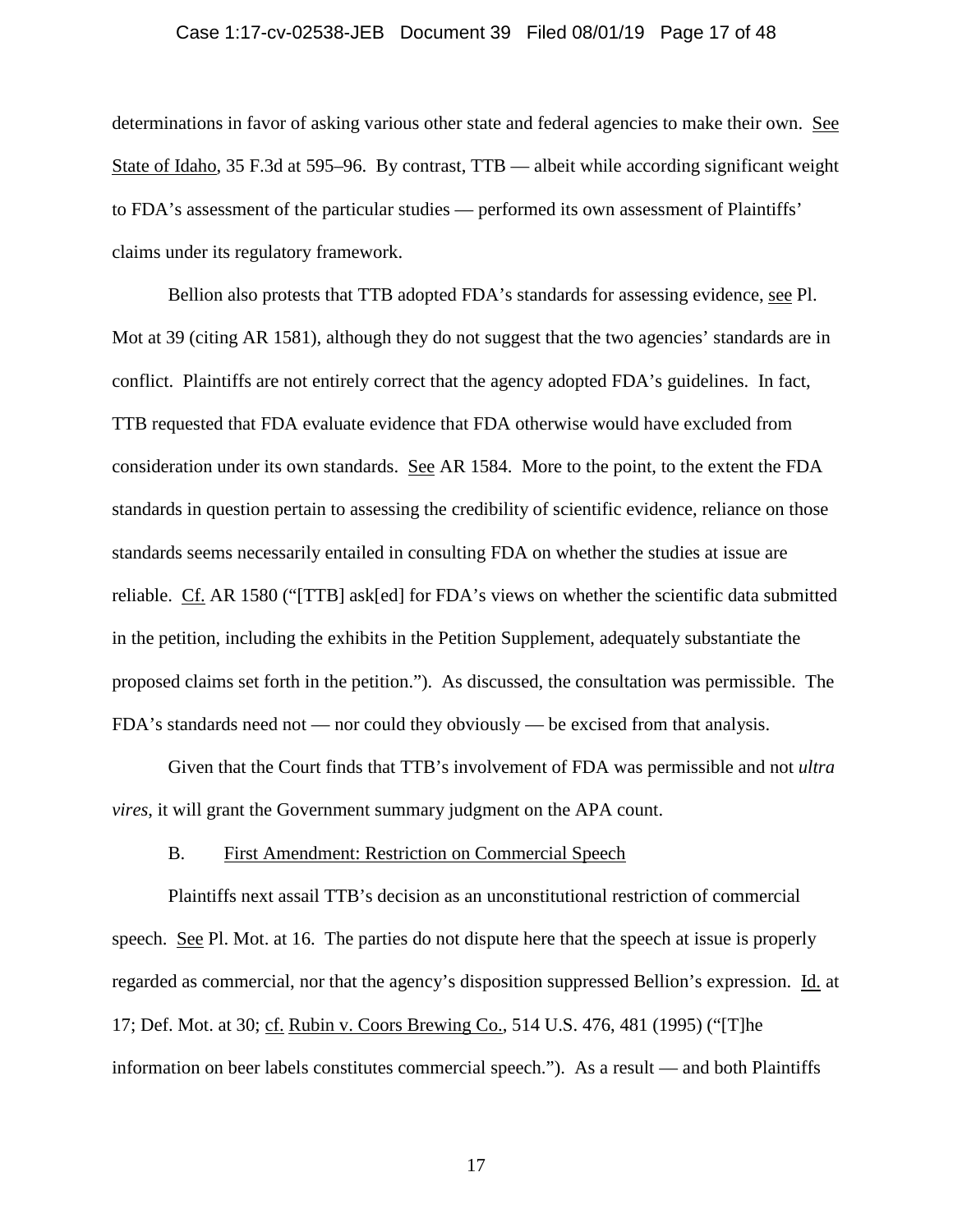determinations in favor of asking various other state and federal agencies to make their own. See State of Idaho, 35 F.3d at 595–96. By contrast, TTB — albeit while according significant weight to FDA's assessment of the particular studies — performed its own assessment of Plaintiffs' claims under its regulatory framework.

Bellion also protests that TTB adopted FDA's standards for assessing evidence, see Pl. Mot at 39 (citing AR 1581), although they do not suggest that the two agencies' standards are in conflict. Plaintiffs are not entirely correct that the agency adopted FDA's guidelines. In fact, TTB requested that FDA evaluate evidence that FDA otherwise would have excluded from consideration under its own standards. See AR 1584. More to the point, to the extent the FDA standards in question pertain to assessing the credibility of scientific evidence, reliance on those standards seems necessarily entailed in consulting FDA on whether the studies at issue are reliable. Cf. AR 1580 ("[TTB] ask[ed] for FDA's views on whether the scientific data submitted in the petition, including the exhibits in the Petition Supplement, adequately substantiate the proposed claims set forth in the petition."). As discussed, the consultation was permissible. The FDA's standards need not — nor could they obviously — be excised from that analysis.

Given that the Court finds that TTB's involvement of FDA was permissible and not *ultra vires*, it will grant the Government summary judgment on the APA count.

### B. First Amendment: Restriction on Commercial Speech

Plaintiffs next assail TTB's decision as an unconstitutional restriction of commercial speech. See Pl. Mot. at 16. The parties do not dispute here that the speech at issue is properly regarded as commercial, nor that the agency's disposition suppressed Bellion's expression. Id. at 17; Def. Mot. at 30; cf. Rubin v. Coors Brewing Co., 514 U.S. 476, 481 (1995) ("[T]he information on beer labels constitutes commercial speech."). As a result — and both Plaintiffs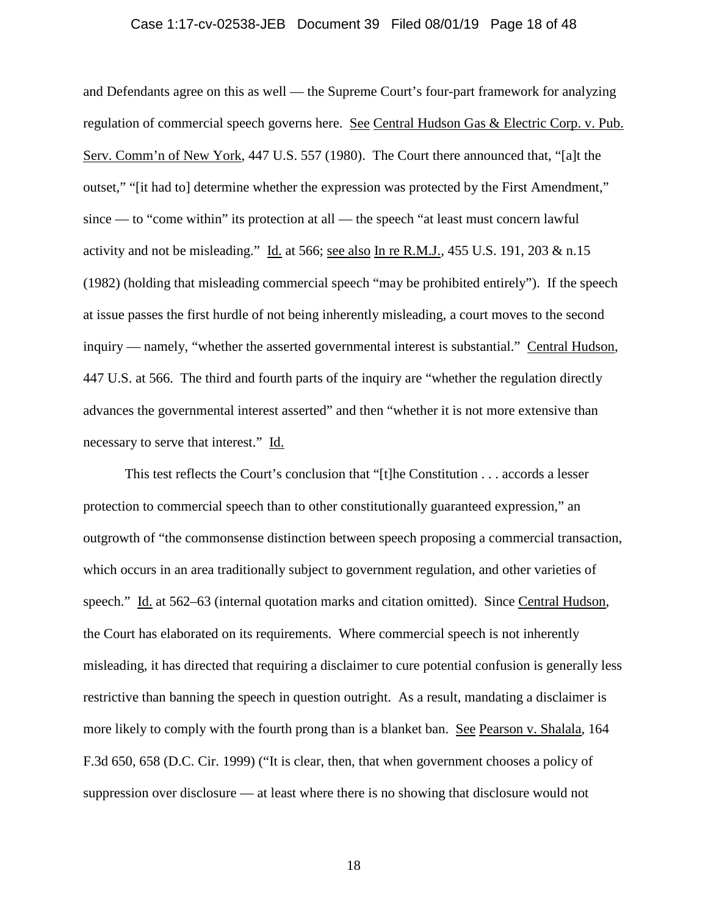and Defendants agree on this as well — the Supreme Court's four-part framework for analyzing regulation of commercial speech governs here. See Central Hudson Gas & Electric Corp. v. Pub. Serv. Comm'n of New York, 447 U.S. 557 (1980). The Court there announced that, "[a]t the outset," "[it had to] determine whether the expression was protected by the First Amendment," since — to "come within" its protection at all — the speech "at least must concern lawful activity and not be misleading." Id. at 566; see also In re R.M.J., 455 U.S. 191, 203 & n.15 (1982) (holding that misleading commercial speech "may be prohibited entirely"). If the speech at issue passes the first hurdle of not being inherently misleading, a court moves to the second inquiry — namely, "whether the asserted governmental interest is substantial." Central Hudson, 447 U.S. at 566. The third and fourth parts of the inquiry are "whether the regulation directly advances the governmental interest asserted" and then "whether it is not more extensive than necessary to serve that interest." Id.

This test reflects the Court's conclusion that "[t]he Constitution . . . accords a lesser protection to commercial speech than to other constitutionally guaranteed expression," an outgrowth of "the commonsense distinction between speech proposing a commercial transaction, which occurs in an area traditionally subject to government regulation, and other varieties of speech." Id. at 562–63 (internal quotation marks and citation omitted). Since Central Hudson, the Court has elaborated on its requirements. Where commercial speech is not inherently misleading, it has directed that requiring a disclaimer to cure potential confusion is generally less restrictive than banning the speech in question outright. As a result, mandating a disclaimer is more likely to comply with the fourth prong than is a blanket ban. See Pearson v. Shalala, 164 F.3d 650, 658 (D.C. Cir. 1999) ("It is clear, then, that when government chooses a policy of suppression over disclosure — at least where there is no showing that disclosure would not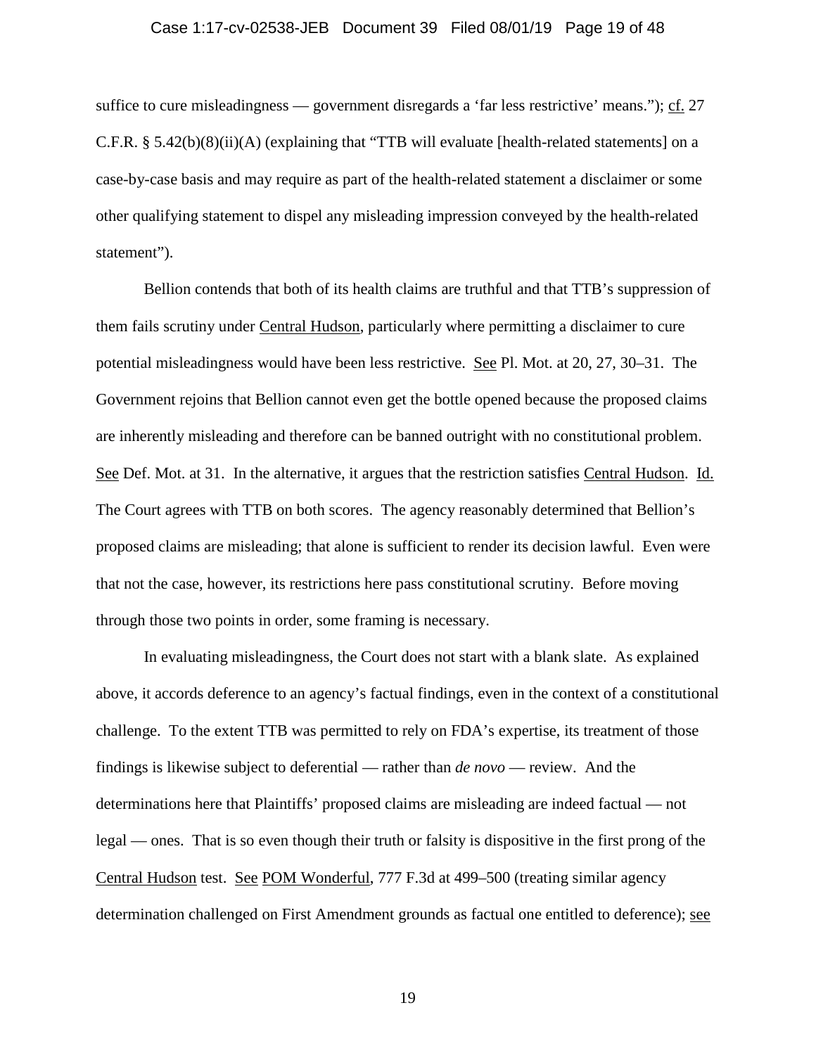suffice to cure misleadingness — government disregards a 'far less restrictive' means."); cf. 27 C.F.R. § 5.42(b)(8)(ii)(A) (explaining that "TTB will evaluate [health-related statements] on a case-by-case basis and may require as part of the health-related statement a disclaimer or some other qualifying statement to dispel any misleading impression conveyed by the health-related statement").

Bellion contends that both of its health claims are truthful and that TTB's suppression of them fails scrutiny under Central Hudson, particularly where permitting a disclaimer to cure potential misleadingness would have been less restrictive. See Pl. Mot. at 20, 27, 30–31. The Government rejoins that Bellion cannot even get the bottle opened because the proposed claims are inherently misleading and therefore can be banned outright with no constitutional problem. See Def. Mot. at 31. In the alternative, it argues that the restriction satisfies Central Hudson. Id. The Court agrees with TTB on both scores. The agency reasonably determined that Bellion's proposed claims are misleading; that alone is sufficient to render its decision lawful. Even were that not the case, however, its restrictions here pass constitutional scrutiny. Before moving through those two points in order, some framing is necessary.

In evaluating misleadingness, the Court does not start with a blank slate. As explained above, it accords deference to an agency's factual findings, even in the context of a constitutional challenge. To the extent TTB was permitted to rely on FDA's expertise, its treatment of those findings is likewise subject to deferential — rather than *de novo* — review. And the determinations here that Plaintiffs' proposed claims are misleading are indeed factual — not legal — ones. That is so even though their truth or falsity is dispositive in the first prong of the Central Hudson test. See POM Wonderful, 777 F.3d at 499–500 (treating similar agency determination challenged on First Amendment grounds as factual one entitled to deference); see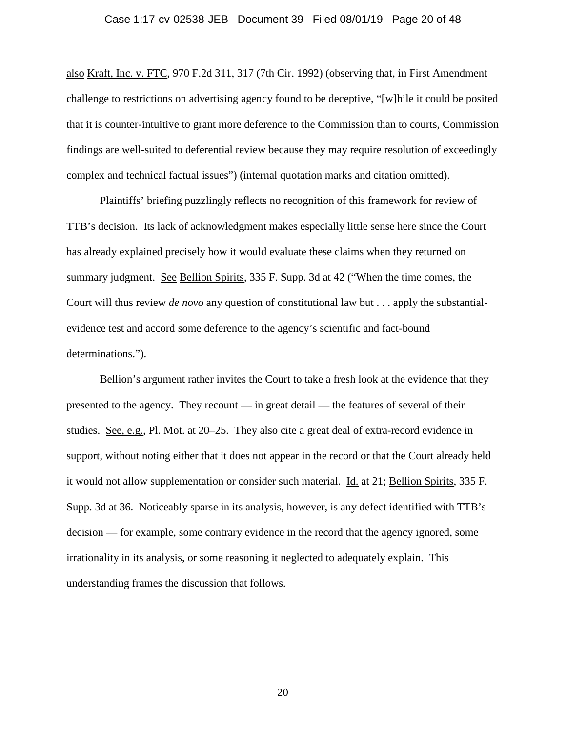also Kraft, Inc. v. FTC, 970 F.2d 311, 317 (7th Cir. 1992) (observing that, in First Amendment challenge to restrictions on advertising agency found to be deceptive, "[w]hile it could be posited that it is counter-intuitive to grant more deference to the Commission than to courts, Commission findings are well-suited to deferential review because they may require resolution of exceedingly complex and technical factual issues") (internal quotation marks and citation omitted).

Plaintiffs' briefing puzzlingly reflects no recognition of this framework for review of TTB's decision. Its lack of acknowledgment makes especially little sense here since the Court has already explained precisely how it would evaluate these claims when they returned on summary judgment. See Bellion Spirits, 335 F. Supp. 3d at 42 ("When the time comes, the Court will thus review *de novo* any question of constitutional law but . . . apply the substantial-evidence test and accord some deference to the agency's scientific and fact-bound determinations.").

Bellion's argument rather invites the Court to take a fresh look at the evidence that they presented to the agency. They recount — in great detail — the features of several of their studies. See, e.g., Pl. Mot. at 20–25. They also cite a great deal of extra-record evidence in support, without noting either that it does not appear in the record or that the Court already held it would not allow supplementation or consider such material. Id. at 21; Bellion Spirits, 335 F. Supp. 3d at 36. Noticeably sparse in its analysis, however, is any defect identified with TTB's decision — for example, some contrary evidence in the record that the agency ignored, some irrationality in its analysis, or some reasoning it neglected to adequately explain. This understanding frames the discussion that follows.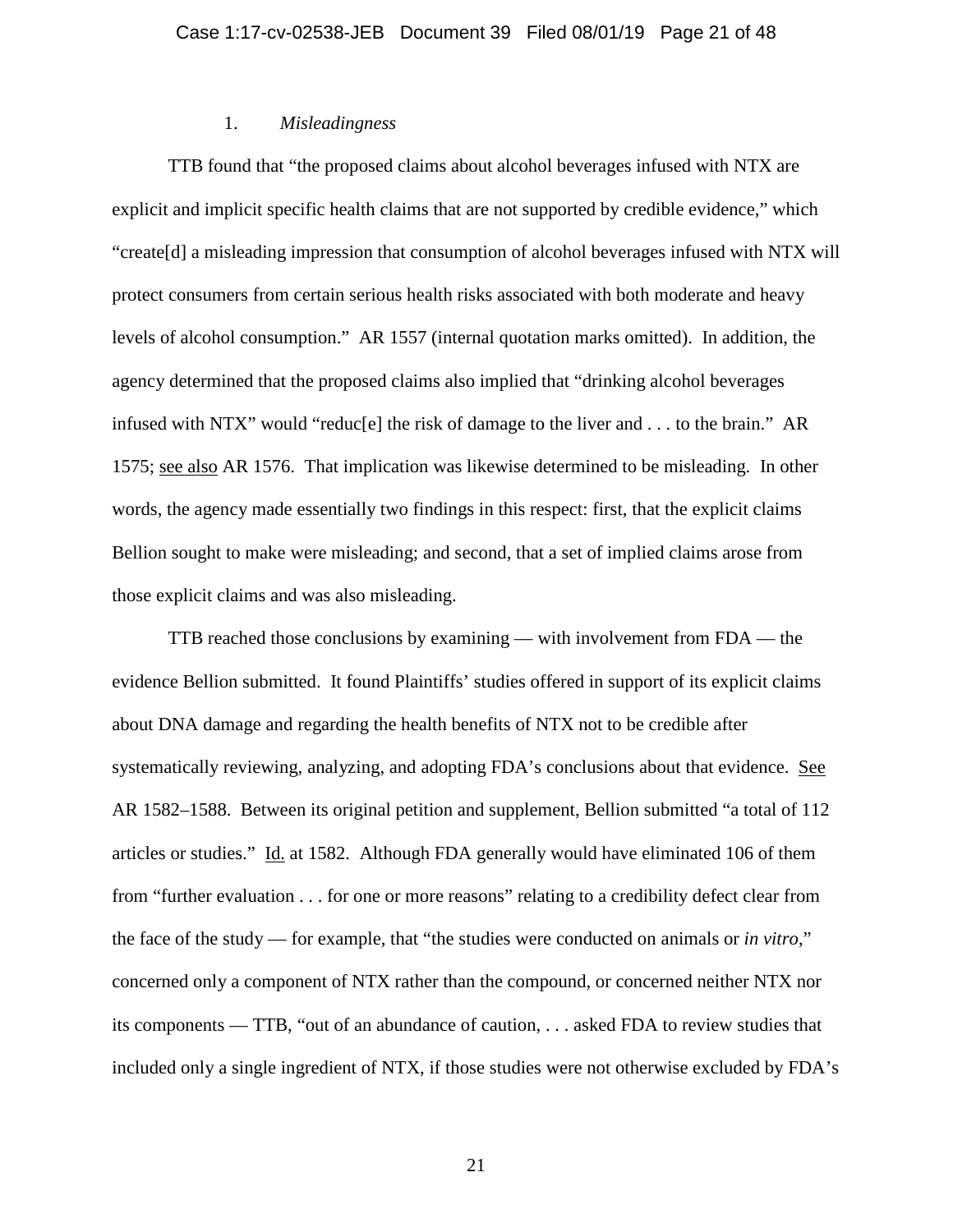### 1. *Misleadingness*

TTB found that "the proposed claims about alcohol beverages infused with NTX are explicit and implicit specific health claims that are not supported by credible evidence," which "create[d] a misleading impression that consumption of alcohol beverages infused with NTX will protect consumers from certain serious health risks associated with both moderate and heavy levels of alcohol consumption." AR 1557 (internal quotation marks omitted). In addition, the agency determined that the proposed claims also implied that "drinking alcohol beverages infused with NTX" would "reduc[e] the risk of damage to the liver and . . . to the brain." AR 1575; see also AR 1576. That implication was likewise determined to be misleading. In other words, the agency made essentially two findings in this respect: first, that the explicit claims Bellion sought to make were misleading; and second, that a set of implied claims arose from those explicit claims and was also misleading.

TTB reached those conclusions by examining — with involvement from FDA — the evidence Bellion submitted. It found Plaintiffs' studies offered in support of its explicit claims about DNA damage and regarding the health benefits of NTX not to be credible after systematically reviewing, analyzing, and adopting FDA's conclusions about that evidence. See AR 1582–1588. Between its original petition and supplement, Bellion submitted "a total of 112 articles or studies." Id. at 1582. Although FDA generally would have eliminated 106 of them from "further evaluation . . . for one or more reasons" relating to a credibility defect clear from the face of the study — for example, that "the studies were conducted on animals or *in vitro*," concerned only a component of NTX rather than the compound, or concerned neither NTX nor its components — TTB, "out of an abundance of caution, . . . asked FDA to review studies that included only a single ingredient of NTX, if those studies were not otherwise excluded by FDA's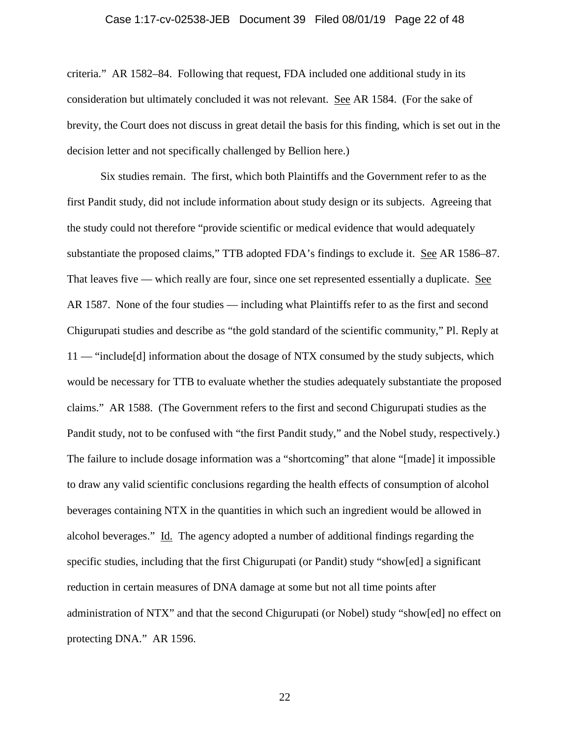criteria." AR 1582–84. Following that request, FDA included one additional study in its consideration but ultimately concluded it was not relevant. See AR 1584. (For the sake of brevity, the Court does not discuss in great detail the basis for this finding, which is set out in the decision letter and not specifically challenged by Bellion here.)

Six studies remain. The first, which both Plaintiffs and the Government refer to as the first Pandit study, did not include information about study design or its subjects. Agreeing that the study could not therefore "provide scientific or medical evidence that would adequately substantiate the proposed claims," TTB adopted FDA's findings to exclude it. See AR 1586–87. That leaves five — which really are four, since one set represented essentially a duplicate. See AR 1587. None of the four studies — including what Plaintiffs refer to as the first and second Chigurupati studies and describe as "the gold standard of the scientific community," Pl. Reply at 11 — "include[d] information about the dosage of NTX consumed by the study subjects, which would be necessary for TTB to evaluate whether the studies adequately substantiate the proposed claims." AR 1588. (The Government refers to the first and second Chigurupati studies as the Pandit study, not to be confused with "the first Pandit study," and the Nobel study, respectively.) The failure to include dosage information was a "shortcoming" that alone "[made] it impossible to draw any valid scientific conclusions regarding the health effects of consumption of alcohol beverages containing NTX in the quantities in which such an ingredient would be allowed in alcohol beverages." Id. The agency adopted a number of additional findings regarding the specific studies, including that the first Chigurupati (or Pandit) study "show[ed] a significant reduction in certain measures of DNA damage at some but not all time points after administration of NTX" and that the second Chigurupati (or Nobel) study "show[ed] no effect on protecting DNA." AR 1596.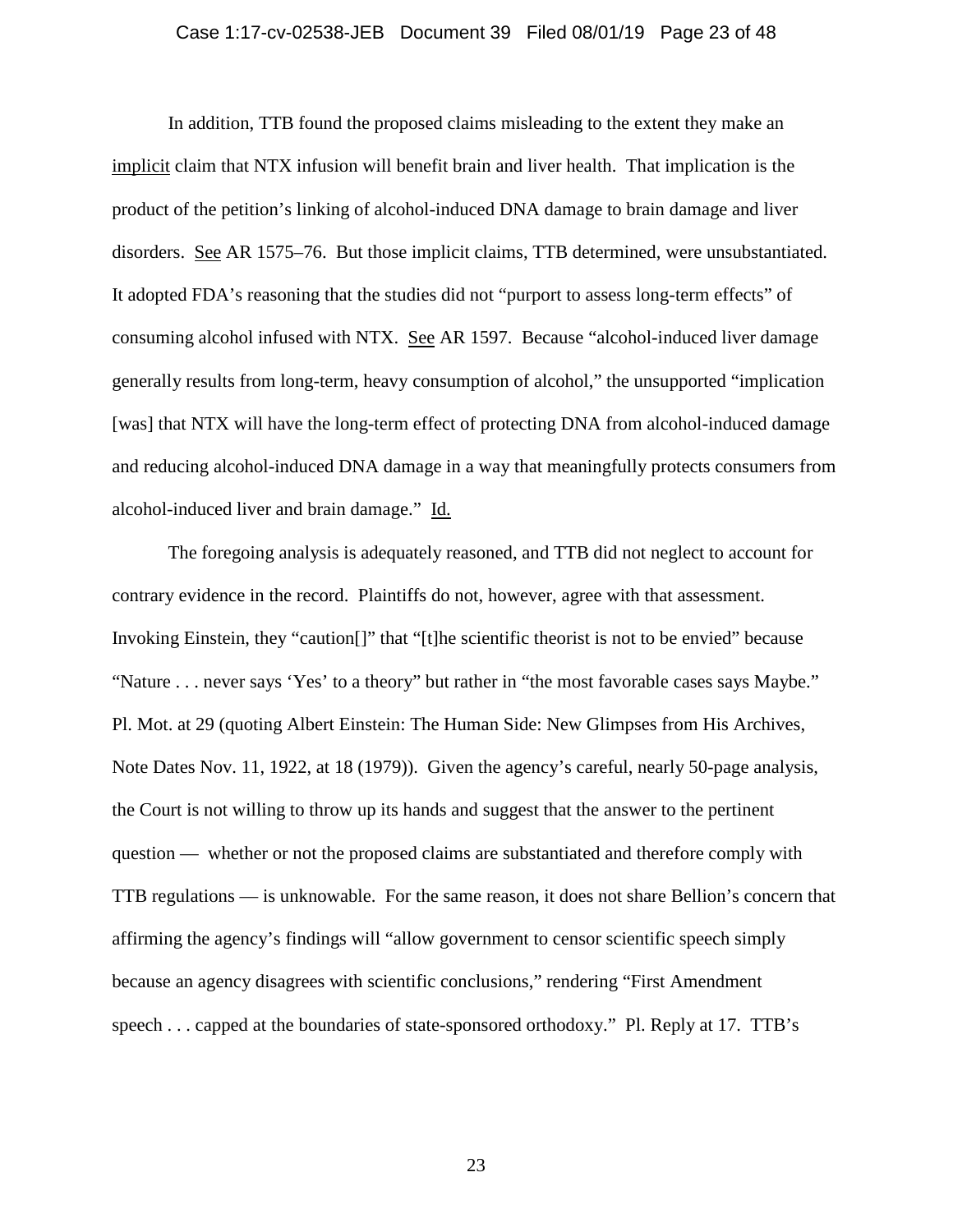In addition, TTB found the proposed claims misleading to the extent they make an implicit claim that NTX infusion will benefit brain and liver health. That implication is the product of the petition's linking of alcohol-induced DNA damage to brain damage and liver disorders. See AR 1575–76. But those implicit claims, TTB determined, were unsubstantiated. It adopted FDA's reasoning that the studies did not "purport to assess long-term effects" of consuming alcohol infused with NTX. See AR 1597. Because "alcohol-induced liver damage generally results from long-term, heavy consumption of alcohol," the unsupported "implication [was] that NTX will have the long-term effect of protecting DNA from alcohol-induced damage and reducing alcohol-induced DNA damage in a way that meaningfully protects consumers from alcohol-induced liver and brain damage." Id.

The foregoing analysis is adequately reasoned, and TTB did not neglect to account for contrary evidence in the record. Plaintiffs do not, however, agree with that assessment. Invoking Einstein, they "caution[]" that "[t]he scientific theorist is not to be envied" because "Nature . . . never says 'Yes' to a theory" but rather in "the most favorable cases says Maybe." Pl. Mot. at 29 (quoting Albert Einstein: The Human Side: New Glimpses from His Archives, Note Dates Nov. 11, 1922, at 18 (1979)). Given the agency's careful, nearly 50-page analysis, the Court is not willing to throw up its hands and suggest that the answer to the pertinent question — whether or not the proposed claims are substantiated and therefore comply with TTB regulations — is unknowable. For the same reason, it does not share Bellion's concern that affirming the agency's findings will "allow government to censor scientific speech simply because an agency disagrees with scientific conclusions," rendering "First Amendment speech . . . capped at the boundaries of state-sponsored orthodoxy." Pl. Reply at 17. TTB's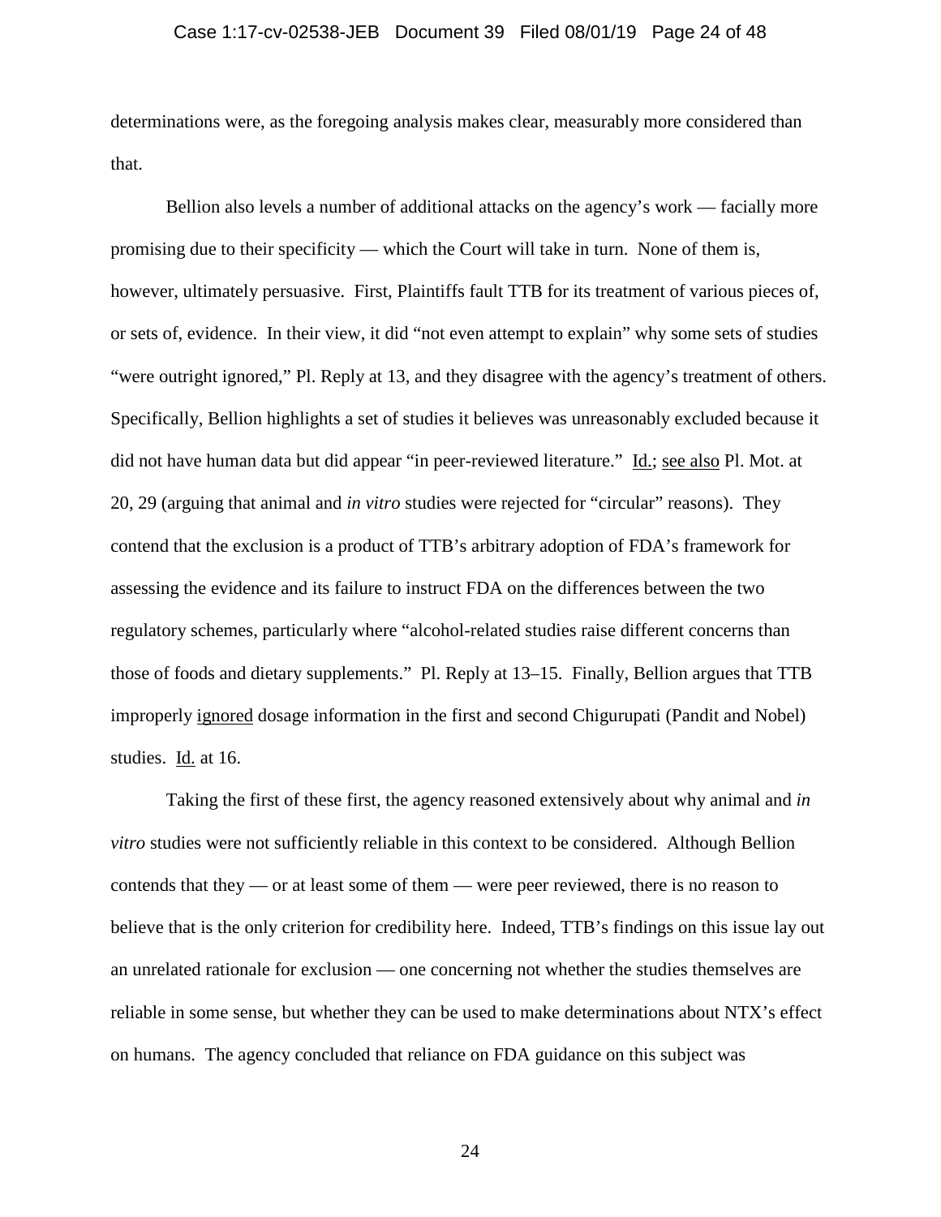determinations were, as the foregoing analysis makes clear, measurably more considered than that.

Bellion also levels a number of additional attacks on the agency's work — facially more promising due to their specificity — which the Court will take in turn. None of them is, however, ultimately persuasive. First, Plaintiffs fault TTB for its treatment of various pieces of, or sets of, evidence. In their view, it did "not even attempt to explain" why some sets of studies "were outright ignored," Pl. Reply at 13, and they disagree with the agency's treatment of others. Specifically, Bellion highlights a set of studies it believes was unreasonably excluded because it did not have human data but did appear "in peer-reviewed literature." Id.; see also Pl. Mot. at 20, 29 (arguing that animal and *in vitro* studies were rejected for "circular" reasons). They contend that the exclusion is a product of TTB's arbitrary adoption of FDA's framework for assessing the evidence and its failure to instruct FDA on the differences between the two regulatory schemes, particularly where "alcohol-related studies raise different concerns than those of foods and dietary supplements." Pl. Reply at 13–15. Finally, Bellion argues that TTB improperly ignored dosage information in the first and second Chigurupati (Pandit and Nobel) studies. Id. at 16.

Taking the first of these first, the agency reasoned extensively about why animal and *in vitro* studies were not sufficiently reliable in this context to be considered. Although Bellion contends that they — or at least some of them — were peer reviewed, there is no reason to believe that is the only criterion for credibility here. Indeed, TTB's findings on this issue lay out an unrelated rationale for exclusion — one concerning not whether the studies themselves are reliable in some sense, but whether they can be used to make determinations about NTX's effect on humans. The agency concluded that reliance on FDA guidance on this subject was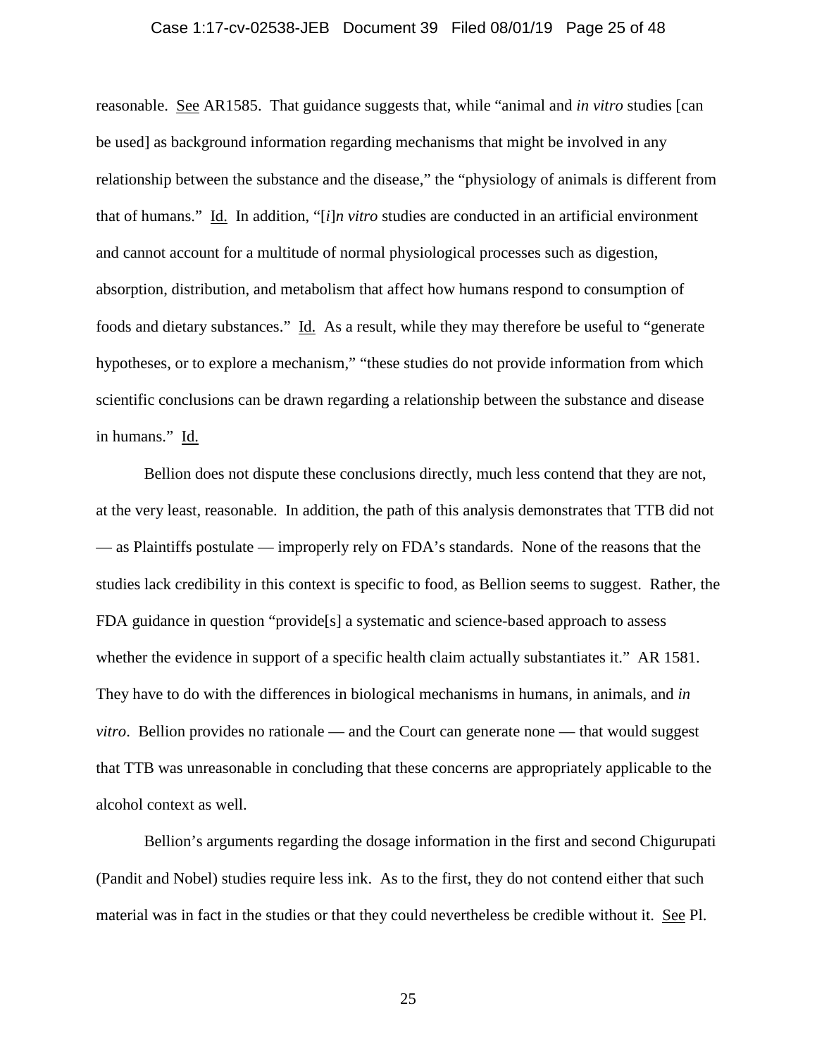reasonable. See AR1585. That guidance suggests that, while "animal and *in vitro* studies [can be used] as background information regarding mechanisms that might be involved in any relationship between the substance and the disease," the "physiology of animals is different from that of humans." Id. In addition, "[*i*]*n vitro* studies are conducted in an artificial environment and cannot account for a multitude of normal physiological processes such as digestion, absorption, distribution, and metabolism that affect how humans respond to consumption of foods and dietary substances." Id. As a result, while they may therefore be useful to "generate hypotheses, or to explore a mechanism," "these studies do not provide information from which scientific conclusions can be drawn regarding a relationship between the substance and disease in humans." Id.

Bellion does not dispute these conclusions directly, much less contend that they are not, at the very least, reasonable. In addition, the path of this analysis demonstrates that TTB did not — as Plaintiffs postulate — improperly rely on FDA's standards. None of the reasons that the studies lack credibility in this context is specific to food, as Bellion seems to suggest. Rather, the FDA guidance in question "provide[s] a systematic and science-based approach to assess whether the evidence in support of a specific health claim actually substantiates it." AR 1581. They have to do with the differences in biological mechanisms in humans, in animals, and *in vitro*. Bellion provides no rationale — and the Court can generate none — that would suggest that TTB was unreasonable in concluding that these concerns are appropriately applicable to the alcohol context as well.

Bellion's arguments regarding the dosage information in the first and second Chigurupati (Pandit and Nobel) studies require less ink. As to the first, they do not contend either that such material was in fact in the studies or that they could nevertheless be credible without it. See Pl.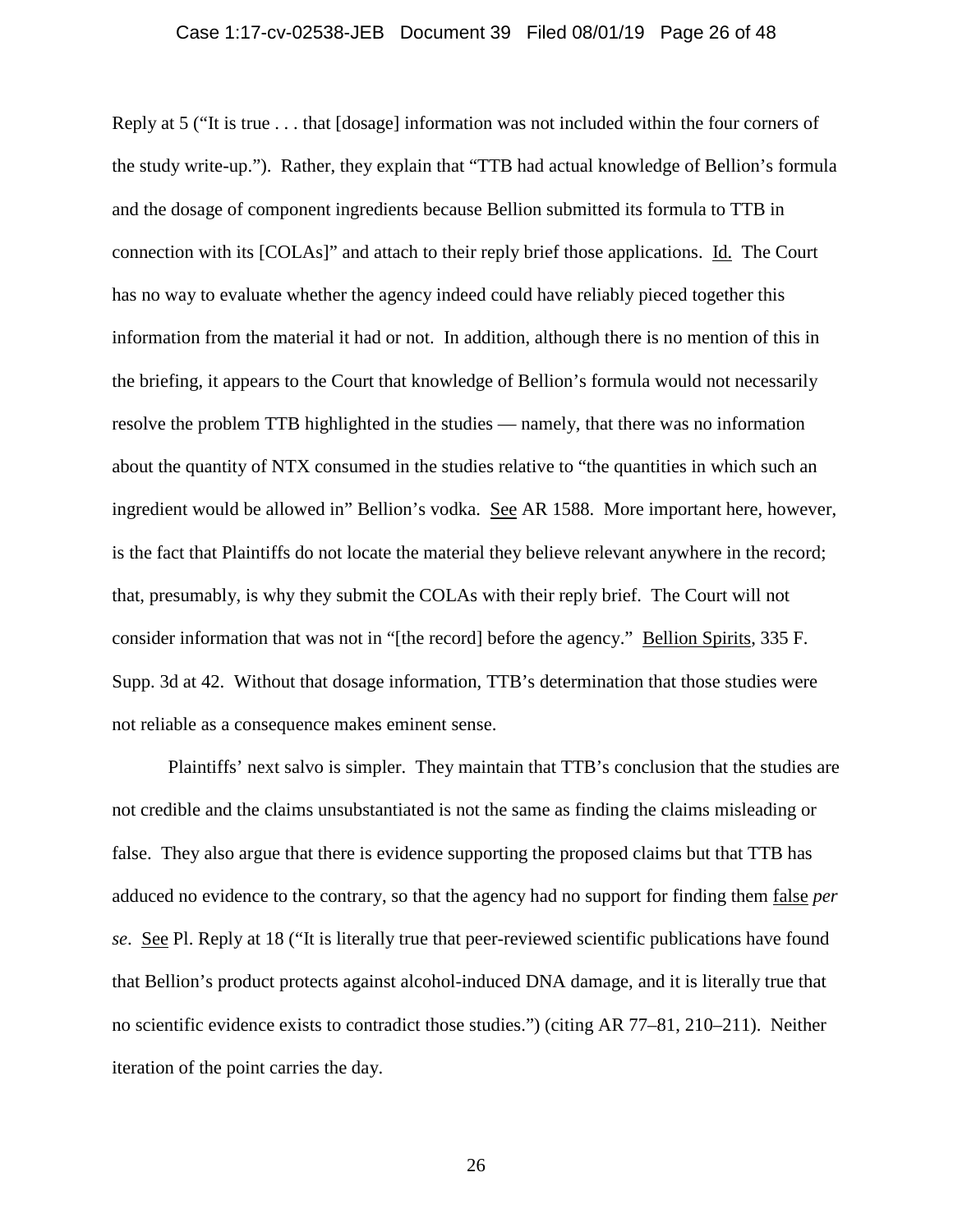Reply at 5 ("It is true . . . that [dosage] information was not included within the four corners of the study write-up."). Rather, they explain that "TTB had actual knowledge of Bellion's formula and the dosage of component ingredients because Bellion submitted its formula to TTB in connection with its [COLAs]" and attach to their reply brief those applications. Id. The Court has no way to evaluate whether the agency indeed could have reliably pieced together this information from the material it had or not. In addition, although there is no mention of this in the briefing, it appears to the Court that knowledge of Bellion's formula would not necessarily resolve the problem TTB highlighted in the studies — namely, that there was no information about the quantity of NTX consumed in the studies relative to "the quantities in which such an ingredient would be allowed in" Bellion's vodka. See AR 1588. More important here, however, is the fact that Plaintiffs do not locate the material they believe relevant anywhere in the record; that, presumably, is why they submit the COLAs with their reply brief. The Court will not consider information that was not in "[the record] before the agency." Bellion Spirits, 335 F. Supp. 3d at 42. Without that dosage information, TTB's determination that those studies were not reliable as a consequence makes eminent sense.

Plaintiffs' next salvo is simpler. They maintain that TTB's conclusion that the studies are not credible and the claims unsubstantiated is not the same as finding the claims misleading or false. They also argue that there is evidence supporting the proposed claims but that TTB has adduced no evidence to the contrary, so that the agency had no support for finding them false *per se*. See Pl. Reply at 18 ("It is literally true that peer-reviewed scientific publications have found that Bellion's product protects against alcohol-induced DNA damage, and it is literally true that no scientific evidence exists to contradict those studies.") (citing AR 77–81, 210–211). Neither iteration of the point carries the day.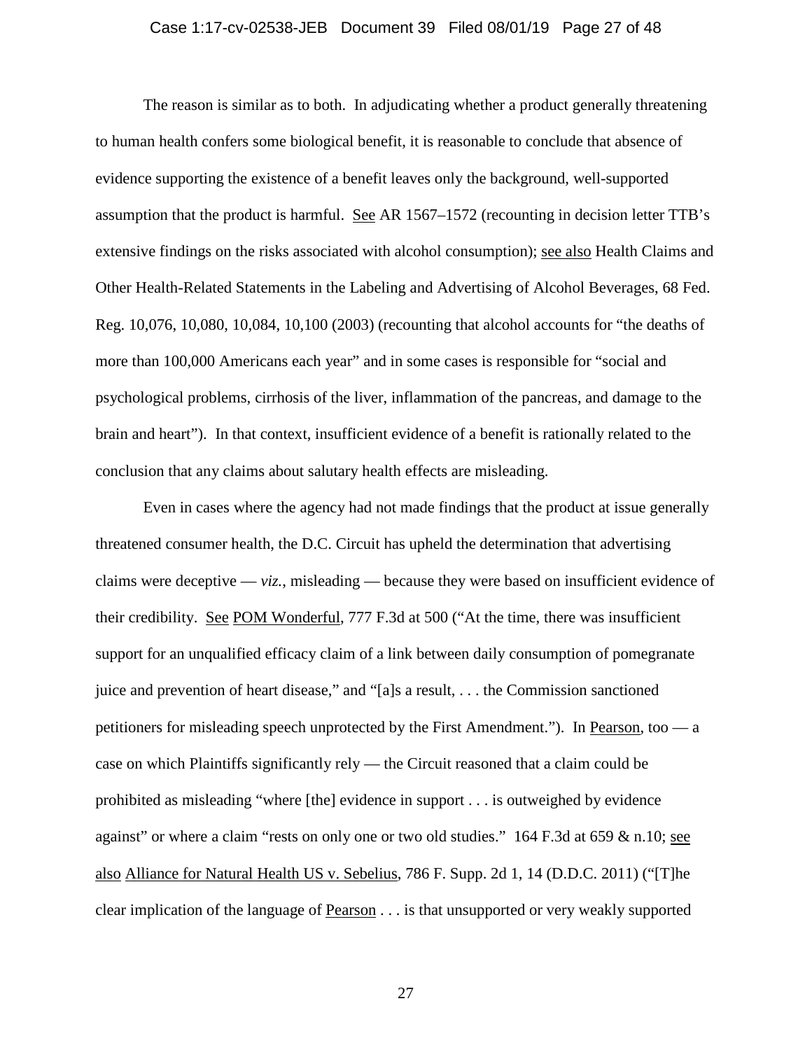The reason is similar as to both. In adjudicating whether a product generally threatening to human health confers some biological benefit, it is reasonable to conclude that absence of evidence supporting the existence of a benefit leaves only the background, well-supported assumption that the product is harmful. See AR 1567–1572 (recounting in decision letter TTB's extensive findings on the risks associated with alcohol consumption); see also Health Claims and Other Health-Related Statements in the Labeling and Advertising of Alcohol Beverages, 68 Fed. Reg. 10,076, 10,080, 10,084, 10,100 (2003) (recounting that alcohol accounts for "the deaths of more than 100,000 Americans each year" and in some cases is responsible for "social and psychological problems, cirrhosis of the liver, inflammation of the pancreas, and damage to the brain and heart"). In that context, insufficient evidence of a benefit is rationally related to the conclusion that any claims about salutary health effects are misleading.

Even in cases where the agency had not made findings that the product at issue generally threatened consumer health, the D.C. Circuit has upheld the determination that advertising claims were deceptive — *viz.*, misleading — because they were based on insufficient evidence of their credibility. See POM Wonderful, 777 F.3d at 500 ("At the time, there was insufficient support for an unqualified efficacy claim of a link between daily consumption of pomegranate juice and prevention of heart disease," and "[a]s a result, . . . the Commission sanctioned petitioners for misleading speech unprotected by the First Amendment."). In Pearson, too — a case on which Plaintiffs significantly rely — the Circuit reasoned that a claim could be prohibited as misleading "where [the] evidence in support . . . is outweighed by evidence against" or where a claim "rests on only one or two old studies." 164 F.3d at 659 & n.10; see also Alliance for Natural Health US v. Sebelius, 786 F. Supp. 2d 1, 14 (D.D.C. 2011) ("[T]he clear implication of the language of Pearson . . . is that unsupported or very weakly supported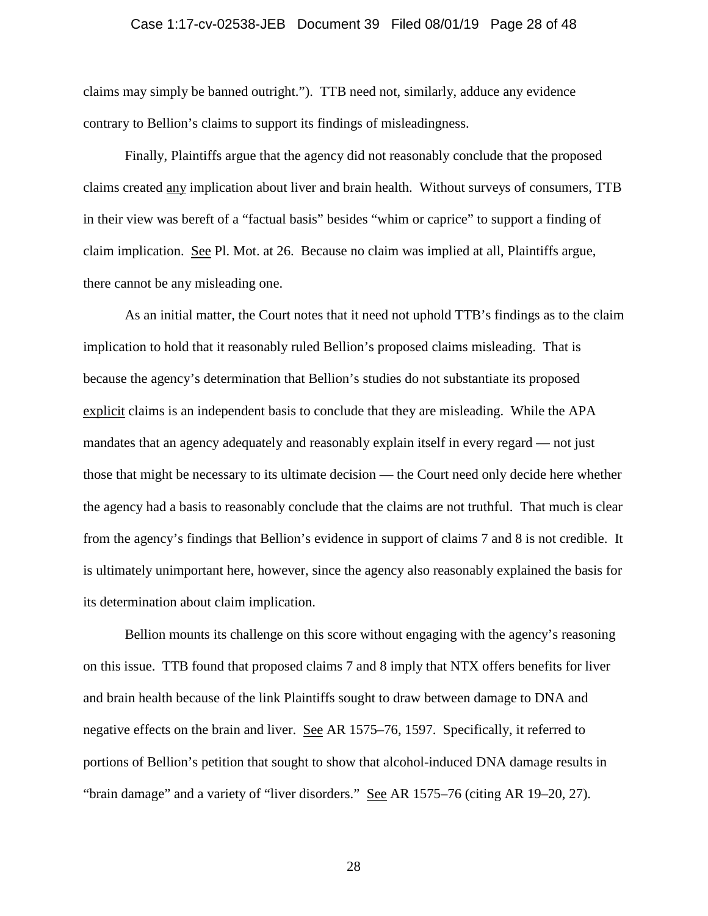claims may simply be banned outright."). TTB need not, similarly, adduce any evidence contrary to Bellion's claims to support its findings of misleadingness.

Finally, Plaintiffs argue that the agency did not reasonably conclude that the proposed claims created <u>any</u> implication about liver and brain health. Without surveys of consumers, TTB in their view was bereft of a "factual basis" besides "whim or caprice" to support a finding of claim implication. <u>See</u> Pl. Mot. at 26. Because no claim was implied at all, Plaintiffs argue, there cannot be any misleading one.

As an initial matter, the Court notes that it need not uphold TTB's findings as to the claim implication to hold that it reasonably ruled Bellion's proposed claims misleading. That is because the agency's determination that Bellion's studies do not substantiate its proposed <u>explicit</u> claims is an independent basis to conclude that they are misleading. While the APA mandates that an agency adequately and reasonably explain itself in every regard — not just those that might be necessary to its ultimate decision — the Court need only decide here whether the agency had a basis to reasonably conclude that the claims are not truthful. That much is clear from the agency's findings that Bellion's evidence in support of claims 7 and 8 is not credible. It is ultimately unimportant here, however, since the agency also reasonably explained the basis for its determination about claim implication.

Bellion mounts its challenge on this score without engaging with the agency's reasoning on this issue. TTB found that proposed claims 7 and 8 imply that NTX offers benefits for liver and brain health because of the link Plaintiffs sought to draw between damage to DNA and negative effects on the brain and liver. <u>See</u> AR 1575–76, 1597. Specifically, it referred to portions of Bellion's petition that sought to show that alcohol-induced DNA damage results in "brain damage" and a variety of "liver disorders." <u>See</u> AR 1575–76 (citing AR 19–20, 27).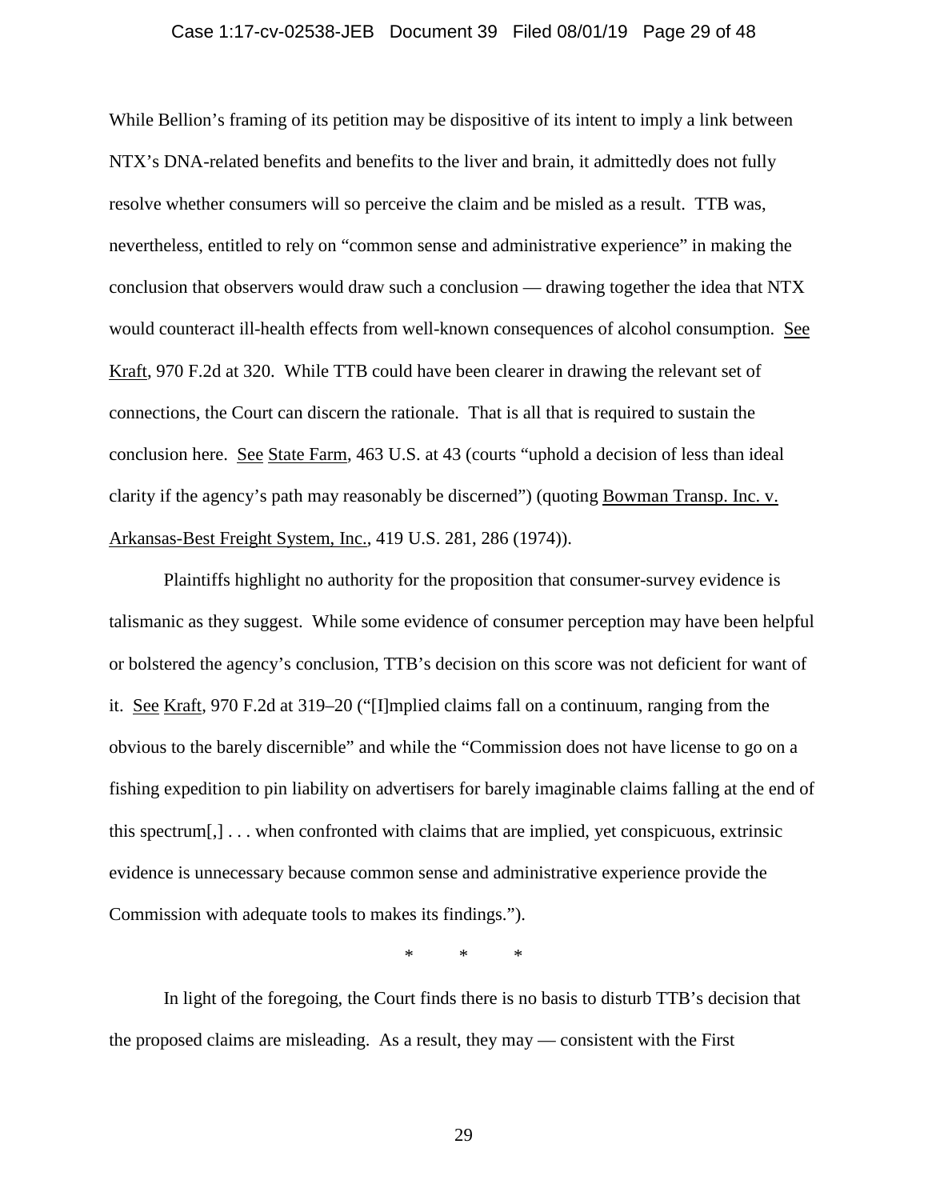While Bellion's framing of its petition may be dispositive of its intent to imply a link between NTX's DNA-related benefits and benefits to the liver and brain, it admittedly does not fully resolve whether consumers will so perceive the claim and be misled as a result. TTB was, nevertheless, entitled to rely on "common sense and administrative experience" in making the conclusion that observers would draw such a conclusion — drawing together the idea that NTX would counteract ill-health effects from well-known consequences of alcohol consumption. See Kraft, 970 F.2d at 320. While TTB could have been clearer in drawing the relevant set of connections, the Court can discern the rationale. That is all that is required to sustain the conclusion here. See State Farm, 463 U.S. at 43 (courts "uphold a decision of less than ideal clarity if the agency's path may reasonably be discerned") (quoting Bowman Transp. Inc. v. Arkansas-Best Freight System, Inc., 419 U.S. 281, 286 (1974)).

Plaintiffs highlight no authority for the proposition that consumer-survey evidence is talismanic as they suggest. While some evidence of consumer perception may have been helpful or bolstered the agency's conclusion, TTB's decision on this score was not deficient for want of it. See Kraft, 970 F.2d at 319–20 ("[I]mplied claims fall on a continuum, ranging from the obvious to the barely discernible" and while the "Commission does not have license to go on a fishing expedition to pin liability on advertisers for barely imaginable claims falling at the end of this spectrum[,] . . . when confronted with claims that are implied, yet conspicuous, extrinsic evidence is unnecessary because common sense and administrative experience provide the Commission with adequate tools to makes its findings.").

\* \* \*

In light of the foregoing, the Court finds there is no basis to disturb TTB's decision that the proposed claims are misleading. As a result, they may — consistent with the First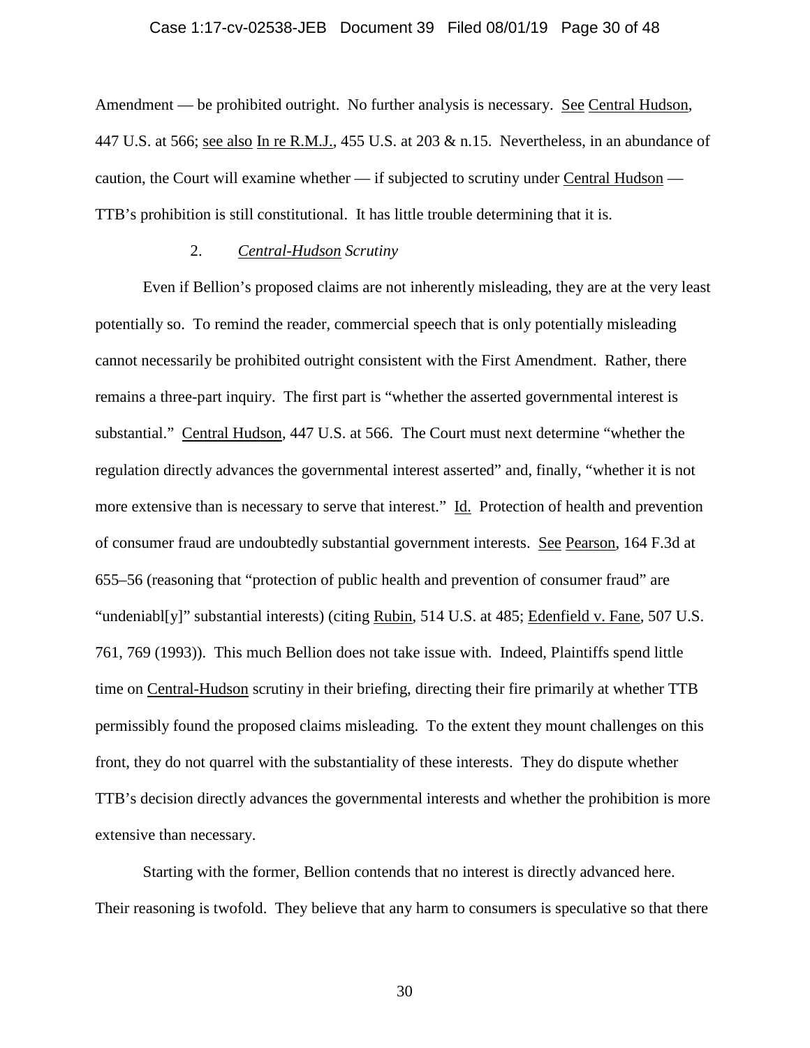Amendment — be prohibited outright. No further analysis is necessary. See Central Hudson, 447 U.S. at 566; see also In re R.M.J., 455 U.S. at 203 & n.15. Nevertheless, in an abundance of caution, the Court will examine whether — if subjected to scrutiny under Central Hudson — TTB's prohibition is still constitutional. It has little trouble determining that it is.

### 2. *Central-Hudson Scrutiny*

Even if Bellion's proposed claims are not inherently misleading, they are at the very least potentially so. To remind the reader, commercial speech that is only potentially misleading cannot necessarily be prohibited outright consistent with the First Amendment. Rather, there remains a three-part inquiry. The first part is "whether the asserted governmental interest is substantial." Central Hudson, 447 U.S. at 566. The Court must next determine "whether the regulation directly advances the governmental interest asserted" and, finally, "whether it is not more extensive than is necessary to serve that interest." Id. Protection of health and prevention of consumer fraud are undoubtedly substantial government interests. See Pearson, 164 F.3d at 655–56 (reasoning that "protection of public health and prevention of consumer fraud" are "undeniabl[y]" substantial interests) (citing Rubin, 514 U.S. at 485; Edenfield v. Fane, 507 U.S. 761, 769 (1993)). This much Bellion does not take issue with. Indeed, Plaintiffs spend little time on Central-Hudson scrutiny in their briefing, directing their fire primarily at whether TTB permissibly found the proposed claims misleading. To the extent they mount challenges on this front, they do not quarrel with the substantiality of these interests. They do dispute whether TTB's decision directly advances the governmental interests and whether the prohibition is more extensive than necessary.

Starting with the former, Bellion contends that no interest is directly advanced here. Their reasoning is twofold. They believe that any harm to consumers is speculative so that there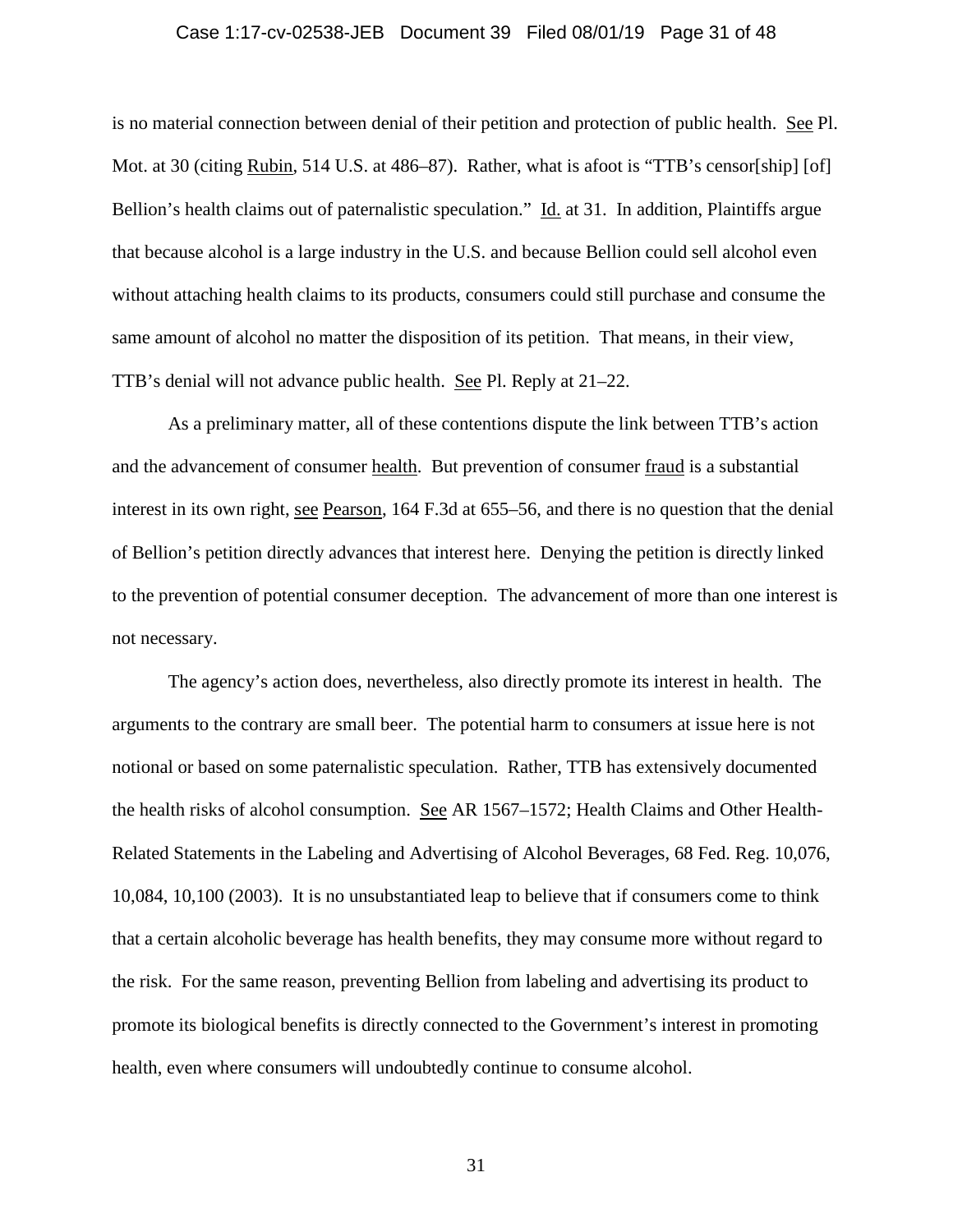is no material connection between denial of their petition and protection of public health. See Pl. Mot. at 30 (citing Rubin, 514 U.S. at 486–87). Rather, what is afoot is "TTB's censor[ship] [of] Bellion's health claims out of paternalistic speculation." Id. at 31. In addition, Plaintiffs argue that because alcohol is a large industry in the U.S. and because Bellion could sell alcohol even without attaching health claims to its products, consumers could still purchase and consume the same amount of alcohol no matter the disposition of its petition. That means, in their view, TTB's denial will not advance public health. See Pl. Reply at 21–22.

As a preliminary matter, all of these contentions dispute the link between TTB's action and the advancement of consumer health. But prevention of consumer fraud is a substantial interest in its own right, see Pearson, 164 F.3d at 655–56, and there is no question that the denial of Bellion's petition directly advances that interest here. Denying the petition is directly linked to the prevention of potential consumer deception. The advancement of more than one interest is not necessary.

The agency's action does, nevertheless, also directly promote its interest in health. The arguments to the contrary are small beer. The potential harm to consumers at issue here is not notional or based on some paternalistic speculation. Rather, TTB has extensively documented the health risks of alcohol consumption. See AR 1567–1572; Health Claims and Other Health-Related Statements in the Labeling and Advertising of Alcohol Beverages, 68 Fed. Reg. 10,076, 10,084, 10,100 (2003). It is no unsubstantiated leap to believe that if consumers come to think that a certain alcoholic beverage has health benefits, they may consume more without regard to the risk. For the same reason, preventing Bellion from labeling and advertising its product to promote its biological benefits is directly connected to the Government's interest in promoting health, even where consumers will undoubtedly continue to consume alcohol.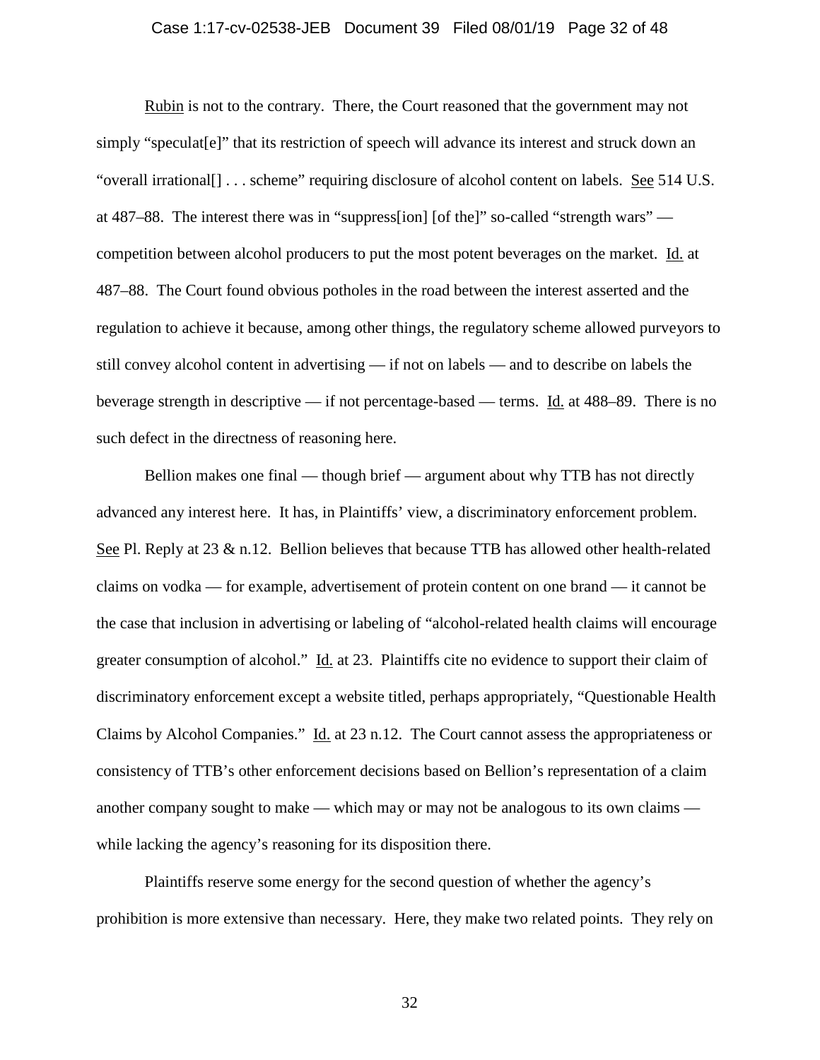Rubin is not to the contrary. There, the Court reasoned that the government may not simply "speculat[e]" that its restriction of speech will advance its interest and struck down an "overall irrational[] . . . scheme" requiring disclosure of alcohol content on labels. See 514 U.S. at 487–88. The interest there was in "suppress[ion] [of the]" so-called "strength wars" — competition between alcohol producers to put the most potent beverages on the market. Id. at 487–88. The Court found obvious potholes in the road between the interest asserted and the regulation to achieve it because, among other things, the regulatory scheme allowed purveyors to still convey alcohol content in advertising — if not on labels — and to describe on labels the beverage strength in descriptive — if not percentage-based — terms. Id. at 488–89. There is no such defect in the directness of reasoning here.

Bellion makes one final — though brief — argument about why TTB has not directly advanced any interest here. It has, in Plaintiffs' view, a discriminatory enforcement problem. See Pl. Reply at 23 & n.12. Bellion believes that because TTB has allowed other health-related claims on vodka — for example, advertisement of protein content on one brand — it cannot be the case that inclusion in advertising or labeling of "alcohol-related health claims will encourage greater consumption of alcohol." Id. at 23. Plaintiffs cite no evidence to support their claim of discriminatory enforcement except a website titled, perhaps appropriately, "Questionable Health Claims by Alcohol Companies." Id. at 23 n.12. The Court cannot assess the appropriateness or consistency of TTB's other enforcement decisions based on Bellion's representation of a claim another company sought to make — which may or may not be analogous to its own claims — while lacking the agency's reasoning for its disposition there.

Plaintiffs reserve some energy for the second question of whether the agency's prohibition is more extensive than necessary. Here, they make two related points. They rely on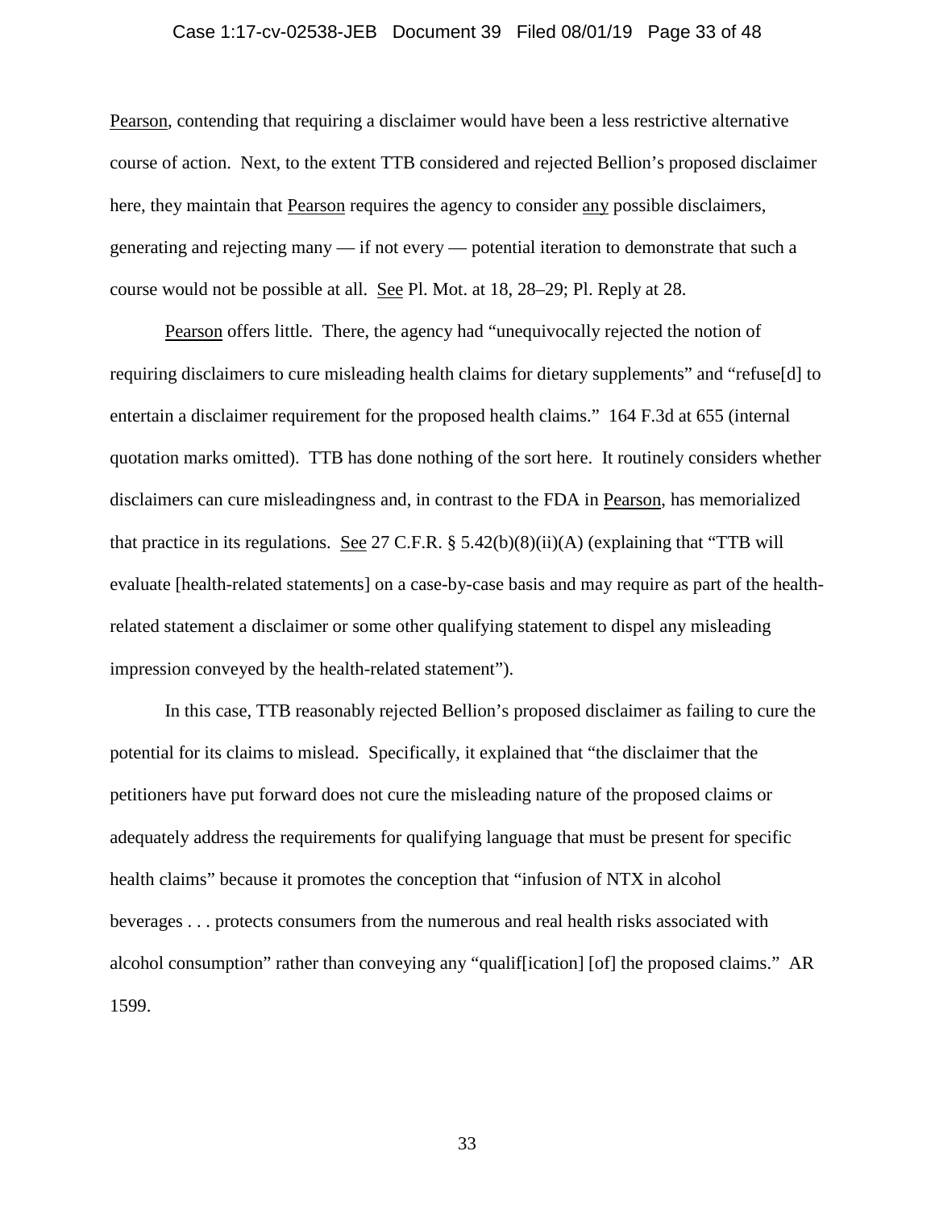Pearson, contending that requiring a disclaimer would have been a less restrictive alternative course of action. Next, to the extent TTB considered and rejected Bellion's proposed disclaimer here, they maintain that Pearson requires the agency to consider any possible disclaimers, generating and rejecting many — if not every — potential iteration to demonstrate that such a course would not be possible at all. See Pl. Mot. at 18, 28–29; Pl. Reply at 28.

Pearson offers little. There, the agency had "unequivocally rejected the notion of requiring disclaimers to cure misleading health claims for dietary supplements" and "refuse[d] to entertain a disclaimer requirement for the proposed health claims." 164 F.3d at 655 (internal quotation marks omitted). TTB has done nothing of the sort here. It routinely considers whether disclaimers can cure misleadingness and, in contrast to the FDA in Pearson, has memorialized that practice in its regulations. See 27 C.F.R. § 5.42(b)(8)(ii)(A) (explaining that "TTB will evaluate [health-related statements] on a case-by-case basis and may require as part of the health-related statement a disclaimer or some other qualifying statement to dispel any misleading impression conveyed by the health-related statement").

In this case, TTB reasonably rejected Bellion's proposed disclaimer as failing to cure the potential for its claims to mislead. Specifically, it explained that "the disclaimer that the petitioners have put forward does not cure the misleading nature of the proposed claims or adequately address the requirements for qualifying language that must be present for specific health claims" because it promotes the conception that "infusion of NTX in alcohol beverages . . . protects consumers from the numerous and real health risks associated with alcohol consumption" rather than conveying any "qualif[ication] [of] the proposed claims." AR 1599.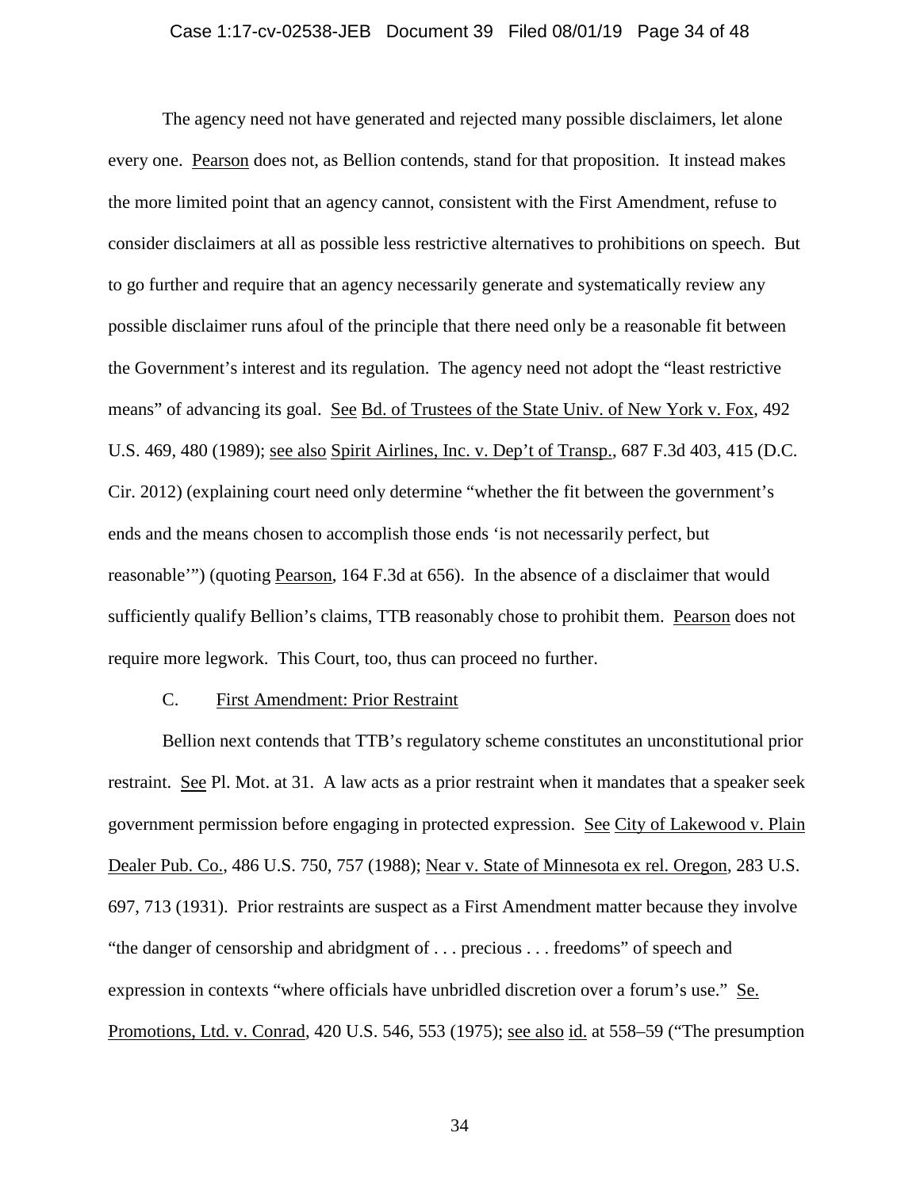The agency need not have generated and rejected many possible disclaimers, let alone every one. Pearson does not, as Bellion contends, stand for that proposition. It instead makes the more limited point that an agency cannot, consistent with the First Amendment, refuse to consider disclaimers at all as possible less restrictive alternatives to prohibitions on speech. But to go further and require that an agency necessarily generate and systematically review any possible disclaimer runs afoul of the principle that there need only be a reasonable fit between the Government's interest and its regulation. The agency need not adopt the "least restrictive means" of advancing its goal. See Bd. of Trustees of the State Univ. of New York v. Fox, 492 U.S. 469, 480 (1989); see also Spirit Airlines, Inc. v. Dep't of Transp., 687 F.3d 403, 415 (D.C. Cir. 2012) (explaining court need only determine "whether the fit between the government's ends and the means chosen to accomplish those ends 'is not necessarily perfect, but reasonable'") (quoting Pearson, 164 F.3d at 656). In the absence of a disclaimer that would sufficiently qualify Bellion's claims, TTB reasonably chose to prohibit them. Pearson does not require more legwork. This Court, too, thus can proceed no further.

### C. First Amendment: Prior Restraint

Bellion next contends that TTB's regulatory scheme constitutes an unconstitutional prior restraint. See Pl. Mot. at 31. A law acts as a prior restraint when it mandates that a speaker seek government permission before engaging in protected expression. See City of Lakewood v. Plain Dealer Pub. Co., 486 U.S. 750, 757 (1988); Near v. State of Minnesota ex rel. Oregon, 283 U.S. 697, 713 (1931). Prior restraints are suspect as a First Amendment matter because they involve "the danger of censorship and abridgment of . . . precious . . . freedoms" of speech and expression in contexts "where officials have unbridled discretion over a forum's use." Se. Promotions, Ltd. v. Conrad, 420 U.S. 546, 553 (1975); see also id. at 558–59 ("The presumption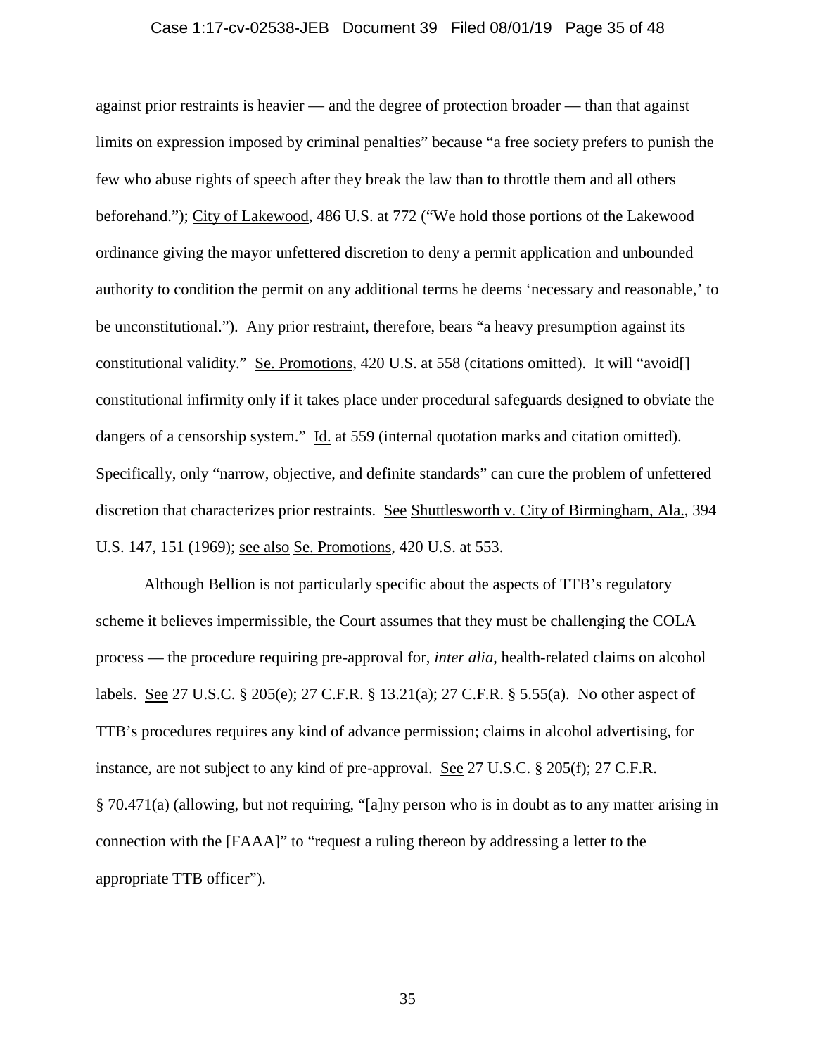against prior restraints is heavier — and the degree of protection broader — than that against limits on expression imposed by criminal penalties" because "a free society prefers to punish the few who abuse rights of speech after they break the law than to throttle them and all others beforehand."); City of Lakewood, 486 U.S. at 772 ("We hold those portions of the Lakewood ordinance giving the mayor unfettered discretion to deny a permit application and unbounded authority to condition the permit on any additional terms he deems 'necessary and reasonable,' to be unconstitutional."). Any prior restraint, therefore, bears "a heavy presumption against its constitutional validity." Se. Promotions, 420 U.S. at 558 (citations omitted). It will "avoid[] constitutional infirmity only if it takes place under procedural safeguards designed to obviate the dangers of a censorship system." Id. at 559 (internal quotation marks and citation omitted). Specifically, only "narrow, objective, and definite standards" can cure the problem of unfettered discretion that characterizes prior restraints. See Shuttlesworth v. City of Birmingham, Ala., 394 U.S. 147, 151 (1969); see also Se. Promotions, 420 U.S. at 553.

Although Bellion is not particularly specific about the aspects of TTB's regulatory scheme it believes impermissible, the Court assumes that they must be challenging the COLA process — the procedure requiring pre-approval for, *inter alia*, health-related claims on alcohol labels. See 27 U.S.C. § 205(e); 27 C.F.R. § 13.21(a); 27 C.F.R. § 5.55(a). No other aspect of TTB's procedures requires any kind of advance permission; claims in alcohol advertising, for instance, are not subject to any kind of pre-approval. See 27 U.S.C. § 205(f); 27 C.F.R. § 70.471(a) (allowing, but not requiring, "[a]ny person who is in doubt as to any matter arising in connection with the [FAAA]" to "request a ruling thereon by addressing a letter to the appropriate TTB officer").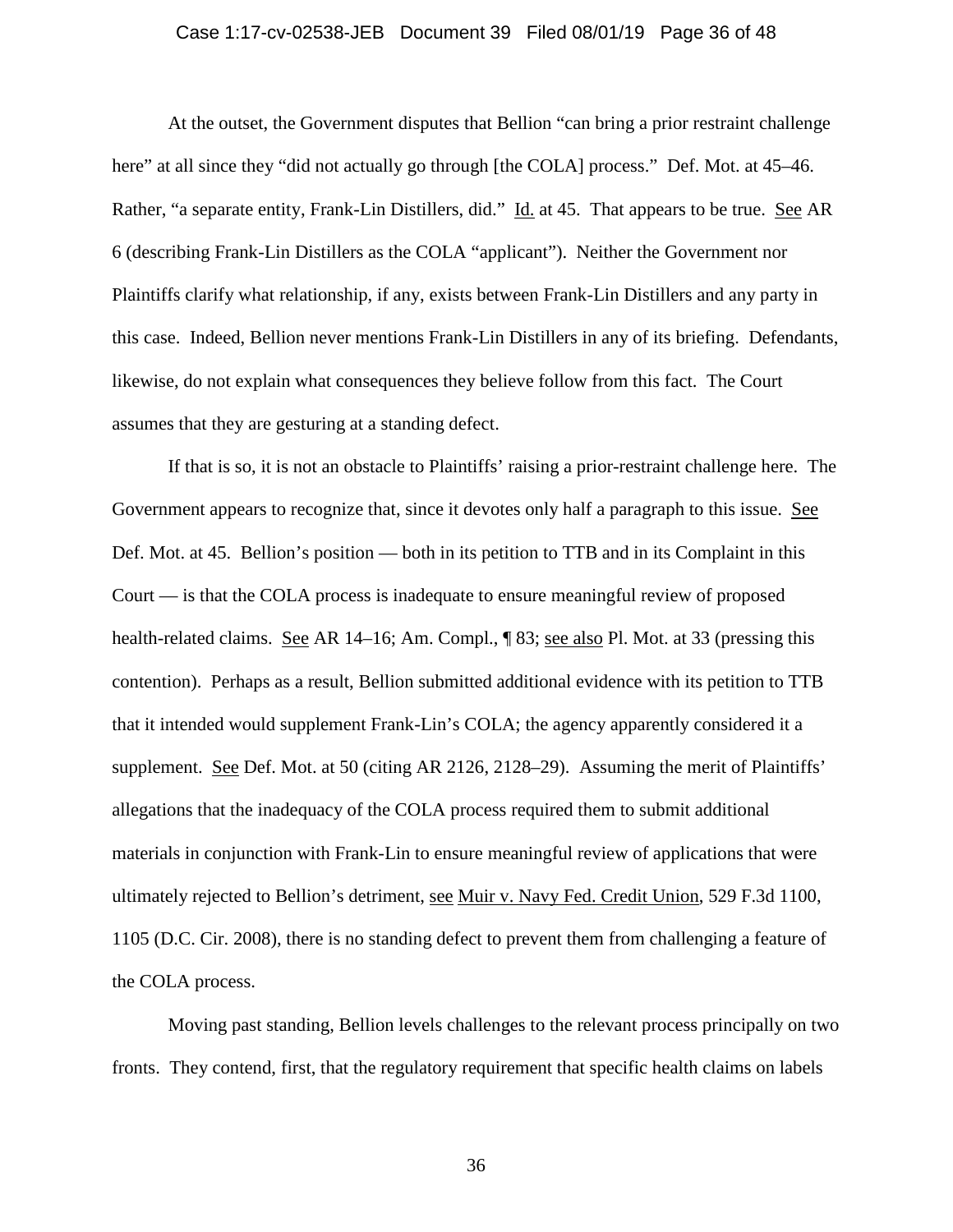At the outset, the Government disputes that Bellion "can bring a prior restraint challenge here" at all since they "did not actually go through [the COLA] process." Def. Mot. at 45–46. Rather, "a separate entity, Frank-Lin Distillers, did." Id. at 45. That appears to be true. See AR 6 (describing Frank-Lin Distillers as the COLA "applicant"). Neither the Government nor Plaintiffs clarify what relationship, if any, exists between Frank-Lin Distillers and any party in this case. Indeed, Bellion never mentions Frank-Lin Distillers in any of its briefing. Defendants, likewise, do not explain what consequences they believe follow from this fact. The Court assumes that they are gesturing at a standing defect.

If that is so, it is not an obstacle to Plaintiffs' raising a prior-restraint challenge here. The Government appears to recognize that, since it devotes only half a paragraph to this issue. See Def. Mot. at 45. Bellion's position — both in its petition to TTB and in its Complaint in this Court — is that the COLA process is inadequate to ensure meaningful review of proposed health-related claims. See AR 14–16; Am. Compl., ¶ 83; see also Pl. Mot. at 33 (pressing this contention). Perhaps as a result, Bellion submitted additional evidence with its petition to TTB that it intended would supplement Frank-Lin's COLA; the agency apparently considered it a supplement. See Def. Mot. at 50 (citing AR 2126, 2128–29). Assuming the merit of Plaintiffs' allegations that the inadequacy of the COLA process required them to submit additional materials in conjunction with Frank-Lin to ensure meaningful review of applications that were ultimately rejected to Bellion's detriment, see Muir v. Navy Fed. Credit Union, 529 F.3d 1100, 1105 (D.C. Cir. 2008), there is no standing defect to prevent them from challenging a feature of the COLA process.

Moving past standing, Bellion levels challenges to the relevant process principally on two fronts. They contend, first, that the regulatory requirement that specific health claims on labels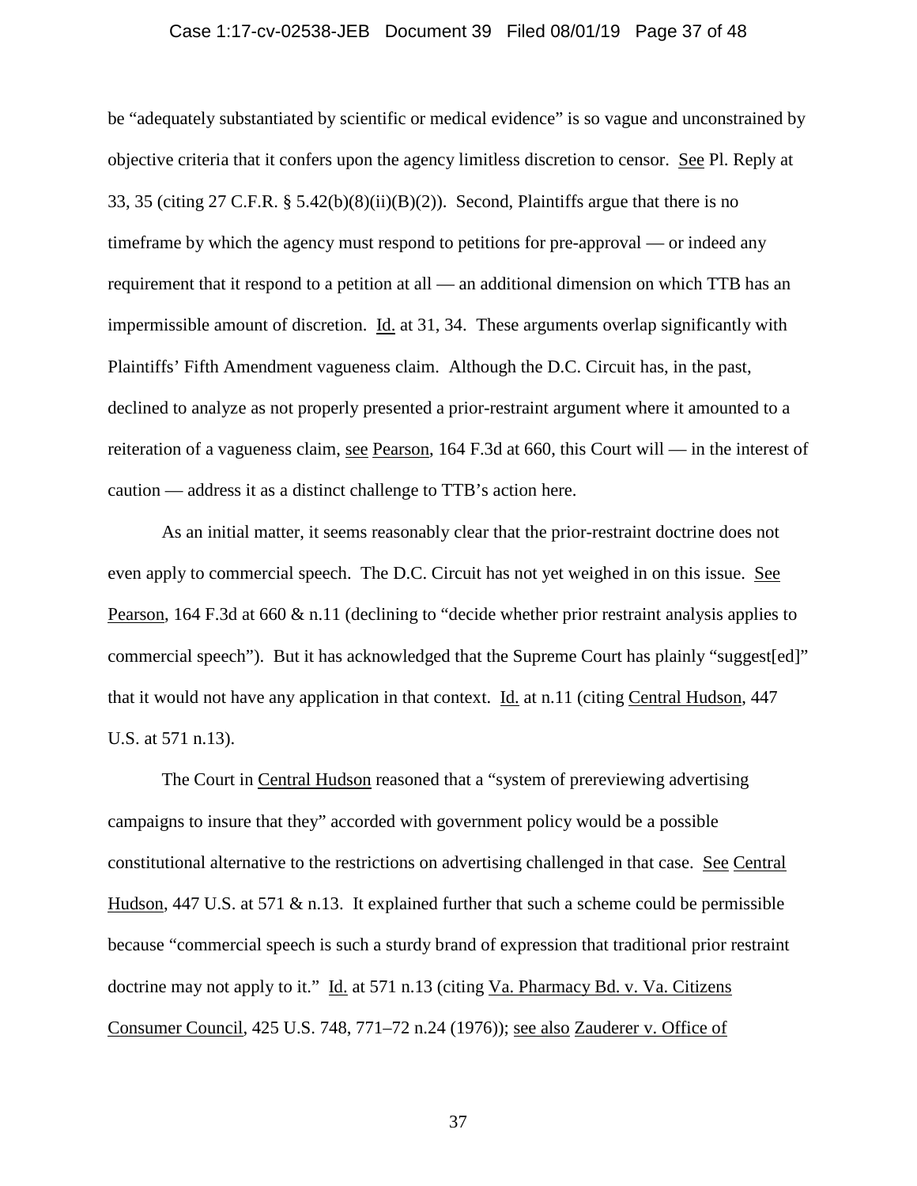be "adequately substantiated by scientific or medical evidence" is so vague and unconstrained by objective criteria that it confers upon the agency limitless discretion to censor. See Pl. Reply at 33, 35 (citing 27 C.F.R. § 5.42(b)(8)(ii)(B)(2)). Second, Plaintiffs argue that there is no timeframe by which the agency must respond to petitions for pre-approval — or indeed any requirement that it respond to a petition at all — an additional dimension on which TTB has an impermissible amount of discretion. Id. at 31, 34. These arguments overlap significantly with Plaintiffs' Fifth Amendment vagueness claim. Although the D.C. Circuit has, in the past, declined to analyze as not properly presented a prior-restraint argument where it amounted to a reiteration of a vagueness claim, see Pearson, 164 F.3d at 660, this Court will — in the interest of caution — address it as a distinct challenge to TTB's action here.

As an initial matter, it seems reasonably clear that the prior-restraint doctrine does not even apply to commercial speech. The D.C. Circuit has not yet weighed in on this issue. See Pearson, 164 F.3d at 660 & n.11 (declining to "decide whether prior restraint analysis applies to commercial speech"). But it has acknowledged that the Supreme Court has plainly "suggest[ed]" that it would not have any application in that context. Id. at n.11 (citing Central Hudson, 447 U.S. at 571 n.13).

The Court in Central Hudson reasoned that a "system of prereviewing advertising campaigns to insure that they" accorded with government policy would be a possible constitutional alternative to the restrictions on advertising challenged in that case. See Central Hudson, 447 U.S. at 571 & n.13. It explained further that such a scheme could be permissible because "commercial speech is such a sturdy brand of expression that traditional prior restraint doctrine may not apply to it." Id. at 571 n.13 (citing Va. Pharmacy Bd. v. Va. Citizens Consumer Council, 425 U.S. 748, 771–72 n.24 (1976)); see also Zauderer v. Office of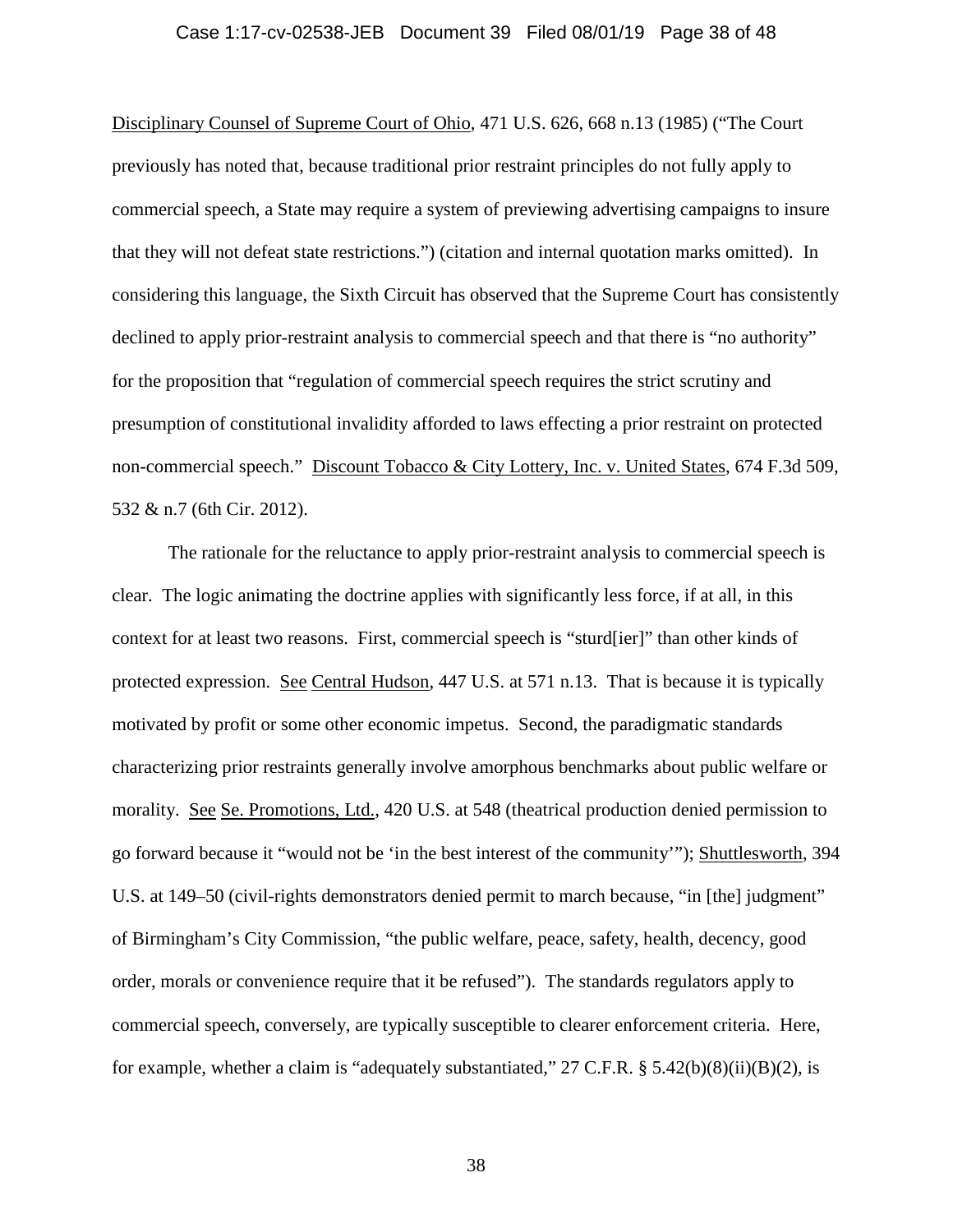Disciplinary Counsel of Supreme Court of Ohio, 471 U.S. 626, 668 n.13 (1985) ("The Court previously has noted that, because traditional prior restraint principles do not fully apply to commercial speech, a State may require a system of previewing advertising campaigns to insure that they will not defeat state restrictions.") (citation and internal quotation marks omitted). In considering this language, the Sixth Circuit has observed that the Supreme Court has consistently declined to apply prior-restraint analysis to commercial speech and that there is "no authority" for the proposition that "regulation of commercial speech requires the strict scrutiny and presumption of constitutional invalidity afforded to laws effecting a prior restraint on protected non-commercial speech." Discount Tobacco & City Lottery, Inc. v. United States, 674 F.3d 509, 532 & n.7 (6th Cir. 2012).

The rationale for the reluctance to apply prior-restraint analysis to commercial speech is clear. The logic animating the doctrine applies with significantly less force, if at all, in this context for at least two reasons. First, commercial speech is "sturd[ier]" than other kinds of protected expression. See Central Hudson, 447 U.S. at 571 n.13. That is because it is typically motivated by profit or some other economic impetus. Second, the paradigmatic standards characterizing prior restraints generally involve amorphous benchmarks about public welfare or morality. See Se. Promotions, Ltd., 420 U.S. at 548 (theatrical production denied permission to go forward because it "would not be 'in the best interest of the community'"); Shuttlesworth, 394 U.S. at 149–50 (civil-rights demonstrators denied permit to march because, "in [the] judgment" of Birmingham's City Commission, "the public welfare, peace, safety, health, decency, good order, morals or convenience require that it be refused"). The standards regulators apply to commercial speech, conversely, are typically susceptible to clearer enforcement criteria. Here, for example, whether a claim is "adequately substantiated," 27 C.F.R. § 5.42(b)(8)(ii)(B)(2), is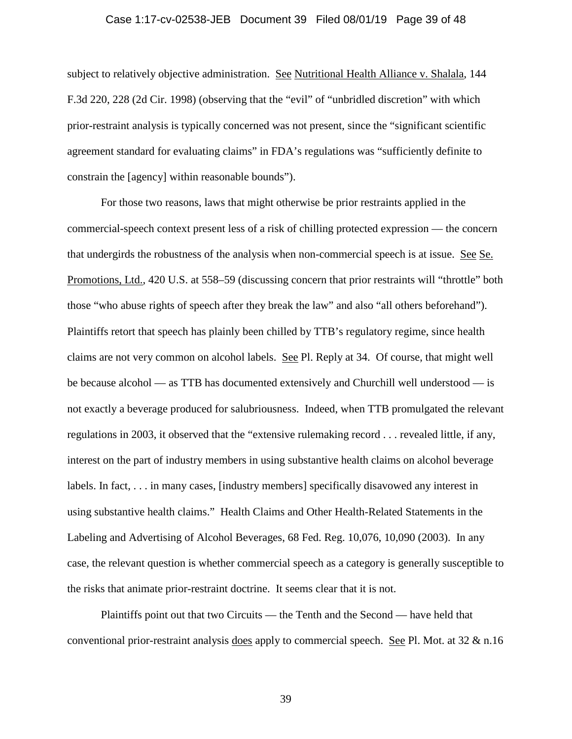subject to relatively objective administration. See Nutritional Health Alliance v. Shalala, 144 F.3d 220, 228 (2d Cir. 1998) (observing that the "evil" of "unbridled discretion" with which prior-restraint analysis is typically concerned was not present, since the "significant scientific agreement standard for evaluating claims" in FDA's regulations was "sufficiently definite to constrain the [agency] within reasonable bounds").

For those two reasons, laws that might otherwise be prior restraints applied in the commercial-speech context present less of a risk of chilling protected expression — the concern that undergirds the robustness of the analysis when non-commercial speech is at issue. See Se. Promotions, Ltd., 420 U.S. at 558–59 (discussing concern that prior restraints will "throttle" both those "who abuse rights of speech after they break the law" and also "all others beforehand"). Plaintiffs retort that speech has plainly been chilled by TTB's regulatory regime, since health claims are not very common on alcohol labels. See Pl. Reply at 34. Of course, that might well be because alcohol — as TTB has documented extensively and Churchill well understood — is not exactly a beverage produced for salubriousness. Indeed, when TTB promulgated the relevant regulations in 2003, it observed that the "extensive rulemaking record . . . revealed little, if any, interest on the part of industry members in using substantive health claims on alcohol beverage labels. In fact, . . . in many cases, [industry members] specifically disavowed any interest in using substantive health claims." Health Claims and Other Health-Related Statements in the Labeling and Advertising of Alcohol Beverages, 68 Fed. Reg. 10,076, 10,090 (2003). In any case, the relevant question is whether commercial speech as a category is generally susceptible to the risks that animate prior-restraint doctrine. It seems clear that it is not.

Plaintiffs point out that two Circuits — the Tenth and the Second — have held that conventional prior-restraint analysis does apply to commercial speech. See Pl. Mot. at 32 & n.16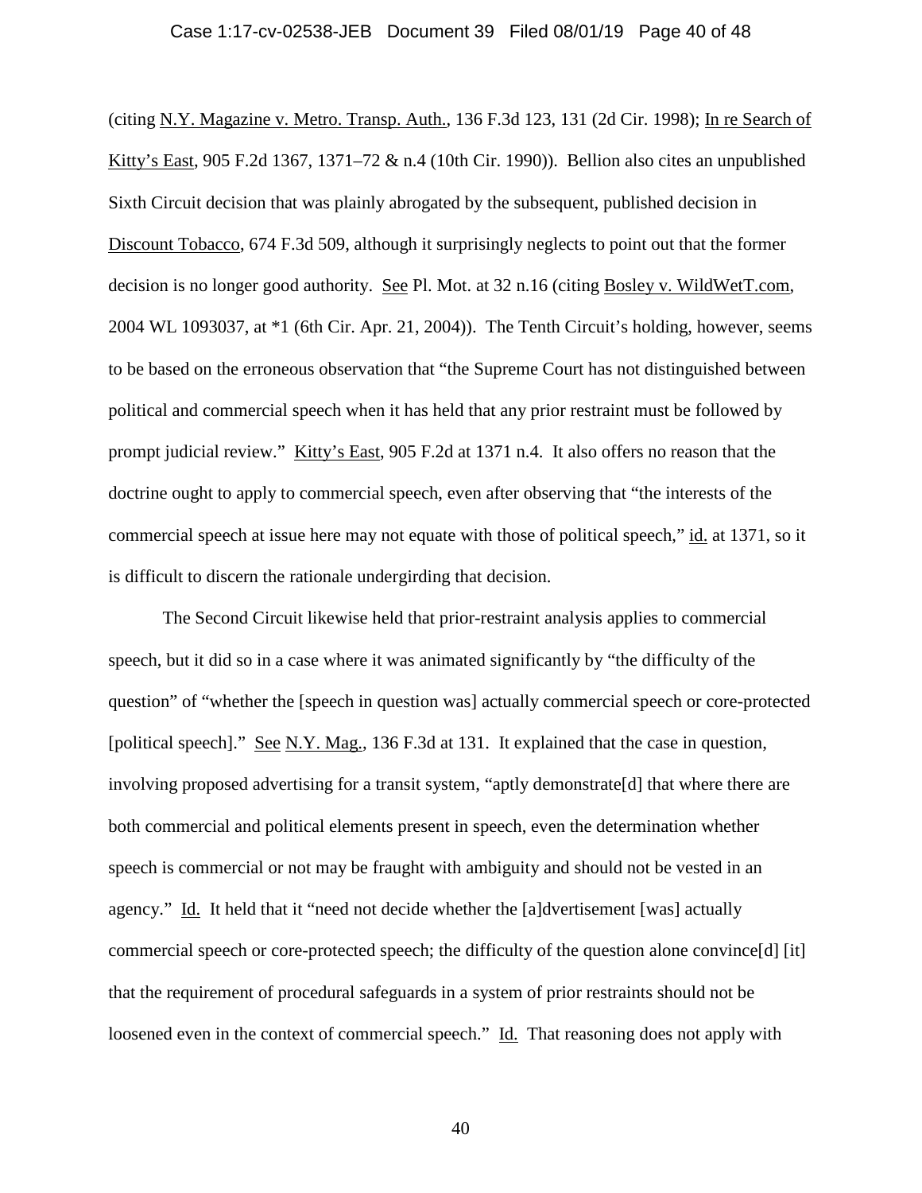(citing N.Y. Magazine v. Metro. Transp. Auth., 136 F.3d 123, 131 (2d Cir. 1998); In re Search of Kitty's East, 905 F.2d 1367, 1371–72 & n.4 (10th Cir. 1990)). Bellion also cites an unpublished Sixth Circuit decision that was plainly abrogated by the subsequent, published decision in Discount Tobacco, 674 F.3d 509, although it surprisingly neglects to point out that the former decision is no longer good authority. See Pl. Mot. at 32 n.16 (citing Bosley v. WildWetT.com, 2004 WL 1093037, at *1 (6th Cir. Apr. 21, 2004)). The Tenth Circuit's holding, however, seems to be based on the erroneous observation that "the Supreme Court has not distinguished between political and commercial speech when it has held that any prior restraint must be followed by prompt judicial review." Kitty's East, 905 F.2d at 1371 n.4. It also offers no reason that the doctrine ought to apply to commercial speech, even after observing that "the interests of the commercial speech at issue here may not equate with those of political speech," id. at 1371, so it is difficult to discern the rationale undergirding that decision.

The Second Circuit likewise held that prior-restraint analysis applies to commercial speech, but it did so in a case where it was animated significantly by "the difficulty of the question" of "whether the [speech in question was] actually commercial speech or core-protected [political speech]." See N.Y. Mag., 136 F.3d at 131. It explained that the case in question, involving proposed advertising for a transit system, "aptly demonstrate[d] that where there are both commercial and political elements present in speech, even the determination whether speech is commercial or not may be fraught with ambiguity and should not be vested in an agency." Id. It held that it "need not decide whether the [a]dvertisement [was] actually commercial speech or core-protected speech; the difficulty of the question alone convince[d] [it] that the requirement of procedural safeguards in a system of prior restraints should not be loosened even in the context of commercial speech." Id. That reasoning does not apply with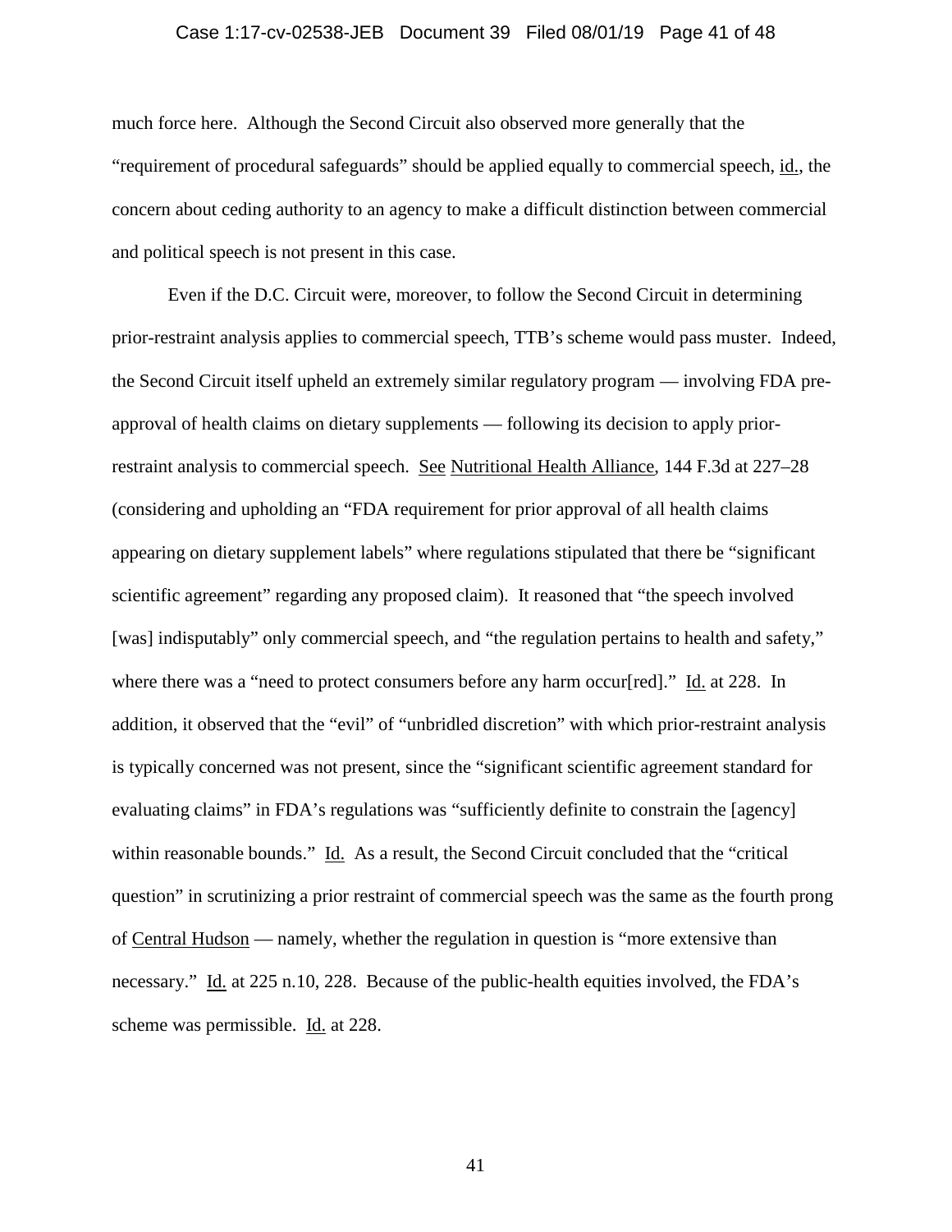much force here. Although the Second Circuit also observed more generally that the "requirement of procedural safeguards" should be applied equally to commercial speech, id., the concern about ceding authority to an agency to make a difficult distinction between commercial and political speech is not present in this case.

Even if the D.C. Circuit were, moreover, to follow the Second Circuit in determining prior-restraint analysis applies to commercial speech, TTB's scheme would pass muster. Indeed, the Second Circuit itself upheld an extremely similar regulatory program — involving FDA pre-approval of health claims on dietary supplements — following its decision to apply prior-restraint analysis to commercial speech. See Nutritional Health Alliance, 144 F.3d at 227–28 (considering and upholding an "FDA requirement for prior approval of all health claims appearing on dietary supplement labels" where regulations stipulated that there be "significant scientific agreement" regarding any proposed claim). It reasoned that "the speech involved [was] indisputably" only commercial speech, and "the regulation pertains to health and safety," where there was a "need to protect consumers before any harm occur[red]." Id. at 228. In addition, it observed that the "evil" of "unbridled discretion" with which prior-restraint analysis is typically concerned was not present, since the "significant scientific agreement standard for evaluating claims" in FDA's regulations was "sufficiently definite to constrain the [agency] within reasonable bounds." Id. As a result, the Second Circuit concluded that the "critical question" in scrutinizing a prior restraint of commercial speech was the same as the fourth prong of Central Hudson — namely, whether the regulation in question is "more extensive than necessary." Id. at 225 n.10, 228. Because of the public-health equities involved, the FDA's scheme was permissible. Id. at 228.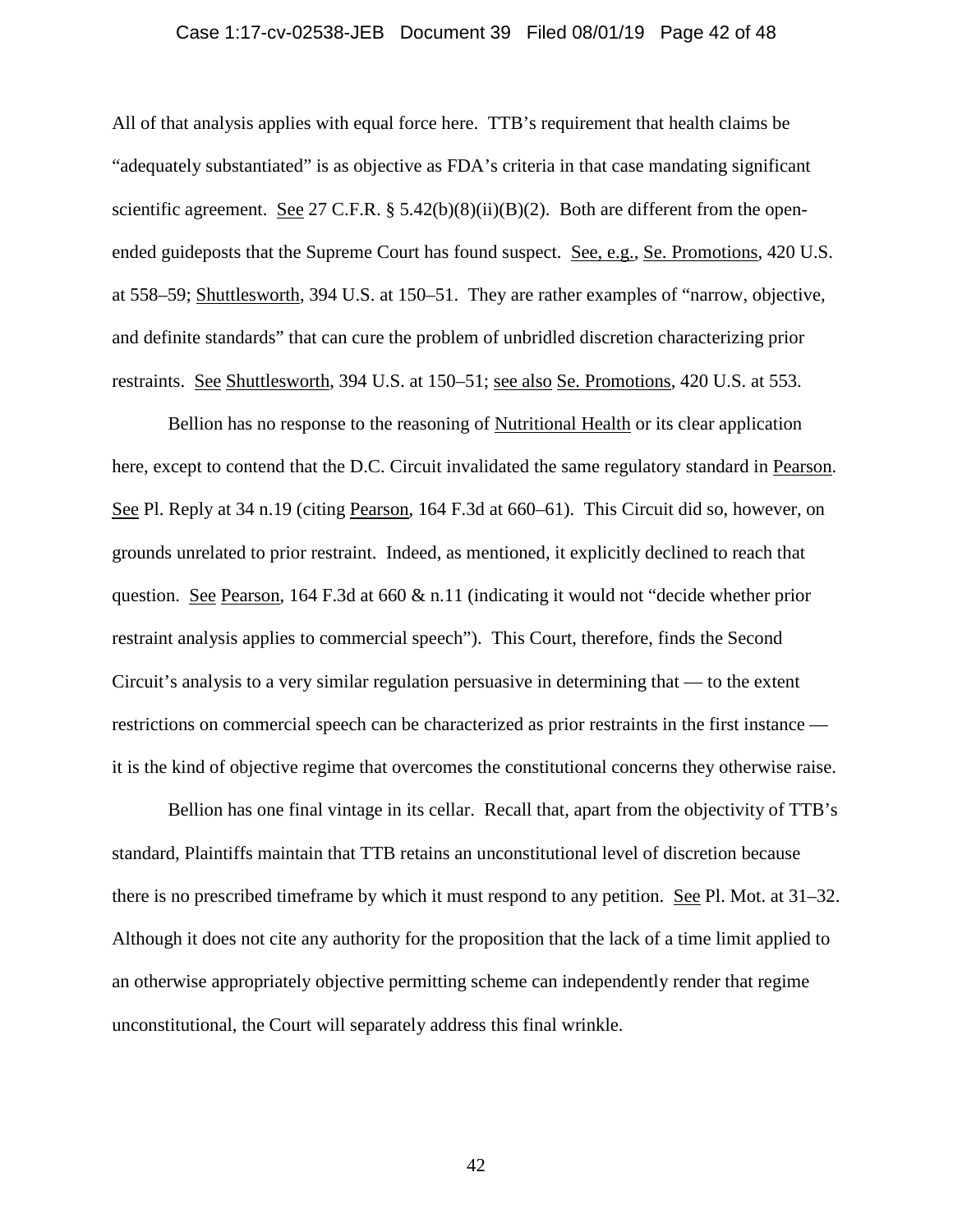All of that analysis applies with equal force here. TTB's requirement that health claims be "adequately substantiated" is as objective as FDA's criteria in that case mandating significant scientific agreement. See 27 C.F.R. § 5.42(b)(8)(ii)(B)(2). Both are different from the open-ended guideposts that the Supreme Court has found suspect. See, e.g., Se. Promotions, 420 U.S. at 558–59; Shuttlesworth, 394 U.S. at 150–51. They are rather examples of "narrow, objective, and definite standards" that can cure the problem of unbridled discretion characterizing prior restraints. See Shuttlesworth, 394 U.S. at 150–51; see also Se. Promotions, 420 U.S. at 553.

Bellion has no response to the reasoning of Nutritional Health or its clear application here, except to contend that the D.C. Circuit invalidated the same regulatory standard in Pearson. See Pl. Reply at 34 n.19 (citing Pearson, 164 F.3d at 660–61). This Circuit did so, however, on grounds unrelated to prior restraint. Indeed, as mentioned, it explicitly declined to reach that question. See Pearson, 164 F.3d at 660 & n.11 (indicating it would not "decide whether prior restraint analysis applies to commercial speech"). This Court, therefore, finds the Second Circuit's analysis to a very similar regulation persuasive in determining that — to the extent restrictions on commercial speech can be characterized as prior restraints in the first instance — it is the kind of objective regime that overcomes the constitutional concerns they otherwise raise.

Bellion has one final vintage in its cellar. Recall that, apart from the objectivity of TTB's standard, Plaintiffs maintain that TTB retains an unconstitutional level of discretion because there is no prescribed timeframe by which it must respond to any petition. See Pl. Mot. at 31–32. Although it does not cite any authority for the proposition that the lack of a time limit applied to an otherwise appropriately objective permitting scheme can independently render that regime unconstitutional, the Court will separately address this final wrinkle.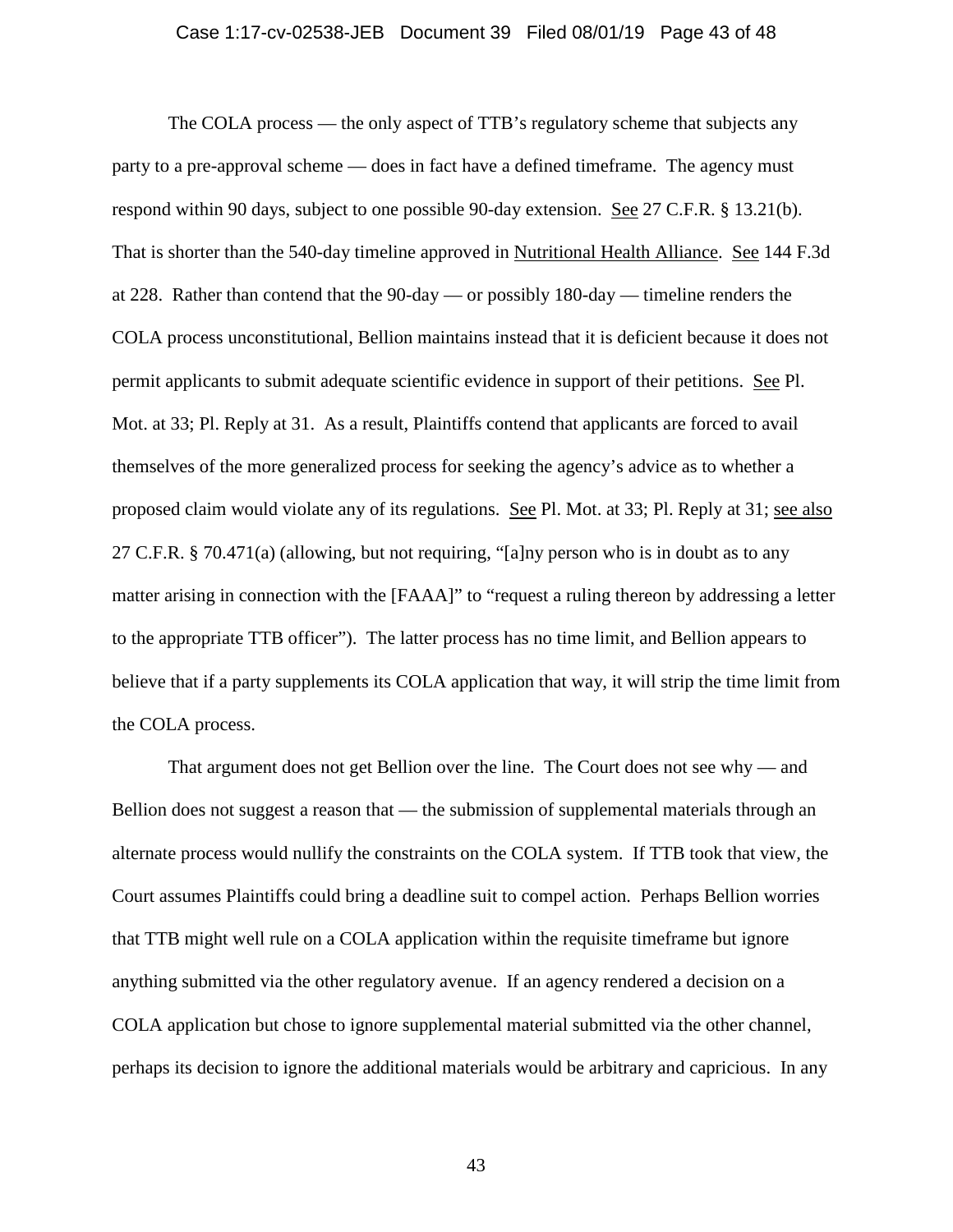The COLA process — the only aspect of TTB's regulatory scheme that subjects any party to a pre-approval scheme — does in fact have a defined timeframe. The agency must respond within 90 days, subject to one possible 90-day extension. See 27 C.F.R. § 13.21(b). That is shorter than the 540-day timeline approved in Nutritional Health Alliance. See 144 F.3d at 228. Rather than contend that the 90-day — or possibly 180-day — timeline renders the COLA process unconstitutional, Bellion maintains instead that it is deficient because it does not permit applicants to submit adequate scientific evidence in support of their petitions. See Pl. Mot. at 33; Pl. Reply at 31. As a result, Plaintiffs contend that applicants are forced to avail themselves of the more generalized process for seeking the agency's advice as to whether a proposed claim would violate any of its regulations. See Pl. Mot. at 33; Pl. Reply at 31; see also 27 C.F.R. § 70.471(a) (allowing, but not requiring, "[a]ny person who is in doubt as to any matter arising in connection with the [FAAA]" to "request a ruling thereon by addressing a letter to the appropriate TTB officer"). The latter process has no time limit, and Bellion appears to believe that if a party supplements its COLA application that way, it will strip the time limit from the COLA process.

That argument does not get Bellion over the line. The Court does not see why — and Bellion does not suggest a reason that — the submission of supplemental materials through an alternate process would nullify the constraints on the COLA system. If TTB took that view, the Court assumes Plaintiffs could bring a deadline suit to compel action. Perhaps Bellion worries that TTB might well rule on a COLA application within the requisite timeframe but ignore anything submitted via the other regulatory avenue. If an agency rendered a decision on a COLA application but chose to ignore supplemental material submitted via the other channel, perhaps its decision to ignore the additional materials would be arbitrary and capricious. In any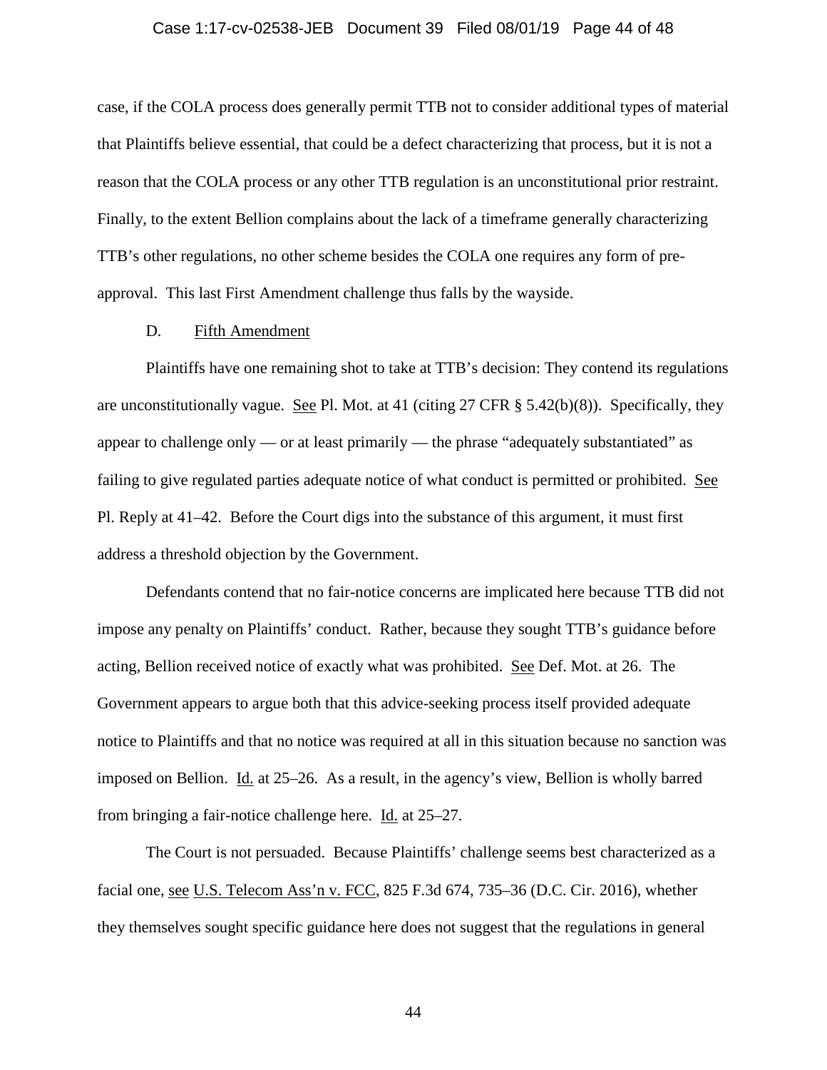case, if the COLA process does generally permit TTB not to consider additional types of material that Plaintiffs believe essential, that could be a defect characterizing that process, but it is not a reason that the COLA process or any other TTB regulation is an unconstitutional prior restraint. Finally, to the extent Bellion complains about the lack of a timeframe generally characterizing TTB's other regulations, no other scheme besides the COLA one requires any form of pre-approval. This last First Amendment challenge thus falls by the wayside.

D. Fifth Amendment

Plaintiffs have one remaining shot to take at TTB's decision: They contend its regulations are unconstitutionally vague. See Pl. Mot. at 41 (citing 27 CFR § 5.42(b)(8)). Specifically, they appear to challenge only — or at least primarily — the phrase "adequately substantiated" as failing to give regulated parties adequate notice of what conduct is permitted or prohibited. See Pl. Reply at 41–42. Before the Court digs into the substance of this argument, it must first address a threshold objection by the Government.

Defendants contend that no fair-notice concerns are implicated here because TTB did not impose any penalty on Plaintiffs' conduct. Rather, because they sought TTB's guidance before acting, Bellion received notice of exactly what was prohibited. See Def. Mot. at 26. The Government appears to argue both that this advice-seeking process itself provided adequate notice to Plaintiffs and that no notice was required at all in this situation because no sanction was imposed on Bellion. Id. at 25–26. As a result, in the agency's view, Bellion is wholly barred from bringing a fair-notice challenge here. Id. at 25–27.

The Court is not persuaded. Because Plaintiffs' challenge seems best characterized as a facial one, see U.S. Telecom Ass'n v. FCC, 825 F.3d 674, 735–36 (D.C. Cir. 2016), whether they themselves sought specific guidance here does not suggest that the regulations in general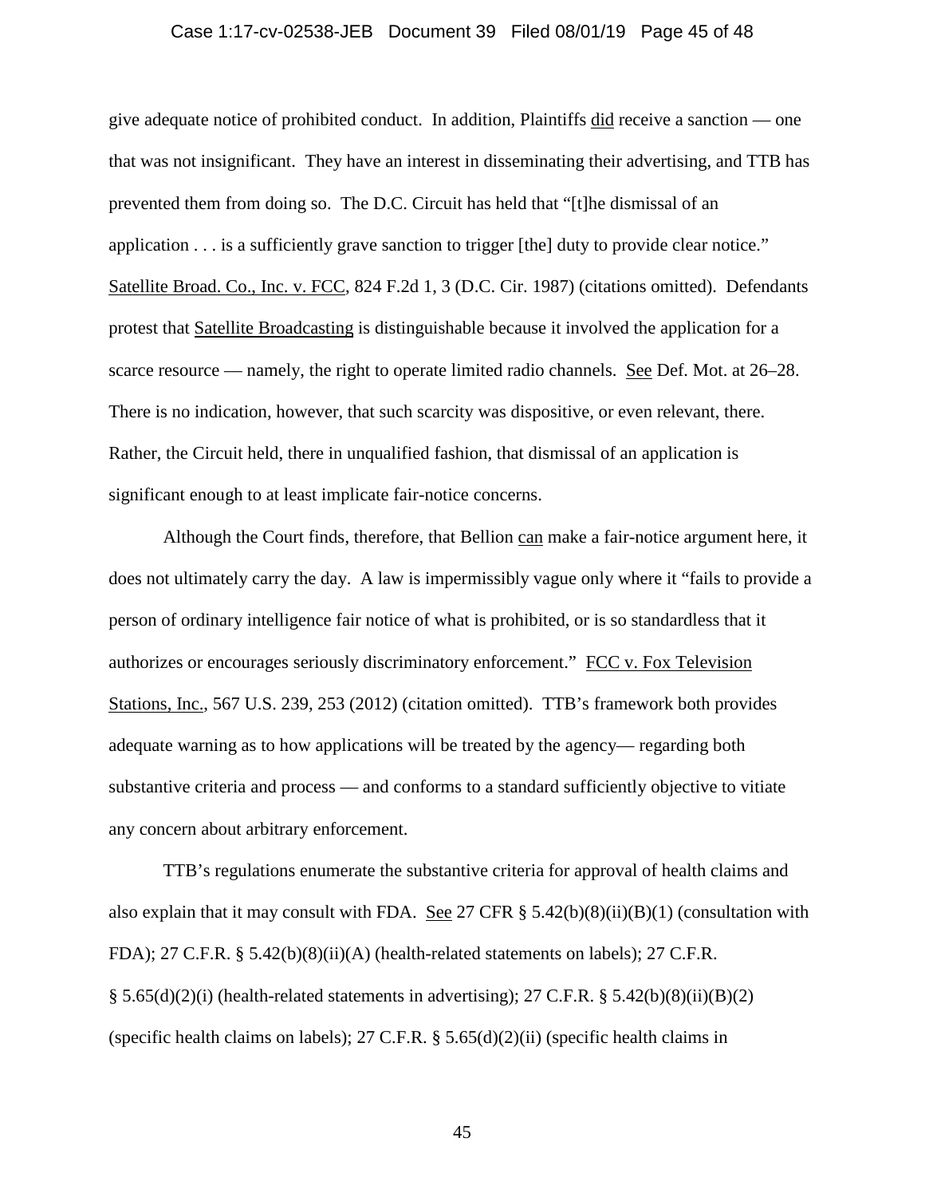give adequate notice of prohibited conduct. In addition, Plaintiffs did receive a sanction — one that was not insignificant. They have an interest in disseminating their advertising, and TTB has prevented them from doing so. The D.C. Circuit has held that "[t]he dismissal of an application . . . is a sufficiently grave sanction to trigger [the] duty to provide clear notice." Satellite Broad. Co., Inc. v. FCC, 824 F.2d 1, 3 (D.C. Cir. 1987) (citations omitted). Defendants protest that Satellite Broadcasting is distinguishable because it involved the application for a scarce resource — namely, the right to operate limited radio channels. See Def. Mot. at 26–28. There is no indication, however, that such scarcity was dispositive, or even relevant, there. Rather, the Circuit held, there in unqualified fashion, that dismissal of an application is significant enough to at least implicate fair-notice concerns.

Although the Court finds, therefore, that Bellion can make a fair-notice argument here, it does not ultimately carry the day. A law is impermissibly vague only where it "fails to provide a person of ordinary intelligence fair notice of what is prohibited, or is so standardless that it authorizes or encourages seriously discriminatory enforcement." FCC v. Fox Television Stations, Inc., 567 U.S. 239, 253 (2012) (citation omitted). TTB's framework both provides adequate warning as to how applications will be treated by the agency— regarding both substantive criteria and process — and conforms to a standard sufficiently objective to vitiate any concern about arbitrary enforcement.

TTB's regulations enumerate the substantive criteria for approval of health claims and also explain that it may consult with FDA. See 27 CFR § 5.42(b)(8)(ii)(B)(1) (consultation with FDA); 27 C.F.R. § 5.42(b)(8)(ii)(A) (health-related statements on labels); 27 C.F.R. § 5.65(d)(2)(i) (health-related statements in advertising); 27 C.F.R. § 5.42(b)(8)(ii)(B)(2) (specific health claims on labels); 27 C.F.R. § 5.65(d)(2)(ii) (specific health claims in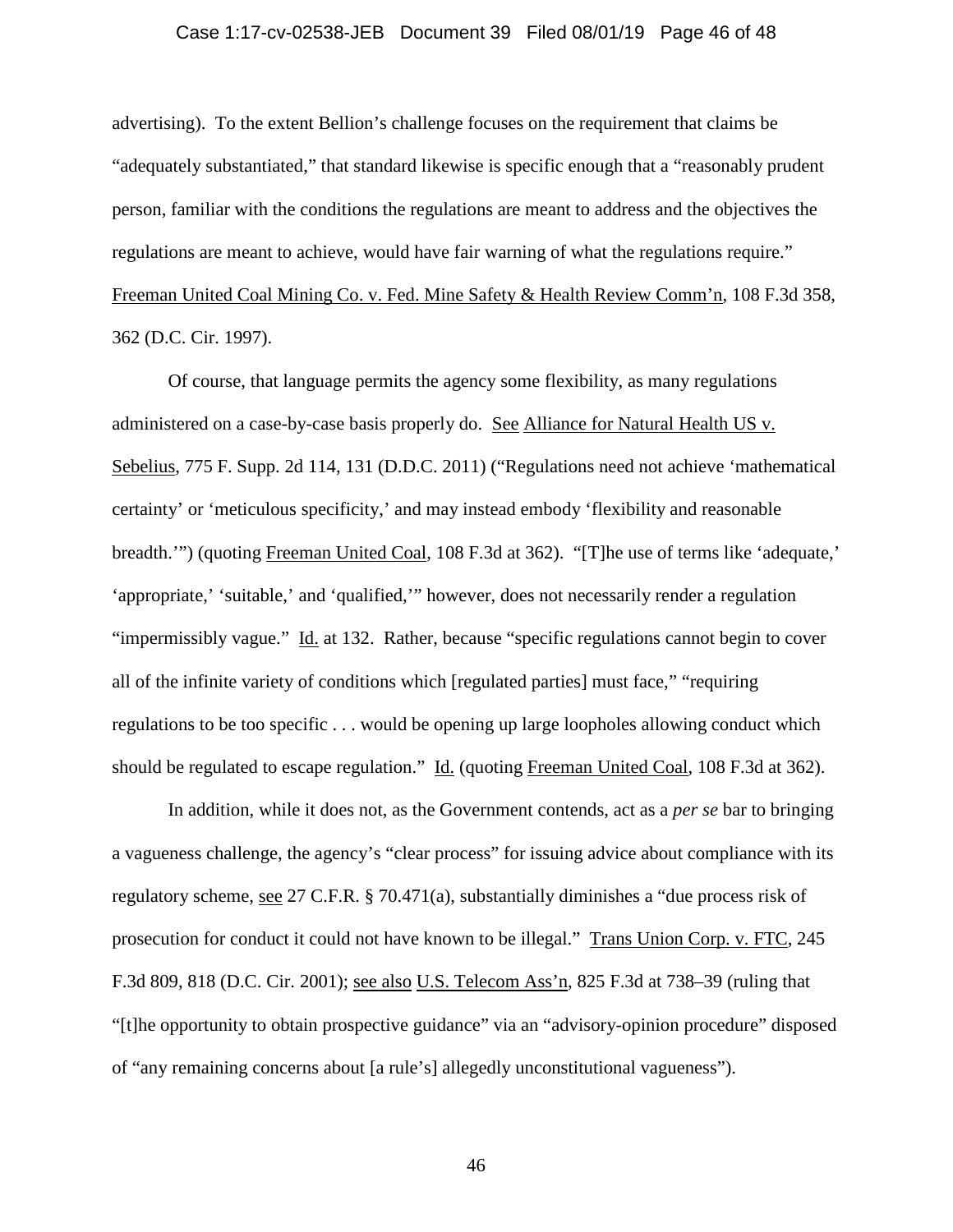advertising). To the extent Bellion's challenge focuses on the requirement that claims be "adequately substantiated," that standard likewise is specific enough that a "reasonably prudent person, familiar with the conditions the regulations are meant to address and the objectives the regulations are meant to achieve, would have fair warning of what the regulations require." Freeman United Coal Mining Co. v. Fed. Mine Safety & Health Review Comm'n, 108 F.3d 358, 362 (D.C. Cir. 1997).

Of course, that language permits the agency some flexibility, as many regulations administered on a case-by-case basis properly do. See Alliance for Natural Health US v. Sebelius, 775 F. Supp. 2d 114, 131 (D.D.C. 2011) ("Regulations need not achieve 'mathematical certainty' or 'meticulous specificity,' and may instead embody 'flexibility and reasonable breadth.'") (quoting Freeman United Coal, 108 F.3d at 362). "[T]he use of terms like 'adequate,' 'appropriate,' 'suitable,' and 'qualified,'" however, does not necessarily render a regulation "impermissibly vague." Id. at 132. Rather, because "specific regulations cannot begin to cover all of the infinite variety of conditions which [regulated parties] must face," "requiring regulations to be too specific . . . would be opening up large loopholes allowing conduct which should be regulated to escape regulation." Id. (quoting Freeman United Coal, 108 F.3d at 362).

In addition, while it does not, as the Government contends, act as a *per se* bar to bringing a vagueness challenge, the agency's "clear process" for issuing advice about compliance with its regulatory scheme, see 27 C.F.R. § 70.471(a), substantially diminishes a "due process risk of prosecution for conduct it could not have known to be illegal." Trans Union Corp. v. FTC, 245 F.3d 809, 818 (D.C. Cir. 2001); see also U.S. Telecom Ass'n, 825 F.3d at 738–39 (ruling that "[t]he opportunity to obtain prospective guidance" via an "advisory-opinion procedure" disposed of "any remaining concerns about [a rule's] allegedly unconstitutional vagueness").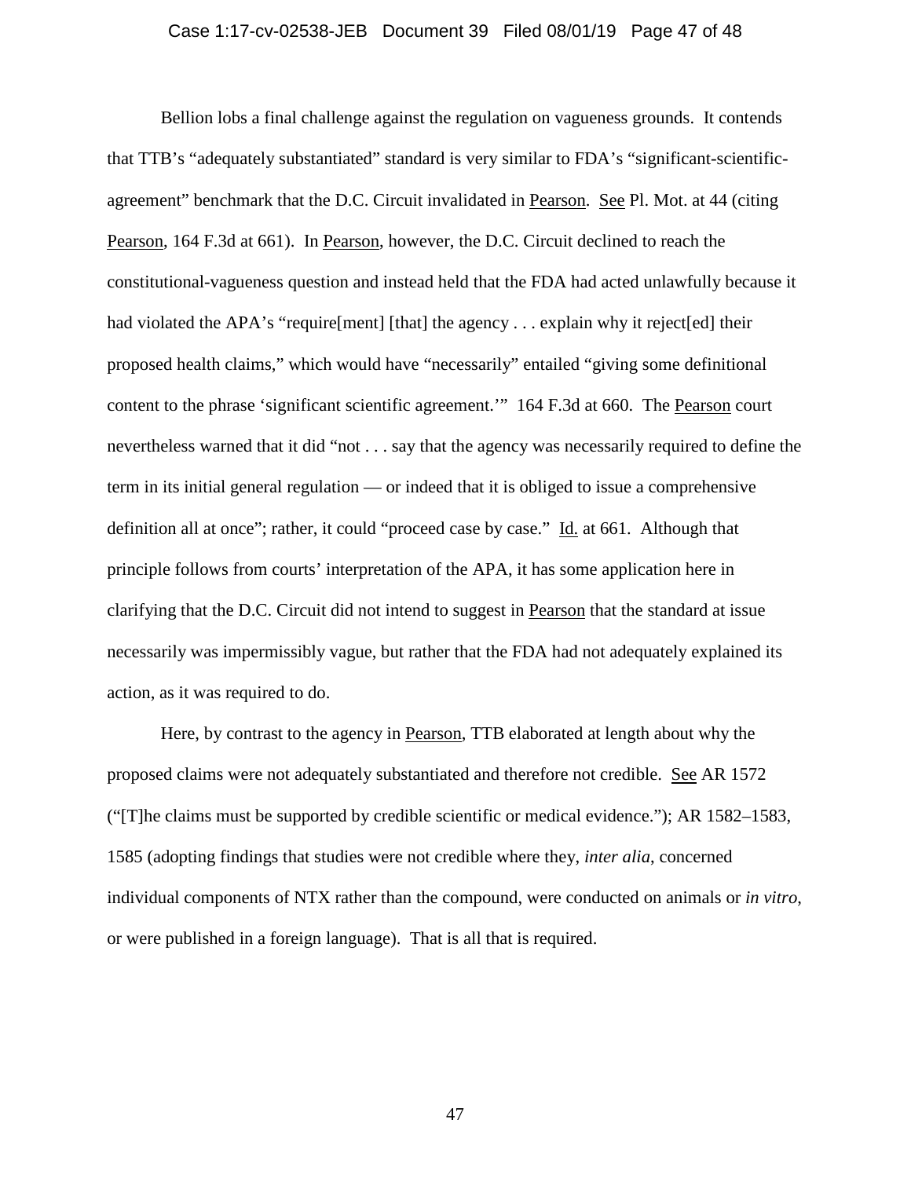Bellion lobs a final challenge against the regulation on vagueness grounds. It contends that TTB's "adequately substantiated" standard is very similar to FDA's "significant-scientific-agreement" benchmark that the D.C. Circuit invalidated in Pearson. See Pl. Mot. at 44 (citing Pearson, 164 F.3d at 661). In Pearson, however, the D.C. Circuit declined to reach the constitutional-vagueness question and instead held that the FDA had acted unlawfully because it had violated the APA's "require[ment] [that] the agency . . . explain why it reject[ed] their proposed health claims," which would have "necessarily" entailed "giving some definitional content to the phrase 'significant scientific agreement.'" 164 F.3d at 660. The Pearson court nevertheless warned that it did "not . . . say that the agency was necessarily required to define the term in its initial general regulation — or indeed that it is obliged to issue a comprehensive definition all at once"; rather, it could "proceed case by case." Id. at 661. Although that principle follows from courts' interpretation of the APA, it has some application here in clarifying that the D.C. Circuit did not intend to suggest in Pearson that the standard at issue necessarily was impermissibly vague, but rather that the FDA had not adequately explained its action, as it was required to do.

Here, by contrast to the agency in Pearson, TTB elaborated at length about why the proposed claims were not adequately substantiated and therefore not credible. See AR 1572 ("[T]he claims must be supported by credible scientific or medical evidence."); AR 1582–1583, 1585 (adopting findings that studies were not credible where they, *inter alia*, concerned individual components of NTX rather than the compound, were conducted on animals or *in vitro*, or were published in a foreign language). That is all that is required.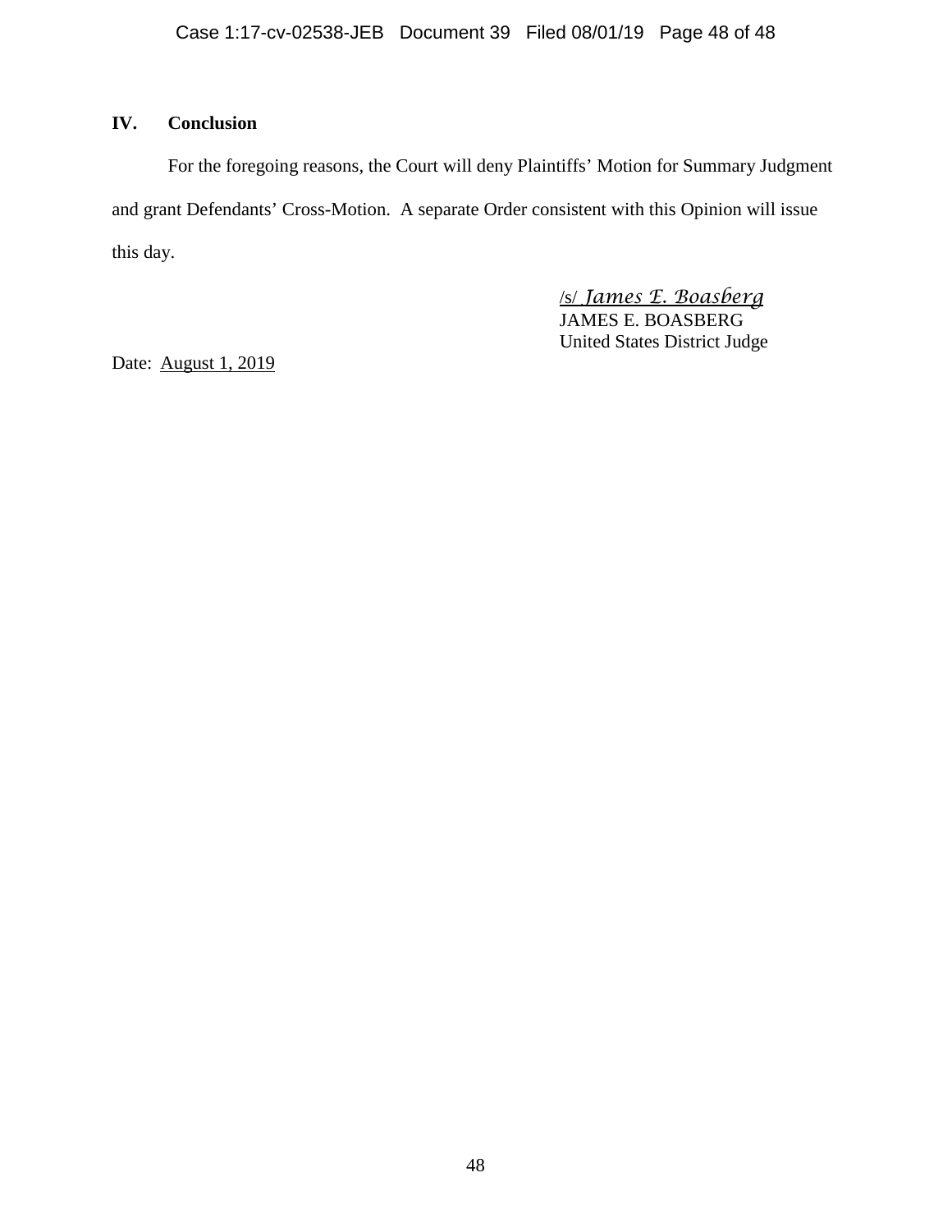## IV. Conclusion

For the foregoing reasons, the Court will deny Plaintiffs' Motion for Summary Judgment and grant Defendants' Cross-Motion. A separate Order consistent with this Opinion will issue this day.

/s/ *James E. Boasberg*
JAMES E. BOASBERG
United States District Judge

Date: August 1, 2019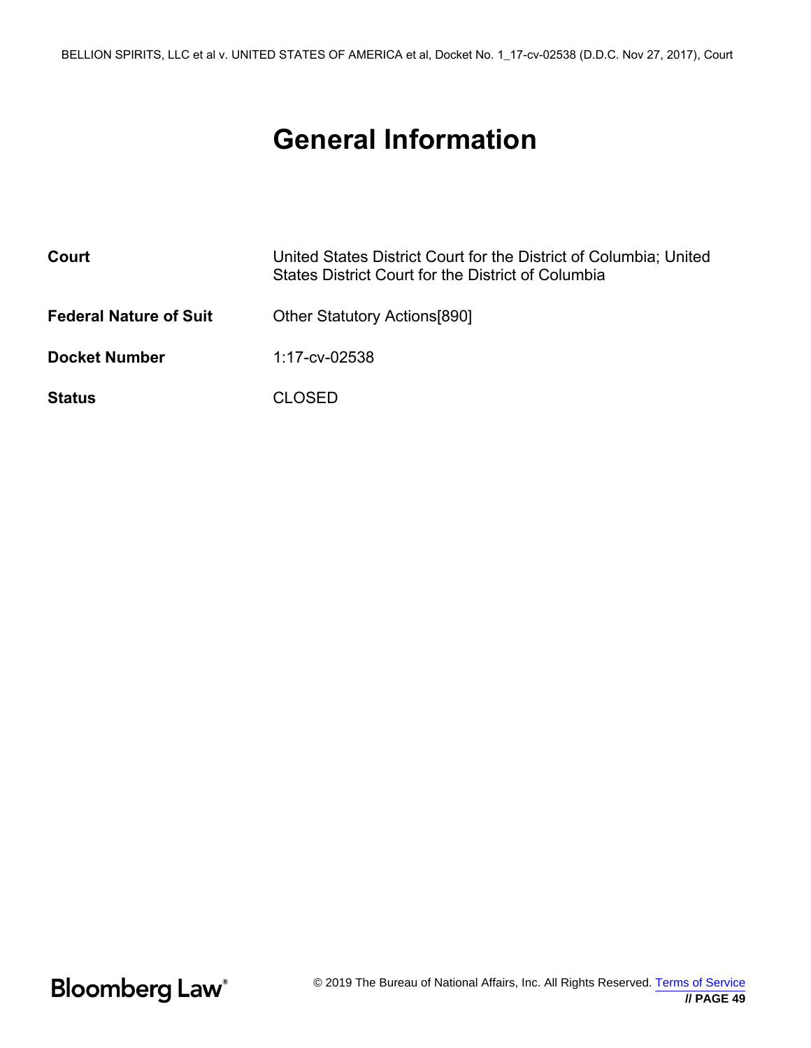# General Information

| | |
|---|---|
| **Court** | United States District Court for the District of Columbia; United States District Court for the District of Columbia |
| **Federal Nature of Suit** | Other Statutory Actions[890] |
| **Docket Number** | 1:17-cv-02538 |
| **Status** | CLOSED |